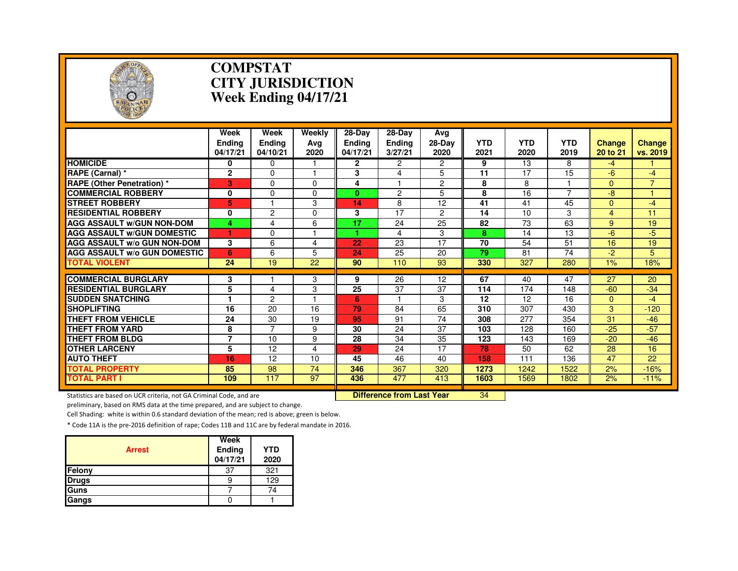# COMPSTAT
# CITY JURISDICTION
# Week Ending 04/17/21

| | Week Ending 04/17/21 | Week Ending 04/10/21 | Weekly Avg 2020 | 28-Day Ending 04/17/21 | 28-Day Ending 3/27/21 | Avg 28-Day 2020 | YTD 2021 | YTD 2020 | YTD 2019 | Change 20 to 21 | Change vs. 2019 |
|---|---|---|---|---|---|---|---|---|---|---|---|
| **HOMICIDE** | 0 | 0 | 1 | 2 | 2 | 2 | 9 | 13 | 8 | -4 | 1 |
| **RAPE (Carnal) *** | 2 | 0 | 1 | 3 | 4 | 5 | 11 | 17 | 15 | -6 | -4 |
| **RAPE (Other Penetration) *** | 3 | 0 | 0 | 4 | 1 | 2 | 8 | 8 | 1 | 0 | 7 |
| **COMMERCIAL ROBBERY** | 0 | 0 | 0 | 0 | 2 | 5 | 8 | 16 | 7 | -8 | 1 |
| **STREET ROBBERY** | 5 | 1 | 3 | 14 | 8 | 12 | 41 | 41 | 45 | 0 | -4 |
| **RESIDENTIAL ROBBERY** | 0 | 2 | 0 | 3 | 17 | 2 | 14 | 10 | 3 | 4 | 11 |
| **AGG ASSAULT w/GUN NON-DOM** | 4 | 4 | 6 | 17 | 24 | 25 | 82 | 73 | 63 | 9 | 19 |
| **AGG ASSAULT w/GUN DOMESTIC** | 1 | 0 | 1 | 1 | 4 | 3 | 8 | 14 | 13 | -6 | -5 |
| **AGG ASSAULT w/o GUN NON-DOM** | 3 | 6 | 4 | 22 | 23 | 17 | 70 | 54 | 51 | 16 | 19 |
| **AGG ASSAULT w/o GUN DOMESTIC** | 6 | 6 | 5 | 24 | 25 | 20 | 79 | 81 | 74 | -2 | 5 |
| **TOTAL VIOLENT** | 24 | 19 | 22 | 90 | 110 | 93 | 330 | 327 | 280 | 1% | 18% |
| **COMMERCIAL BURGLARY** | 3 | 1 | 3 | 9 | 26 | 12 | 67 | 40 | 47 | 27 | 20 |
| **RESIDENTIAL BURGLARY** | 5 | 4 | 3 | 25 | 37 | 37 | 114 | 174 | 148 | -60 | -34 |
| **SUDDEN SNATCHING** | 1 | 2 | 1 | 6 | 1 | 3 | 12 | 12 | 16 | 0 | -4 |
| **SHOPLIFTING** | 16 | 20 | 16 | 79 | 84 | 65 | 310 | 307 | 430 | 3 | -120 |
| **THEFT FROM VEHICLE** | 24 | 30 | 19 | 95 | 91 | 74 | 308 | 277 | 354 | 31 | -46 |
| **THEFT FROM YARD** | 8 | 7 | 9 | 30 | 24 | 37 | 103 | 128 | 160 | -25 | -57 |
| **THEFT FROM BLDG** | 7 | 10 | 9 | 28 | 34 | 35 | 123 | 143 | 169 | -20 | -46 |
| **OTHER LARCENY** | 5 | 12 | 4 | 29 | 24 | 17 | 78 | 50 | 62 | 28 | 16 |
| **AUTO THEFT** | 16 | 12 | 10 | 45 | 46 | 40 | 158 | 111 | 136 | 47 | 22 |
| **TOTAL PROPERTY** | 85 | 98 | 74 | 346 | 367 | 320 | 1273 | 1242 | 1522 | 2% | -16% |
| **TOTAL PART I** | 109 | 117 | 97 | 436 | 477 | 413 | 1603 | 1569 | 1802 | 2% | -11% |

**Difference from Last Year**: 34

Statistics are based on UCR criteria, not GA Criminal Code, and are preliminary, based on RMS data at the time prepared, and are subject to change.

Cell Shading: white is within 0.6 standard deviation of the mean; red is above; green is below.

* Code 11A is the pre-2016 definition of rape; Codes 11B and 11C are by federal mandate in 2016.

| Arrest | Week Ending 04/17/21 | YTD 2020 |
|---|---|---|
| Felony | 37 | 321 |
| Drugs | 9 | 129 |
| Guns | 7 | 74 |
| Gangs | 0 | 1 |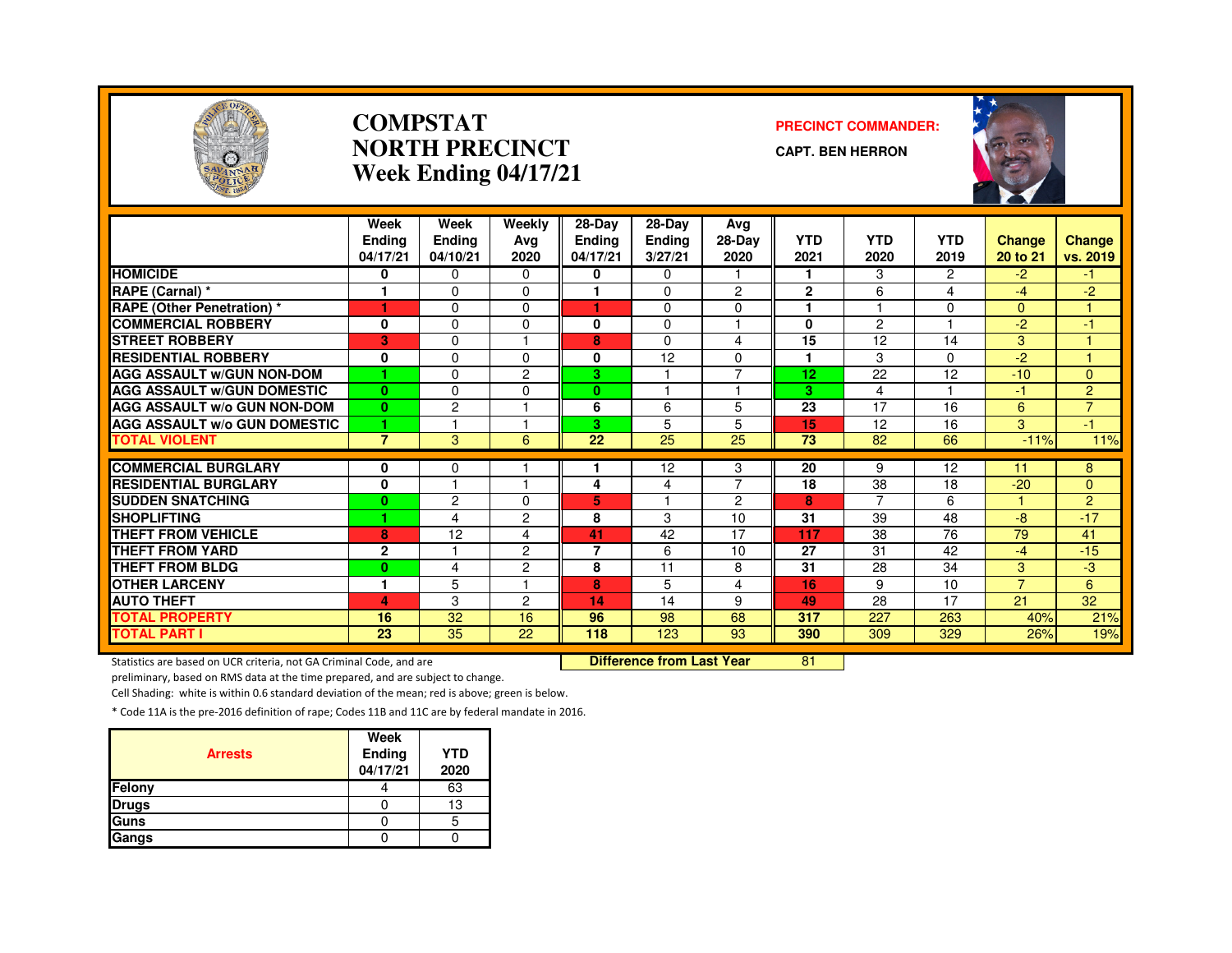# COMPSTAT
# NORTH PRECINCT
# Week Ending 04/17/21

**PRECINCT COMMANDER:**

**CAPT. BEN HERRON**

| | Week Ending 04/17/21 | Week Ending 04/10/21 | Weekly Avg 2020 | 28-Day Ending 04/17/21 | 28-Day Ending 3/27/21 | Avg 28-Day 2020 | YTD 2021 | YTD 2020 | YTD 2019 | Change 20 to 21 | Change vs. 2019 |
|---|---|---|---|---|---|---|---|---|---|---|---|
| HOMICIDE | 0 | 0 | 0 | 0 | 0 | 1 | 1 | 3 | 2 | -2 | -1 |
| RAPE (Carnal) * | 1 | 0 | 0 | 1 | 0 | 2 | 2 | 6 | 4 | -4 | -2 |
| RAPE (Other Penetration) * | 1 | 0 | 0 | 1 | 0 | 0 | 1 | 1 | 0 | 0 | 1 |
| COMMERCIAL ROBBERY | 0 | 0 | 0 | 0 | 0 | 1 | 0 | 2 | 1 | -2 | -1 |
| STREET ROBBERY | 3 | 0 | 1 | 8 | 0 | 4 | 15 | 12 | 14 | 3 | 1 |
| RESIDENTIAL ROBBERY | 0 | 0 | 0 | 0 | 12 | 0 | 1 | 3 | 0 | -2 | 1 |
| AGG ASSAULT w/GUN NON-DOM | 1 | 0 | 2 | 3 | 1 | 7 | 12 | 22 | 12 | -10 | 0 |
| AGG ASSAULT w/GUN DOMESTIC | 0 | 0 | 0 | 0 | 1 | 1 | 3 | 4 | 1 | -1 | 2 |
| AGG ASSAULT w/o GUN NON-DOM | 0 | 2 | 1 | 6 | 6 | 5 | 23 | 17 | 16 | 6 | 7 |
| AGG ASSAULT w/o GUN DOMESTIC | 1 | 1 | 1 | 3 | 5 | 5 | 15 | 12 | 16 | 3 | -1 |
| TOTAL VIOLENT | 7 | 3 | 6 | 22 | 25 | 25 | 73 | 82 | 66 | -11% | 11% |
| COMMERCIAL BURGLARY | 0 | 0 | 1 | 1 | 12 | 3 | 20 | 9 | 12 | 11 | 8 |
| RESIDENTIAL BURGLARY | 0 | 1 | 1 | 4 | 4 | 7 | 18 | 38 | 18 | -20 | 0 |
| SUDDEN SNATCHING | 0 | 2 | 0 | 5 | 1 | 2 | 8 | 7 | 6 | 1 | 2 |
| SHOPLIFTING | 1 | 4 | 2 | 8 | 3 | 10 | 31 | 39 | 48 | -8 | -17 |
| THEFT FROM VEHICLE | 8 | 12 | 4 | 41 | 42 | 17 | 117 | 38 | 76 | 79 | 41 |
| THEFT FROM YARD | 2 | 1 | 2 | 7 | 6 | 10 | 27 | 31 | 42 | -4 | -15 |
| THEFT FROM BLDG | 0 | 4 | 2 | 8 | 11 | 8 | 31 | 28 | 34 | 3 | -3 |
| OTHER LARCENY | 1 | 5 | 1 | 8 | 5 | 4 | 16 | 9 | 10 | 7 | 6 |
| AUTO THEFT | 4 | 3 | 2 | 14 | 14 | 9 | 49 | 28 | 17 | 21 | 32 |
| TOTAL PROPERTY | 16 | 32 | 16 | 96 | 98 | 68 | 317 | 227 | 263 | 40% | 21% |
| TOTAL PART I | 23 | 35 | 22 | 118 | 123 | 93 | 390 | 309 | 329 | 26% | 19% |

**Difference from Last Year** 81

Statistics are based on UCR criteria, not GA Criminal Code, and are preliminary, based on RMS data at the time prepared, and are subject to change.

Cell Shading: white is within 0.6 standard deviation of the mean; red is above; green is below.

* Code 11A is the pre-2016 definition of rape; Codes 11B and 11C are by federal mandate in 2016.

| Arrests | Week Ending 04/17/21 | YTD 2020 |
|---|---|---|
| Felony | 4 | 63 |
| Drugs | 0 | 13 |
| Guns | 0 | 5 |
| Gangs | 0 | 0 |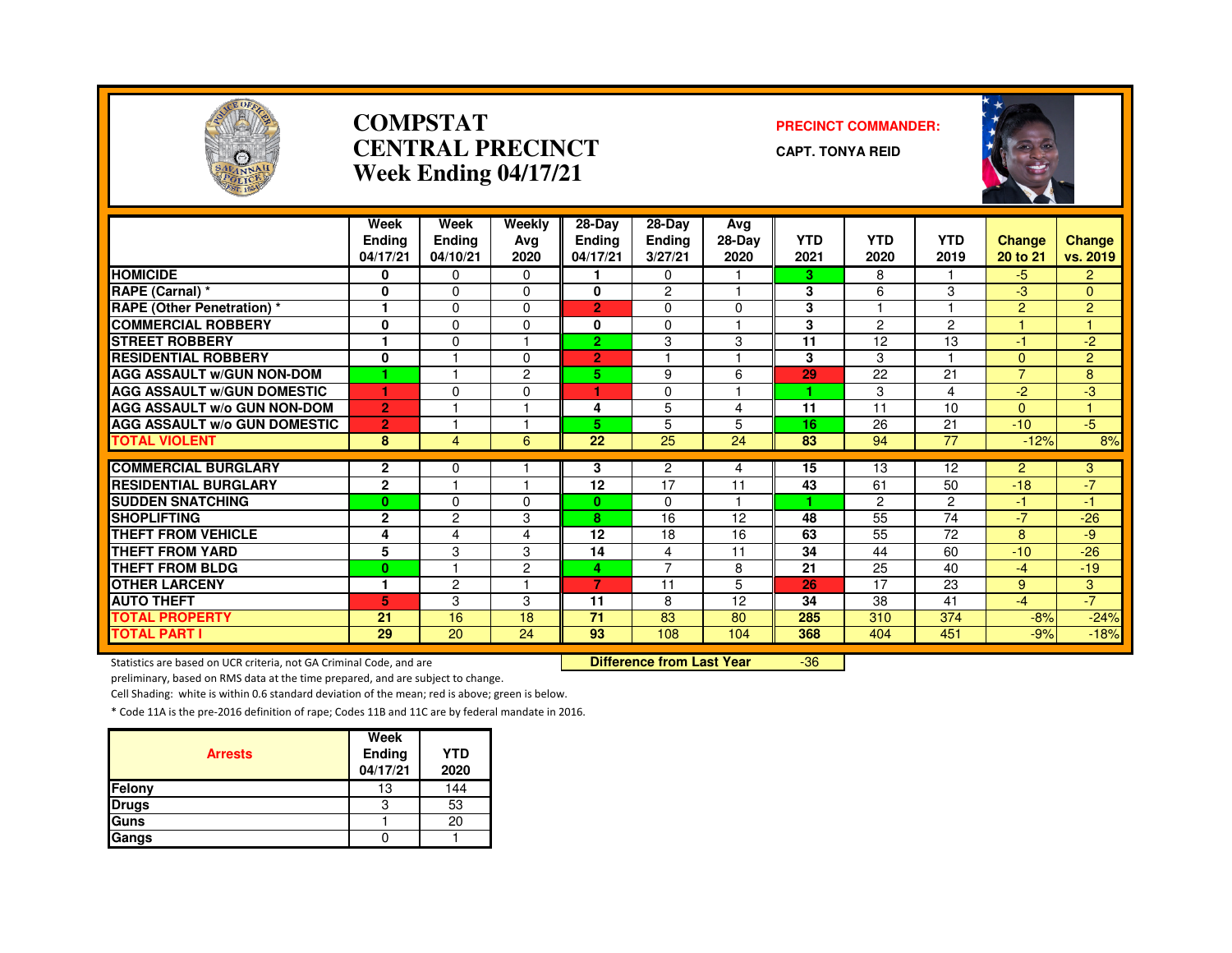# COMPSTAT CENTRAL PRECINCT Week Ending 04/17/21

**PRECINCT COMMANDER:**

**CAPT. TONYA REID**

| | Week Ending 04/17/21 | Week Ending 04/10/21 | Weekly Avg 2020 | 28-Day Ending 04/17/21 | 28-Day Ending 3/27/21 | Avg 28-Day 2020 | YTD 2021 | YTD 2020 | YTD 2019 | Change 20 to 21 | Change vs. 2019 |
|---|---|---|---|---|---|---|---|---|---|---|---|
| HOMICIDE | 0 | 0 | 0 | 1 | 0 | 1 | 3 | 8 | 1 | -5 | 2 |
| RAPE (Carnal) * | 0 | 0 | 0 | 0 | 2 | 1 | 3 | 6 | 3 | -3 | 0 |
| RAPE (Other Penetration) * | 1 | 0 | 0 | 2 | 0 | 0 | 3 | 1 | 1 | 2 | 2 |
| COMMERCIAL ROBBERY | 0 | 0 | 0 | 0 | 0 | 1 | 3 | 2 | 2 | 1 | 1 |
| STREET ROBBERY | 1 | 0 | 1 | 2 | 3 | 3 | 11 | 12 | 13 | -1 | -2 |
| RESIDENTIAL ROBBERY | 0 | 1 | 0 | 2 | 1 | 1 | 3 | 3 | 1 | 0 | 2 |
| AGG ASSAULT w/GUN NON-DOM | 1 | 1 | 2 | 5 | 9 | 6 | 29 | 22 | 21 | 7 | 8 |
| AGG ASSAULT w/GUN DOMESTIC | 1 | 0 | 0 | 1 | 0 | 1 | 1 | 3 | 4 | -2 | -3 |
| AGG ASSAULT w/o GUN NON-DOM | 2 | 1 | 1 | 4 | 5 | 4 | 11 | 11 | 10 | 0 | 1 |
| AGG ASSAULT w/o GUN DOMESTIC | 2 | 1 | 1 | 5 | 5 | 5 | 16 | 26 | 21 | -10 | -5 |
| TOTAL VIOLENT | 8 | 4 | 6 | 22 | 25 | 24 | 83 | 94 | 77 | -12% | 8% |
| COMMERCIAL BURGLARY | 2 | 0 | 1 | 3 | 2 | 4 | 15 | 13 | 12 | 2 | 3 |
| RESIDENTIAL BURGLARY | 2 | 1 | 1 | 12 | 17 | 11 | 43 | 61 | 50 | -18 | -7 |
| SUDDEN SNATCHING | 0 | 0 | 0 | 0 | 0 | 1 | 1 | 2 | 2 | -1 | -1 |
| SHOPLIFTING | 2 | 2 | 3 | 8 | 16 | 12 | 48 | 55 | 74 | -7 | -26 |
| THEFT FROM VEHICLE | 4 | 4 | 4 | 12 | 18 | 16 | 63 | 55 | 72 | 8 | -9 |
| THEFT FROM YARD | 5 | 3 | 3 | 14 | 4 | 11 | 34 | 44 | 60 | -10 | -26 |
| THEFT FROM BLDG | 0 | 1 | 2 | 4 | 7 | 8 | 21 | 25 | 40 | -4 | -19 |
| OTHER LARCENY | 1 | 2 | 1 | 7 | 11 | 5 | 26 | 17 | 23 | 9 | 3 |
| AUTO THEFT | 5 | 3 | 3 | 11 | 8 | 12 | 34 | 38 | 41 | -4 | -7 |
| TOTAL PROPERTY | 21 | 16 | 18 | 71 | 83 | 80 | 285 | 310 | 374 | -8% | -24% |
| TOTAL PART I | 29 | 20 | 24 | 93 | 108 | 104 | 368 | 404 | 451 | -9% | -18% |

**Difference from Last Year** -36

Statistics are based on UCR criteria, not GA Criminal Code, and are preliminary, based on RMS data at the time prepared, and are subject to change.

Cell Shading: white is within 0.6 standard deviation of the mean; red is above; green is below.

* Code 11A is the pre-2016 definition of rape; Codes 11B and 11C are by federal mandate in 2016.

| Arrests | Week Ending 04/17/21 | YTD 2020 |
|---|---|---|
| Felony | 13 | 144 |
| Drugs | 3 | 53 |
| Guns | 1 | 20 |
| Gangs | 0 | 1 |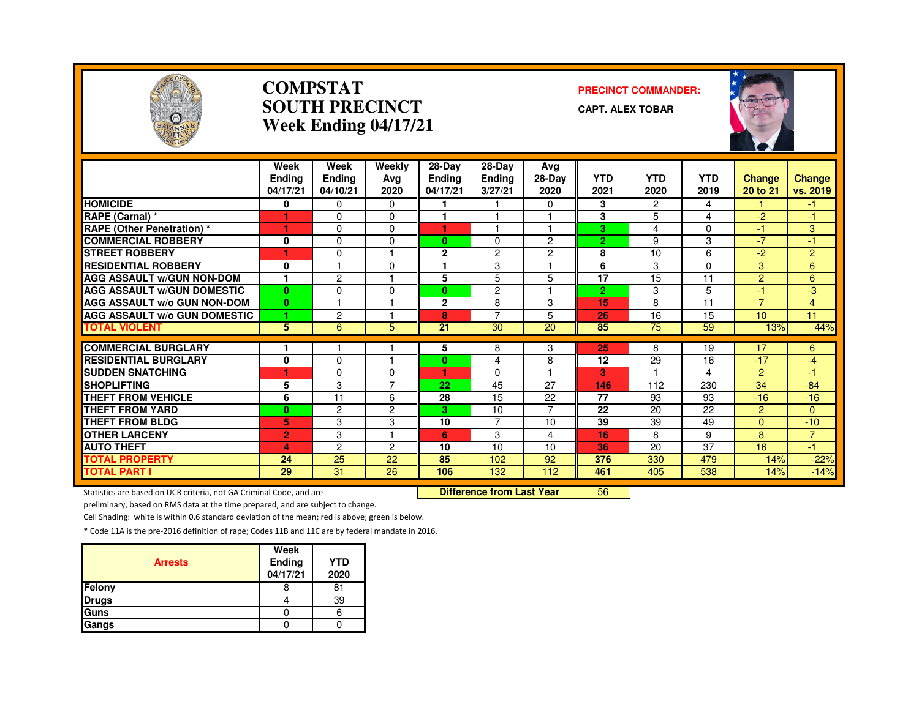# COMPSTAT
# SOUTH PRECINCT
# Week Ending 04/17/21

**PRECINCT COMMANDER:**

**CAPT. ALEX TOBAR**

| | Week Ending 04/17/21 | Week Ending 04/10/21 | Weekly Avg 2020 | 28-Day Ending 04/17/21 | 28-Day Ending 3/27/21 | Avg 28-Day 2020 | YTD 2021 | YTD 2020 | YTD 2019 | Change 20 to 21 | Change vs. 2019 |
|---|---|---|---|---|---|---|---|---|---|---|---|
| HOMICIDE | 0 | 0 | 0 | 1 | 1 | 0 | 3 | 2 | 4 | 1 | -1 |
| RAPE (Carnal) * | 1 | 0 | 0 | 1 | 1 | 1 | 3 | 5 | 4 | -2 | -1 |
| RAPE (Other Penetration) * | 1 | 0 | 0 | 1 | 1 | 1 | 3 | 4 | 0 | -1 | 3 |
| COMMERCIAL ROBBERY | 0 | 0 | 0 | 0 | 0 | 2 | 2 | 9 | 3 | -7 | -1 |
| STREET ROBBERY | 1 | 0 | 1 | 2 | 2 | 2 | 8 | 10 | 6 | -2 | 2 |
| RESIDENTIAL ROBBERY | 0 | 1 | 0 | 1 | 3 | 1 | 6 | 3 | 0 | 3 | 6 |
| AGG ASSAULT w/GUN NON-DOM | 1 | 2 | 1 | 5 | 5 | 5 | 17 | 15 | 11 | 2 | 6 |
| AGG ASSAULT w/GUN DOMESTIC | 0 | 0 | 0 | 0 | 2 | 1 | 2 | 3 | 5 | -1 | -3 |
| AGG ASSAULT w/o GUN NON-DOM | 0 | 1 | 1 | 2 | 8 | 3 | 15 | 8 | 11 | 7 | 4 |
| AGG ASSAULT w/o GUN DOMESTIC | 1 | 2 | 1 | 8 | 7 | 5 | 26 | 16 | 15 | 10 | 11 |
| TOTAL VIOLENT | 5 | 6 | 5 | 21 | 30 | 20 | 85 | 75 | 59 | 13% | 44% |
| COMMERCIAL BURGLARY | 1 | 1 | 1 | 5 | 8 | 3 | 25 | 8 | 19 | 17 | 6 |
| RESIDENTIAL BURGLARY | 0 | 0 | 1 | 0 | 4 | 8 | 12 | 29 | 16 | -17 | -4 |
| SUDDEN SNATCHING | 1 | 0 | 0 | 1 | 0 | 1 | 3 | 1 | 4 | 2 | -1 |
| SHOPLIFTING | 5 | 3 | 7 | 22 | 45 | 27 | 146 | 112 | 230 | 34 | -84 |
| THEFT FROM VEHICLE | 6 | 11 | 6 | 28 | 15 | 22 | 77 | 93 | 93 | -16 | -16 |
| THEFT FROM YARD | 0 | 2 | 2 | 3 | 10 | 7 | 22 | 20 | 22 | 2 | 0 |
| THEFT FROM BLDG | 5 | 3 | 3 | 10 | 7 | 10 | 39 | 39 | 49 | 0 | -10 |
| OTHER LARCENY | 2 | 3 | 1 | 6 | 3 | 4 | 16 | 8 | 9 | 8 | 7 |
| AUTO THEFT | 4 | 2 | 2 | 10 | 10 | 10 | 36 | 20 | 37 | 16 | -1 |
| TOTAL PROPERTY | 24 | 25 | 22 | 85 | 102 | 92 | 376 | 330 | 479 | 14% | -22% |
| TOTAL PART I | 29 | 31 | 26 | 106 | 132 | 112 | 461 | 405 | 538 | 14% | -14% |

**Difference from Last Year** 56

Statistics are based on UCR criteria, not GA Criminal Code, and are preliminary, based on RMS data at the time prepared, and are subject to change.

Cell Shading: white is within 0.6 standard deviation of the mean; red is above; green is below.

* Code 11A is the pre-2016 definition of rape; Codes 11B and 11C are by federal mandate in 2016.

| Arrests | Week Ending 04/17/21 | YTD 2020 |
|---|---|---|
| Felony | 8 | 81 |
| Drugs | 4 | 39 |
| Guns | 0 | 6 |
| Gangs | 0 | 0 |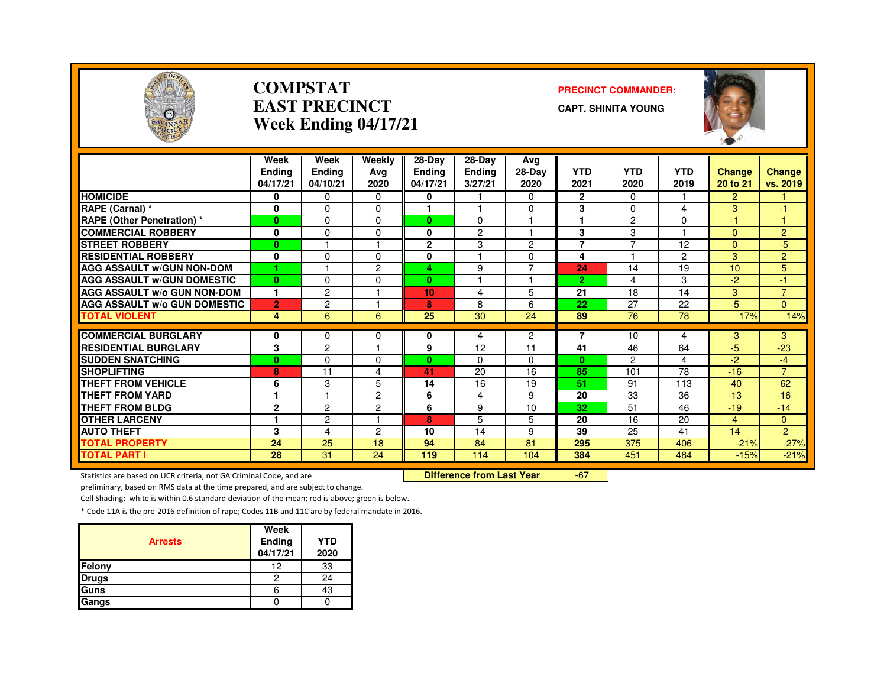# COMPSTAT
# EAST PRECINCT
# Week Ending 04/17/21

**PRECINCT COMMANDER:**

**CAPT. SHINITA YOUNG**

| | Week Ending 04/17/21 | Week Ending 04/10/21 | Weekly Avg 2020 | 28-Day Ending 04/17/21 | 28-Day Ending 3/27/21 | Avg 28-Day 2020 | YTD 2021 | YTD 2020 | YTD 2019 | Change 20 to 21 | Change vs. 2019 |
|---|---|---|---|---|---|---|---|---|---|---|---|
| HOMICIDE | 0 | 0 | 0 | 0 | 1 | 0 | 2 | 0 | 1 | 2 | 1 |
| RAPE (Carnal) * | 0 | 0 | 0 | 1 | 1 | 0 | 3 | 0 | 4 | 3 | -1 |
| RAPE (Other Penetration) * | 0 | 0 | 0 | 0 | 0 | 1 | 1 | 2 | 0 | -1 | 1 |
| COMMERCIAL ROBBERY | 0 | 0 | 0 | 0 | 2 | 1 | 3 | 3 | 1 | 0 | 2 |
| STREET ROBBERY | 0 | 1 | 1 | 2 | 3 | 2 | 7 | 7 | 12 | 0 | -5 |
| RESIDENTIAL ROBBERY | 0 | 0 | 0 | 0 | 1 | 0 | 4 | 1 | 2 | 3 | 2 |
| AGG ASSAULT w/GUN NON-DOM | 1 | 1 | 2 | 4 | 9 | 7 | 24 | 14 | 19 | 10 | 5 |
| AGG ASSAULT w/GUN DOMESTIC | 0 | 0 | 0 | 0 | 1 | 1 | 2 | 4 | 3 | -2 | -1 |
| AGG ASSAULT w/o GUN NON-DOM | 1 | 2 | 1 | 10 | 4 | 5 | 21 | 18 | 14 | 3 | 7 |
| AGG ASSAULT w/o GUN DOMESTIC | 2 | 2 | 1 | 8 | 8 | 6 | 22 | 27 | 22 | -5 | 0 |
| TOTAL VIOLENT | 4 | 6 | 6 | 25 | 30 | 24 | 89 | 76 | 78 | 17% | 14% |
| COMMERCIAL BURGLARY | 0 | 0 | 0 | 0 | 4 | 2 | 7 | 10 | 4 | -3 | 3 |
| RESIDENTIAL BURGLARY | 3 | 2 | 1 | 9 | 12 | 11 | 41 | 46 | 64 | -5 | -23 |
| SUDDEN SNATCHING | 0 | 0 | 0 | 0 | 0 | 0 | 0 | 2 | 4 | -2 | -4 |
| SHOPLIFTING | 8 | 11 | 4 | 41 | 20 | 16 | 85 | 101 | 78 | -16 | 7 |
| THEFT FROM VEHICLE | 6 | 3 | 5 | 14 | 16 | 19 | 51 | 91 | 113 | -40 | -62 |
| THEFT FROM YARD | 1 | 1 | 2 | 6 | 4 | 9 | 20 | 33 | 36 | -13 | -16 |
| THEFT FROM BLDG | 2 | 2 | 2 | 6 | 9 | 10 | 32 | 51 | 46 | -19 | -14 |
| OTHER LARCENY | 1 | 2 | 1 | 8 | 5 | 5 | 20 | 16 | 20 | 4 | 0 |
| AUTO THEFT | 3 | 4 | 2 | 10 | 14 | 9 | 39 | 25 | 41 | 14 | -2 |
| TOTAL PROPERTY | 24 | 25 | 18 | 94 | 84 | 81 | 295 | 375 | 406 | -21% | -27% |
| TOTAL PART I | 28 | 31 | 24 | 119 | 114 | 104 | 384 | 451 | 484 | -15% | -21% |

Statistics are based on UCR criteria, not GA Criminal Code, and are preliminary, based on RMS data at the time prepared, and are subject to change.

**Difference from Last Year** -67

Cell Shading: white is within 0.6 standard deviation of the mean; red is above; green is below.

* Code 11A is the pre-2016 definition of rape; Codes 11B and 11C are by federal mandate in 2016.

| Arrests | Week Ending 04/17/21 | YTD 2020 |
|---|---|---|
| Felony | 12 | 33 |
| Drugs | 2 | 24 |
| Guns | 6 | 43 |
| Gangs | 0 | 0 |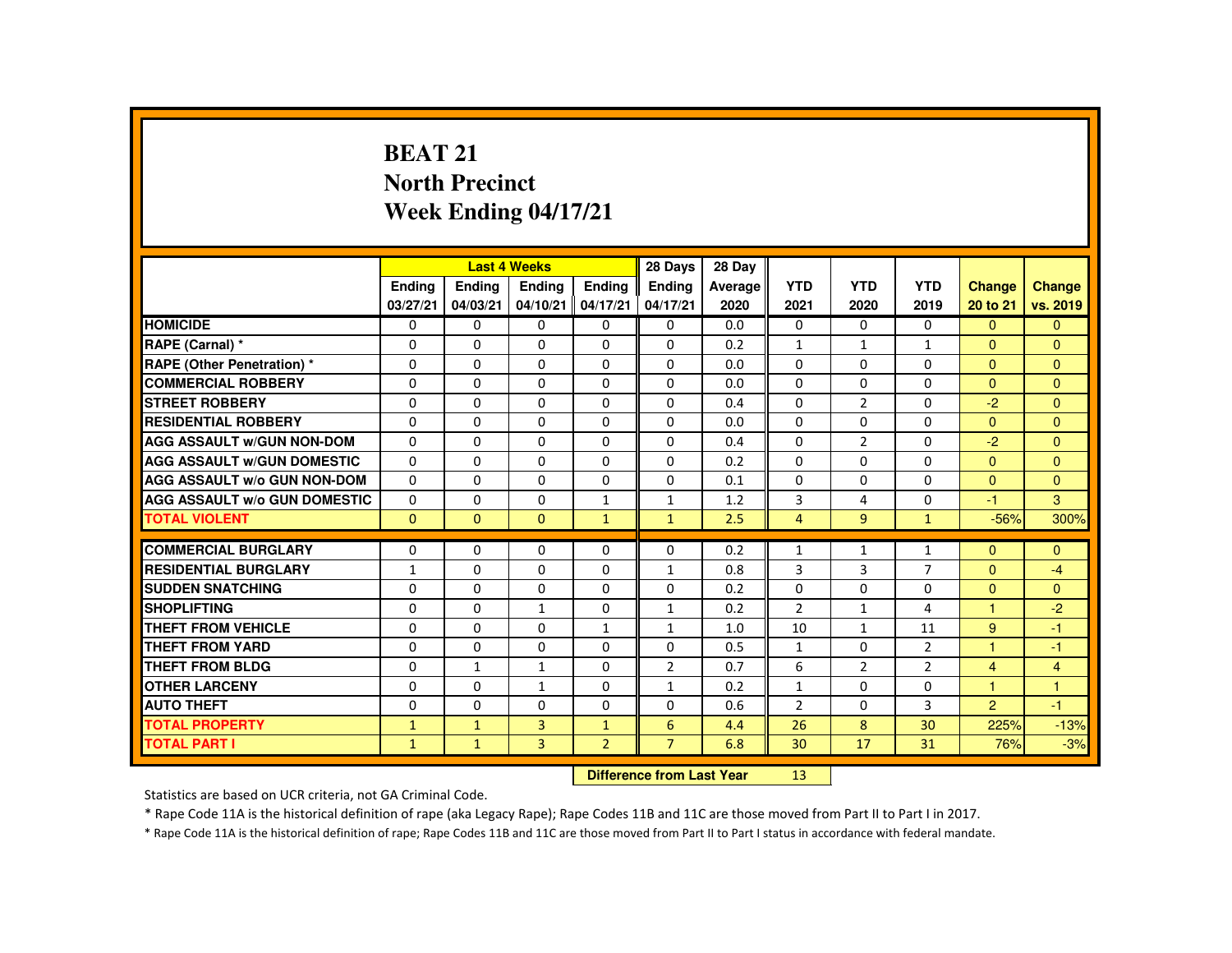# BEAT 21
# North Precinct
# Week Ending 04/17/21

| | Last 4 Weeks | | | | 28 Days | 28 Day | | | | | |
|---|---|---|---|---|---|---|---|---|---|---|---|
| | Ending 03/27/21 | Ending 04/03/21 | Ending 04/10/21 | Ending 04/17/21 | Ending 04/17/21 | Average 2020 | YTD 2021 | YTD 2020 | YTD 2019 | Change 20 to 21 | Change vs. 2019 |
| HOMICIDE | 0 | 0 | 0 | 0 | 0 | 0.0 | 0 | 0 | 0 | 0 | 0 |
| RAPE (Carnal) * | 0 | 0 | 0 | 0 | 0 | 0.2 | 1 | 1 | 1 | 0 | 0 |
| RAPE (Other Penetration) * | 0 | 0 | 0 | 0 | 0 | 0.0 | 0 | 0 | 0 | 0 | 0 |
| COMMERCIAL ROBBERY | 0 | 0 | 0 | 0 | 0 | 0.0 | 0 | 0 | 0 | 0 | 0 |
| STREET ROBBERY | 0 | 0 | 0 | 0 | 0 | 0.4 | 0 | 2 | 0 | -2 | 0 |
| RESIDENTIAL ROBBERY | 0 | 0 | 0 | 0 | 0 | 0.0 | 0 | 0 | 0 | 0 | 0 |
| AGG ASSAULT w/GUN NON-DOM | 0 | 0 | 0 | 0 | 0 | 0.4 | 0 | 2 | 0 | -2 | 0 |
| AGG ASSAULT w/GUN DOMESTIC | 0 | 0 | 0 | 0 | 0 | 0.2 | 0 | 0 | 0 | 0 | 0 |
| AGG ASSAULT w/o GUN NON-DOM | 0 | 0 | 0 | 0 | 0 | 0.1 | 0 | 0 | 0 | 0 | 0 |
| AGG ASSAULT w/o GUN DOMESTIC | 0 | 0 | 0 | 1 | 1 | 1.2 | 3 | 4 | 0 | -1 | 3 |
| TOTAL VIOLENT | 0 | 0 | 0 | 1 | 1 | 2.5 | 4 | 9 | 1 | -56% | 300% |
| COMMERCIAL BURGLARY | 0 | 0 | 0 | 0 | 0 | 0.2 | 1 | 1 | 1 | 0 | 0 |
| RESIDENTIAL BURGLARY | 1 | 0 | 0 | 0 | 1 | 0.8 | 3 | 3 | 7 | 0 | -4 |
| SUDDEN SNATCHING | 0 | 0 | 0 | 0 | 0 | 0.2 | 0 | 0 | 0 | 0 | 0 |
| SHOPLIFTING | 0 | 0 | 1 | 0 | 1 | 0.2 | 2 | 1 | 4 | 1 | -2 |
| THEFT FROM VEHICLE | 0 | 0 | 0 | 1 | 1 | 1.0 | 10 | 1 | 11 | 9 | -1 |
| THEFT FROM YARD | 0 | 0 | 0 | 0 | 0 | 0.5 | 1 | 0 | 2 | 1 | -1 |
| THEFT FROM BLDG | 0 | 1 | 1 | 0 | 2 | 0.7 | 6 | 2 | 2 | 4 | 4 |
| OTHER LARCENY | 0 | 0 | 1 | 0 | 1 | 0.2 | 1 | 0 | 0 | 1 | 1 |
| AUTO THEFT | 0 | 0 | 0 | 0 | 0 | 0.6 | 2 | 0 | 3 | 2 | -1 |
| TOTAL PROPERTY | 1 | 1 | 3 | 1 | 6 | 4.4 | 26 | 8 | 30 | 225% | -13% |
| TOTAL PART I | 1 | 1 | 3 | 2 | 7 | 6.8 | 30 | 17 | 31 | 76% | -3% |

**Difference from Last Year** 13

Statistics are based on UCR criteria, not GA Criminal Code.

* Rape Code 11A is the historical definition of rape (aka Legacy Rape); Rape Codes 11B and 11C are those moved from Part II to Part I in 2017.

* Rape Code 11A is the historical definition of rape; Rape Codes 11B and 11C are those moved from Part II to Part I status in accordance with federal mandate.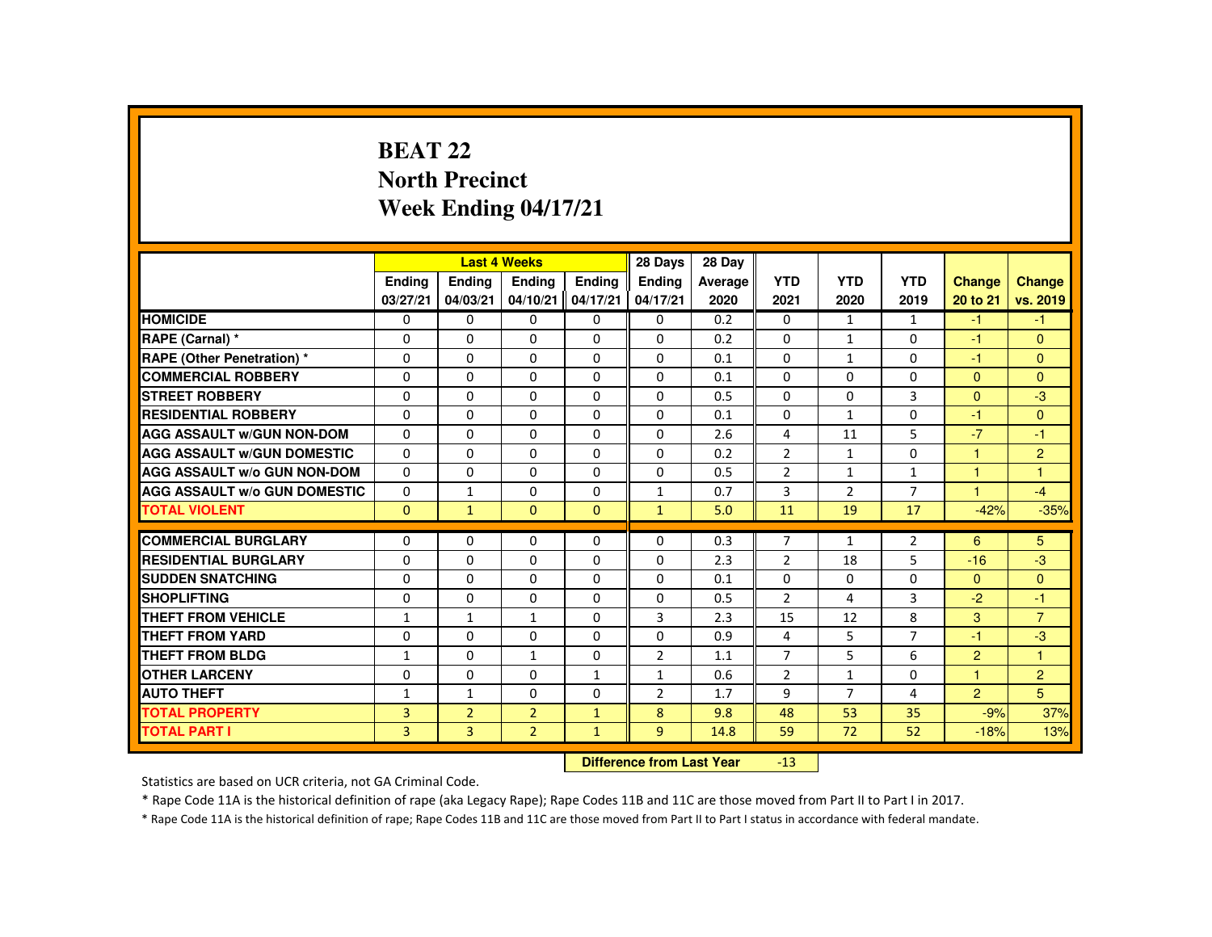# BEAT 22
## North Precinct
## Week Ending 04/17/21

| | Last 4 Weeks | | | | 28 Days | 28 Day | | | | | |
|---|---|---|---|---|---|---|---|---|---|---|---|
| | Ending 03/27/21 | Ending 04/03/21 | Ending 04/10/21 | Ending 04/17/21 | Ending 04/17/21 | Average 2020 | YTD 2021 | YTD 2020 | YTD 2019 | Change 20 to 21 | Change vs. 2019 |
| HOMICIDE | 0 | 0 | 0 | 0 | 0 | 0.2 | 0 | 1 | 1 | -1 | -1 |
| RAPE (Carnal) * | 0 | 0 | 0 | 0 | 0 | 0.2 | 0 | 1 | 0 | -1 | 0 |
| RAPE (Other Penetration) * | 0 | 0 | 0 | 0 | 0 | 0.1 | 0 | 1 | 0 | -1 | 0 |
| COMMERCIAL ROBBERY | 0 | 0 | 0 | 0 | 0 | 0.1 | 0 | 0 | 0 | 0 | 0 |
| STREET ROBBERY | 0 | 0 | 0 | 0 | 0 | 0.5 | 0 | 0 | 3 | 0 | -3 |
| RESIDENTIAL ROBBERY | 0 | 0 | 0 | 0 | 0 | 0.1 | 0 | 1 | 0 | -1 | 0 |
| AGG ASSAULT w/GUN NON-DOM | 0 | 0 | 0 | 0 | 0 | 2.6 | 4 | 11 | 5 | -7 | -1 |
| AGG ASSAULT w/GUN DOMESTIC | 0 | 0 | 0 | 0 | 0 | 0.2 | 2 | 1 | 0 | 1 | 2 |
| AGG ASSAULT w/o GUN NON-DOM | 0 | 0 | 0 | 0 | 0 | 0.5 | 2 | 1 | 1 | 1 | 1 |
| AGG ASSAULT w/o GUN DOMESTIC | 0 | 1 | 0 | 0 | 1 | 0.7 | 3 | 2 | 7 | 1 | -4 |
| TOTAL VIOLENT | 0 | 1 | 0 | 0 | 1 | 5.0 | 11 | 19 | 17 | -42% | -35% |
| COMMERCIAL BURGLARY | 0 | 0 | 0 | 0 | 0 | 0.3 | 7 | 1 | 2 | 6 | 5 |
| RESIDENTIAL BURGLARY | 0 | 0 | 0 | 0 | 0 | 2.3 | 2 | 18 | 5 | -16 | -3 |
| SUDDEN SNATCHING | 0 | 0 | 0 | 0 | 0 | 0.1 | 0 | 0 | 0 | 0 | 0 |
| SHOPLIFTING | 0 | 0 | 0 | 0 | 0 | 0.5 | 2 | 4 | 3 | -2 | -1 |
| THEFT FROM VEHICLE | 1 | 1 | 1 | 0 | 3 | 2.3 | 15 | 12 | 8 | 3 | 7 |
| THEFT FROM YARD | 0 | 0 | 0 | 0 | 0 | 0.9 | 4 | 5 | 7 | -1 | -3 |
| THEFT FROM BLDG | 1 | 0 | 1 | 0 | 2 | 1.1 | 7 | 5 | 6 | 2 | 1 |
| OTHER LARCENY | 0 | 0 | 0 | 1 | 1 | 0.6 | 2 | 1 | 0 | 1 | 2 |
| AUTO THEFT | 1 | 1 | 0 | 0 | 2 | 1.7 | 9 | 7 | 4 | 2 | 5 |
| TOTAL PROPERTY | 3 | 2 | 2 | 1 | 8 | 9.8 | 48 | 53 | 35 | -9% | 37% |
| TOTAL PART I | 3 | 3 | 2 | 1 | 9 | 14.8 | 59 | 72 | 52 | -18% | 13% |

**Difference from Last Year** -13

Statistics are based on UCR criteria, not GA Criminal Code.

* Rape Code 11A is the historical definition of rape (aka Legacy Rape); Rape Codes 11B and 11C are those moved from Part II to Part I in 2017.

* Rape Code 11A is the historical definition of rape; Rape Codes 11B and 11C are those moved from Part II to Part I status in accordance with federal mandate.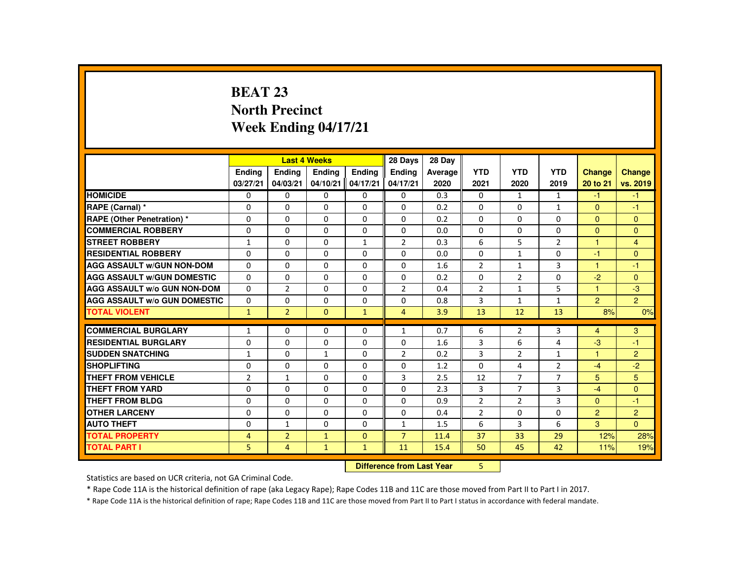# BEAT 23
## North Precinct
## Week Ending 04/17/21

| | Last 4 Weeks | | | | 28 Days | 28 Day | | | | | |
|---|---|---|---|---|---|---|---|---|---|---|---|
| | Ending 03/27/21 | Ending 04/03/21 | Ending 04/10/21 | Ending 04/17/21 | Ending 04/17/21 | Average 2020 | YTD 2021 | YTD 2020 | YTD 2019 | Change 20 to 21 | Change vs. 2019 |
| HOMICIDE | 0 | 0 | 0 | 0 | 0 | 0.3 | 0 | 1 | 1 | -1 | -1 |
| RAPE (Carnal) * | 0 | 0 | 0 | 0 | 0 | 0.2 | 0 | 0 | 1 | 0 | -1 |
| RAPE (Other Penetration) * | 0 | 0 | 0 | 0 | 0 | 0.2 | 0 | 0 | 0 | 0 | 0 |
| COMMERCIAL ROBBERY | 0 | 0 | 0 | 0 | 0 | 0.0 | 0 | 0 | 0 | 0 | 0 |
| STREET ROBBERY | 1 | 0 | 0 | 1 | 2 | 0.3 | 6 | 5 | 2 | 1 | 4 |
| RESIDENTIAL ROBBERY | 0 | 0 | 0 | 0 | 0 | 0.0 | 0 | 1 | 0 | -1 | 0 |
| AGG ASSAULT w/GUN NON-DOM | 0 | 0 | 0 | 0 | 0 | 1.6 | 2 | 1 | 3 | 1 | -1 |
| AGG ASSAULT w/GUN DOMESTIC | 0 | 0 | 0 | 0 | 0 | 0.2 | 0 | 2 | 0 | -2 | 0 |
| AGG ASSAULT w/o GUN NON-DOM | 0 | 2 | 0 | 0 | 2 | 0.4 | 2 | 1 | 5 | 1 | -3 |
| AGG ASSAULT w/o GUN DOMESTIC | 0 | 0 | 0 | 0 | 0 | 0.8 | 3 | 1 | 1 | 2 | 2 |
| TOTAL VIOLENT | 1 | 2 | 0 | 1 | 4 | 3.9 | 13 | 12 | 13 | 8% | 0% |
| COMMERCIAL BURGLARY | 1 | 0 | 0 | 0 | 1 | 0.7 | 6 | 2 | 3 | 4 | 3 |
| RESIDENTIAL BURGLARY | 0 | 0 | 0 | 0 | 0 | 1.6 | 3 | 6 | 4 | -3 | -1 |
| SUDDEN SNATCHING | 1 | 0 | 1 | 0 | 2 | 0.2 | 3 | 2 | 1 | 1 | 2 |
| SHOPLIFTING | 0 | 0 | 0 | 0 | 0 | 1.2 | 0 | 4 | 2 | -4 | -2 |
| THEFT FROM VEHICLE | 2 | 1 | 0 | 0 | 3 | 2.5 | 12 | 7 | 7 | 5 | 5 |
| THEFT FROM YARD | 0 | 0 | 0 | 0 | 0 | 2.3 | 3 | 7 | 3 | -4 | 0 |
| THEFT FROM BLDG | 0 | 0 | 0 | 0 | 0 | 0.9 | 2 | 2 | 3 | 0 | -1 |
| OTHER LARCENY | 0 | 0 | 0 | 0 | 0 | 0.4 | 2 | 0 | 0 | 2 | 2 |
| AUTO THEFT | 0 | 1 | 0 | 0 | 1 | 1.5 | 6 | 3 | 6 | 3 | 0 |
| TOTAL PROPERTY | 4 | 2 | 1 | 0 | 7 | 11.4 | 37 | 33 | 29 | 12% | 28% |
| TOTAL PART I | 5 | 4 | 1 | 1 | 11 | 15.4 | 50 | 45 | 42 | 11% | 19% |

**Difference from Last Year** 5

Statistics are based on UCR criteria, not GA Criminal Code.

* Rape Code 11A is the historical definition of rape (aka Legacy Rape); Rape Codes 11B and 11C are those moved from Part II to Part I in 2017.

* Rape Code 11A is the historical definition of rape; Rape Codes 11B and 11C are those moved from Part II to Part I status in accordance with federal mandate.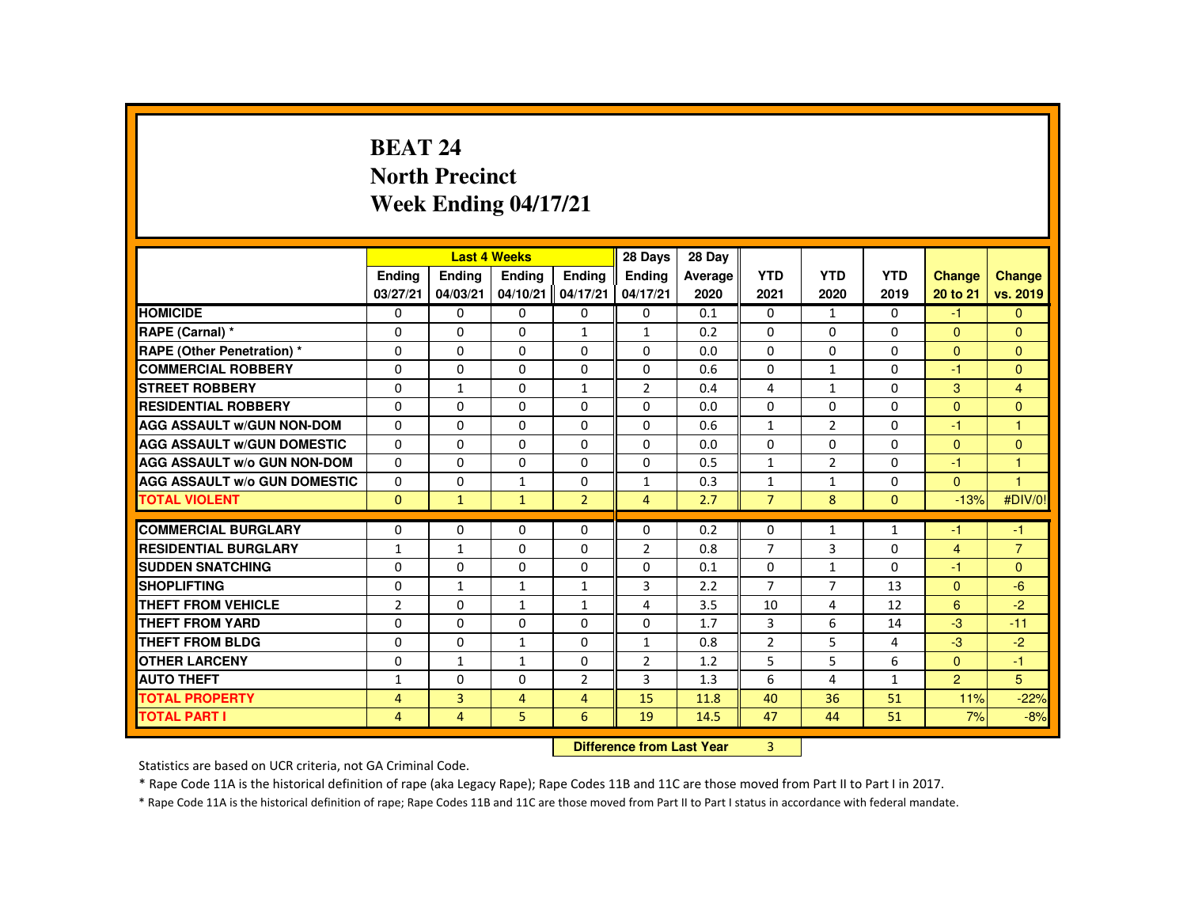# BEAT 24
## North Precinct
## Week Ending 04/17/21

| | Last 4 Weeks | | | | 28 Days | 28 Day | | | | | |
|---|---|---|---|---|---|---|---|---|---|---|---|
| | Ending 03/27/21 | Ending 04/03/21 | Ending 04/10/21 | Ending 04/17/21 | Ending 04/17/21 | Average 2020 | YTD 2021 | YTD 2020 | YTD 2019 | Change 20 to 21 | Change vs. 2019 |
| **HOMICIDE** | 0 | 0 | 0 | 0 | 0 | 0.1 | 0 | 1 | 0 | -1 | 0 |
| **RAPE (Carnal) *** | 0 | 0 | 0 | 1 | 1 | 0.2 | 0 | 0 | 0 | 0 | 0 |
| **RAPE (Other Penetration) *** | 0 | 0 | 0 | 0 | 0 | 0.0 | 0 | 0 | 0 | 0 | 0 |
| **COMMERCIAL ROBBERY** | 0 | 0 | 0 | 0 | 0 | 0.6 | 0 | 1 | 0 | -1 | 0 |
| **STREET ROBBERY** | 0 | 1 | 0 | 1 | 2 | 0.4 | 4 | 1 | 0 | 3 | 4 |
| **RESIDENTIAL ROBBERY** | 0 | 0 | 0 | 0 | 0 | 0.0 | 0 | 0 | 0 | 0 | 0 |
| **AGG ASSAULT w/GUN NON-DOM** | 0 | 0 | 0 | 0 | 0 | 0.6 | 1 | 2 | 0 | -1 | 1 |
| **AGG ASSAULT w/GUN DOMESTIC** | 0 | 0 | 0 | 0 | 0 | 0.0 | 0 | 0 | 0 | 0 | 0 |
| **AGG ASSAULT w/o GUN NON-DOM** | 0 | 0 | 0 | 0 | 0 | 0.5 | 1 | 2 | 0 | -1 | 1 |
| **AGG ASSAULT w/o GUN DOMESTIC** | 0 | 0 | 1 | 0 | 1 | 0.3 | 1 | 1 | 0 | 0 | 1 |
| **TOTAL VIOLENT** | 0 | 1 | 1 | 2 | 4 | 2.7 | 7 | 8 | 0 | -13% | #DIV/0! |
| **COMMERCIAL BURGLARY** | 0 | 0 | 0 | 0 | 0 | 0.2 | 0 | 1 | 1 | -1 | -1 |
| **RESIDENTIAL BURGLARY** | 1 | 1 | 0 | 0 | 2 | 0.8 | 7 | 3 | 0 | 4 | 7 |
| **SUDDEN SNATCHING** | 0 | 0 | 0 | 0 | 0 | 0.1 | 0 | 1 | 0 | -1 | 0 |
| **SHOPLIFTING** | 0 | 1 | 1 | 1 | 3 | 2.2 | 7 | 7 | 13 | 0 | -6 |
| **THEFT FROM VEHICLE** | 2 | 0 | 1 | 1 | 4 | 3.5 | 10 | 4 | 12 | 6 | -2 |
| **THEFT FROM YARD** | 0 | 0 | 0 | 0 | 0 | 1.7 | 3 | 6 | 14 | -3 | -11 |
| **THEFT FROM BLDG** | 0 | 0 | 1 | 0 | 1 | 0.8 | 2 | 5 | 4 | -3 | -2 |
| **OTHER LARCENY** | 0 | 1 | 1 | 0 | 2 | 1.2 | 5 | 5 | 6 | 0 | -1 |
| **AUTO THEFT** | 1 | 0 | 0 | 2 | 3 | 1.3 | 6 | 4 | 1 | 2 | 5 |
| **TOTAL PROPERTY** | 4 | 3 | 4 | 4 | 15 | 11.8 | 40 | 36 | 51 | 11% | -22% |
| **TOTAL PART I** | 4 | 4 | 5 | 6 | 19 | 14.5 | 47 | 44 | 51 | 7% | -8% |

**Difference from Last Year** 3

Statistics are based on UCR criteria, not GA Criminal Code.

* Rape Code 11A is the historical definition of rape (aka Legacy Rape); Rape Codes 11B and 11C are those moved from Part II to Part I in 2017.

* Rape Code 11A is the historical definition of rape; Rape Codes 11B and 11C are those moved from Part II to Part I status in accordance with federal mandate.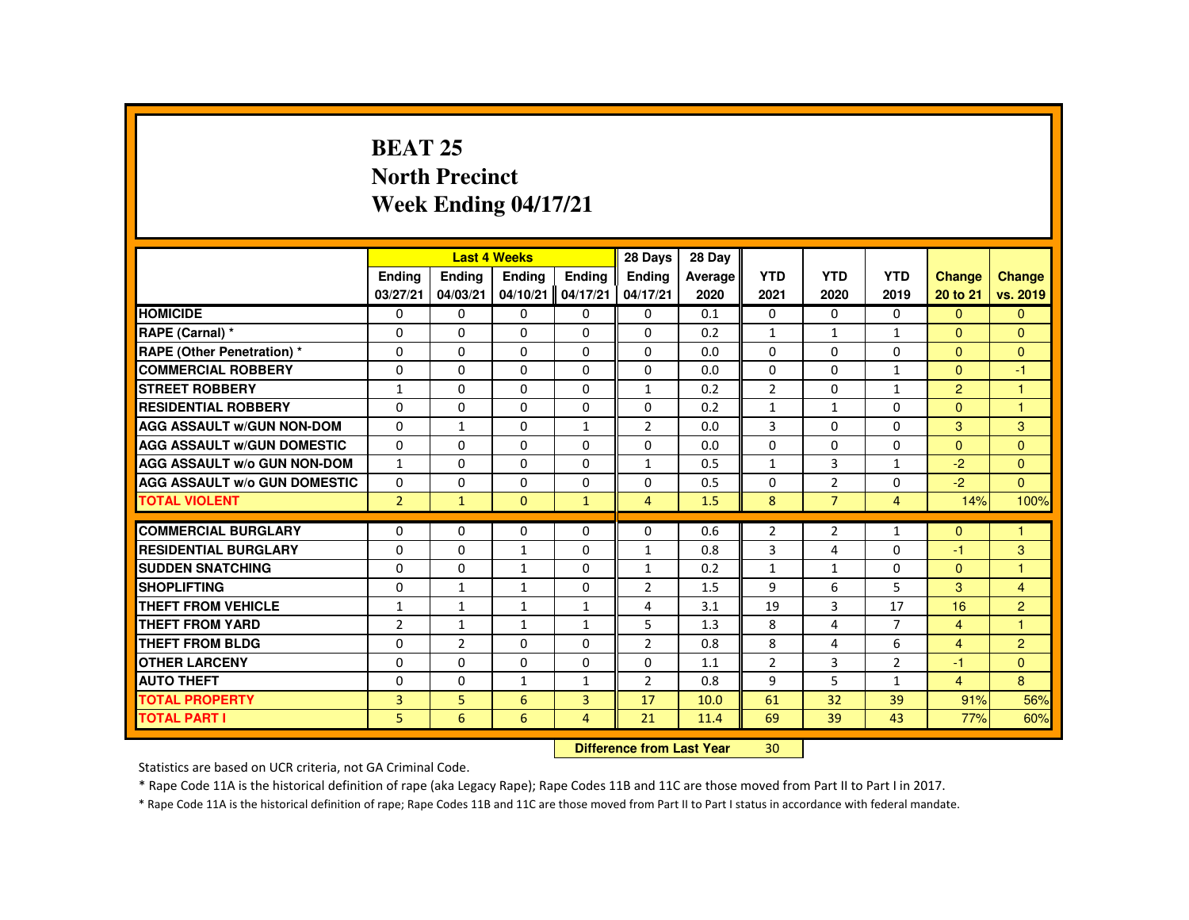# BEAT 25
# North Precinct
# Week Ending 04/17/21

| | Last 4 Weeks | | | | 28 Days | 28 Day | | | | | |
|---|---|---|---|---|---|---|---|---|---|---|---|
| | Ending 03/27/21 | Ending 04/03/21 | Ending 04/10/21 | Ending 04/17/21 | Ending 04/17/21 | Average 2020 | YTD 2021 | YTD 2020 | YTD 2019 | Change 20 to 21 | Change vs. 2019 |
| HOMICIDE | 0 | 0 | 0 | 0 | 0 | 0.1 | 0 | 0 | 0 | 0 | 0 |
| RAPE (Carnal) * | 0 | 0 | 0 | 0 | 0 | 0.2 | 1 | 1 | 1 | 0 | 0 |
| RAPE (Other Penetration) * | 0 | 0 | 0 | 0 | 0 | 0.0 | 0 | 0 | 0 | 0 | 0 |
| COMMERCIAL ROBBERY | 0 | 0 | 0 | 0 | 0 | 0.0 | 0 | 0 | 1 | 0 | -1 |
| STREET ROBBERY | 1 | 0 | 0 | 0 | 1 | 0.2 | 2 | 0 | 1 | 2 | 1 |
| RESIDENTIAL ROBBERY | 0 | 0 | 0 | 0 | 0 | 0.2 | 1 | 1 | 0 | 0 | 1 |
| AGG ASSAULT w/GUN NON-DOM | 0 | 1 | 0 | 1 | 2 | 0.0 | 3 | 0 | 0 | 3 | 3 |
| AGG ASSAULT w/GUN DOMESTIC | 0 | 0 | 0 | 0 | 0 | 0.0 | 0 | 0 | 0 | 0 | 0 |
| AGG ASSAULT w/o GUN NON-DOM | 1 | 0 | 0 | 0 | 1 | 0.5 | 1 | 3 | 1 | -2 | 0 |
| AGG ASSAULT w/o GUN DOMESTIC | 0 | 0 | 0 | 0 | 0 | 0.5 | 0 | 2 | 0 | -2 | 0 |
| TOTAL VIOLENT | 2 | 1 | 0 | 1 | 4 | 1.5 | 8 | 7 | 4 | 14% | 100% |
| COMMERCIAL BURGLARY | 0 | 0 | 0 | 0 | 0 | 0.6 | 2 | 2 | 1 | 0 | 1 |
| RESIDENTIAL BURGLARY | 0 | 0 | 1 | 0 | 1 | 0.8 | 3 | 4 | 0 | -1 | 3 |
| SUDDEN SNATCHING | 0 | 0 | 1 | 0 | 1 | 0.2 | 1 | 1 | 0 | 0 | 1 |
| SHOPLIFTING | 0 | 1 | 1 | 0 | 2 | 1.5 | 9 | 6 | 5 | 3 | 4 |
| THEFT FROM VEHICLE | 1 | 1 | 1 | 1 | 4 | 3.1 | 19 | 3 | 17 | 16 | 2 |
| THEFT FROM YARD | 2 | 1 | 1 | 1 | 5 | 1.3 | 8 | 4 | 7 | 4 | 1 |
| THEFT FROM BLDG | 0 | 2 | 0 | 0 | 2 | 0.8 | 8 | 4 | 6 | 4 | 2 |
| OTHER LARCENY | 0 | 0 | 0 | 0 | 0 | 1.1 | 2 | 3 | 2 | -1 | 0 |
| AUTO THEFT | 0 | 0 | 1 | 1 | 2 | 0.8 | 9 | 5 | 1 | 4 | 8 |
| TOTAL PROPERTY | 3 | 5 | 6 | 3 | 17 | 10.0 | 61 | 32 | 39 | 91% | 56% |
| TOTAL PART I | 5 | 6 | 6 | 4 | 21 | 11.4 | 69 | 39 | 43 | 77% | 60% |

Difference from Last Year: 30

Statistics are based on UCR criteria, not GA Criminal Code.

* Rape Code 11A is the historical definition of rape (aka Legacy Rape); Rape Codes 11B and 11C are those moved from Part II to Part I in 2017.

* Rape Code 11A is the historical definition of rape; Rape Codes 11B and 11C are those moved from Part II to Part I status in accordance with federal mandate.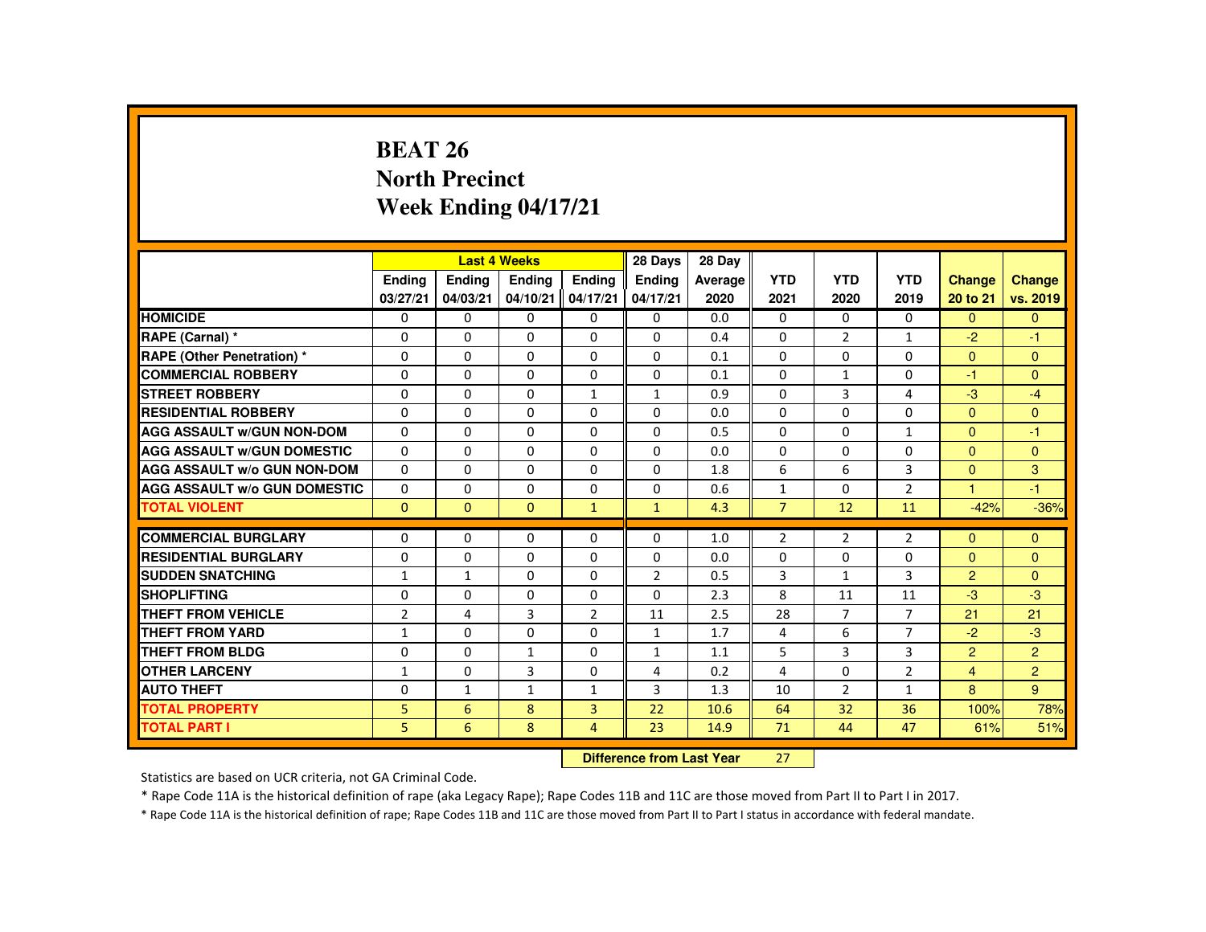# BEAT 26
# North Precinct
# Week Ending 04/17/21

| | Last 4 Weeks | | | | 28 Days | 28 Day | | | | | |
|---|---|---|---|---|---|---|---|---|---|---|---|
| | Ending 03/27/21 | Ending 04/03/21 | Ending 04/10/21 | Ending 04/17/21 | Ending 04/17/21 | Average 2020 | YTD 2021 | YTD 2020 | YTD 2019 | Change 20 to 21 | Change vs. 2019 |
| HOMICIDE | 0 | 0 | 0 | 0 | 0 | 0.0 | 0 | 0 | 0 | 0 | 0 |
| RAPE (Carnal) * | 0 | 0 | 0 | 0 | 0 | 0.4 | 0 | 2 | 1 | -2 | -1 |
| RAPE (Other Penetration) * | 0 | 0 | 0 | 0 | 0 | 0.1 | 0 | 0 | 0 | 0 | 0 |
| COMMERCIAL ROBBERY | 0 | 0 | 0 | 0 | 0 | 0.1 | 0 | 1 | 0 | -1 | 0 |
| STREET ROBBERY | 0 | 0 | 0 | 1 | 1 | 0.9 | 0 | 3 | 4 | -3 | -4 |
| RESIDENTIAL ROBBERY | 0 | 0 | 0 | 0 | 0 | 0.0 | 0 | 0 | 0 | 0 | 0 |
| AGG ASSAULT w/GUN NON-DOM | 0 | 0 | 0 | 0 | 0 | 0.5 | 0 | 0 | 1 | 0 | -1 |
| AGG ASSAULT w/GUN DOMESTIC | 0 | 0 | 0 | 0 | 0 | 0.0 | 0 | 0 | 0 | 0 | 0 |
| AGG ASSAULT w/o GUN NON-DOM | 0 | 0 | 0 | 0 | 0 | 1.8 | 6 | 6 | 3 | 0 | 3 |
| AGG ASSAULT w/o GUN DOMESTIC | 0 | 0 | 0 | 0 | 0 | 0.6 | 1 | 0 | 2 | 1 | -1 |
| TOTAL VIOLENT | 0 | 0 | 0 | 1 | 1 | 4.3 | 7 | 12 | 11 | -42% | -36% |
| COMMERCIAL BURGLARY | 0 | 0 | 0 | 0 | 0 | 1.0 | 2 | 2 | 2 | 0 | 0 |
| RESIDENTIAL BURGLARY | 0 | 0 | 0 | 0 | 0 | 0.0 | 0 | 0 | 0 | 0 | 0 |
| SUDDEN SNATCHING | 1 | 1 | 0 | 0 | 2 | 0.5 | 3 | 1 | 3 | 2 | 0 |
| SHOPLIFTING | 0 | 0 | 0 | 0 | 0 | 2.3 | 8 | 11 | 11 | -3 | -3 |
| THEFT FROM VEHICLE | 2 | 4 | 3 | 2 | 11 | 2.5 | 28 | 7 | 7 | 21 | 21 |
| THEFT FROM YARD | 1 | 0 | 0 | 0 | 1 | 1.7 | 4 | 6 | 7 | -2 | -3 |
| THEFT FROM BLDG | 0 | 0 | 1 | 0 | 1 | 1.1 | 5 | 3 | 3 | 2 | 2 |
| OTHER LARCENY | 1 | 0 | 3 | 0 | 4 | 0.2 | 4 | 0 | 2 | 4 | 2 |
| AUTO THEFT | 0 | 1 | 1 | 1 | 3 | 1.3 | 10 | 2 | 1 | 8 | 9 |
| TOTAL PROPERTY | 5 | 6 | 8 | 3 | 22 | 10.6 | 64 | 32 | 36 | 100% | 78% |
| TOTAL PART I | 5 | 6 | 8 | 4 | 23 | 14.9 | 71 | 44 | 47 | 61% | 51% |

**Difference from Last Year** 27

Statistics are based on UCR criteria, not GA Criminal Code.

* Rape Code 11A is the historical definition of rape (aka Legacy Rape); Rape Codes 11B and 11C are those moved from Part II to Part I in 2017.

* Rape Code 11A is the historical definition of rape; Rape Codes 11B and 11C are those moved from Part II to Part I status in accordance with federal mandate.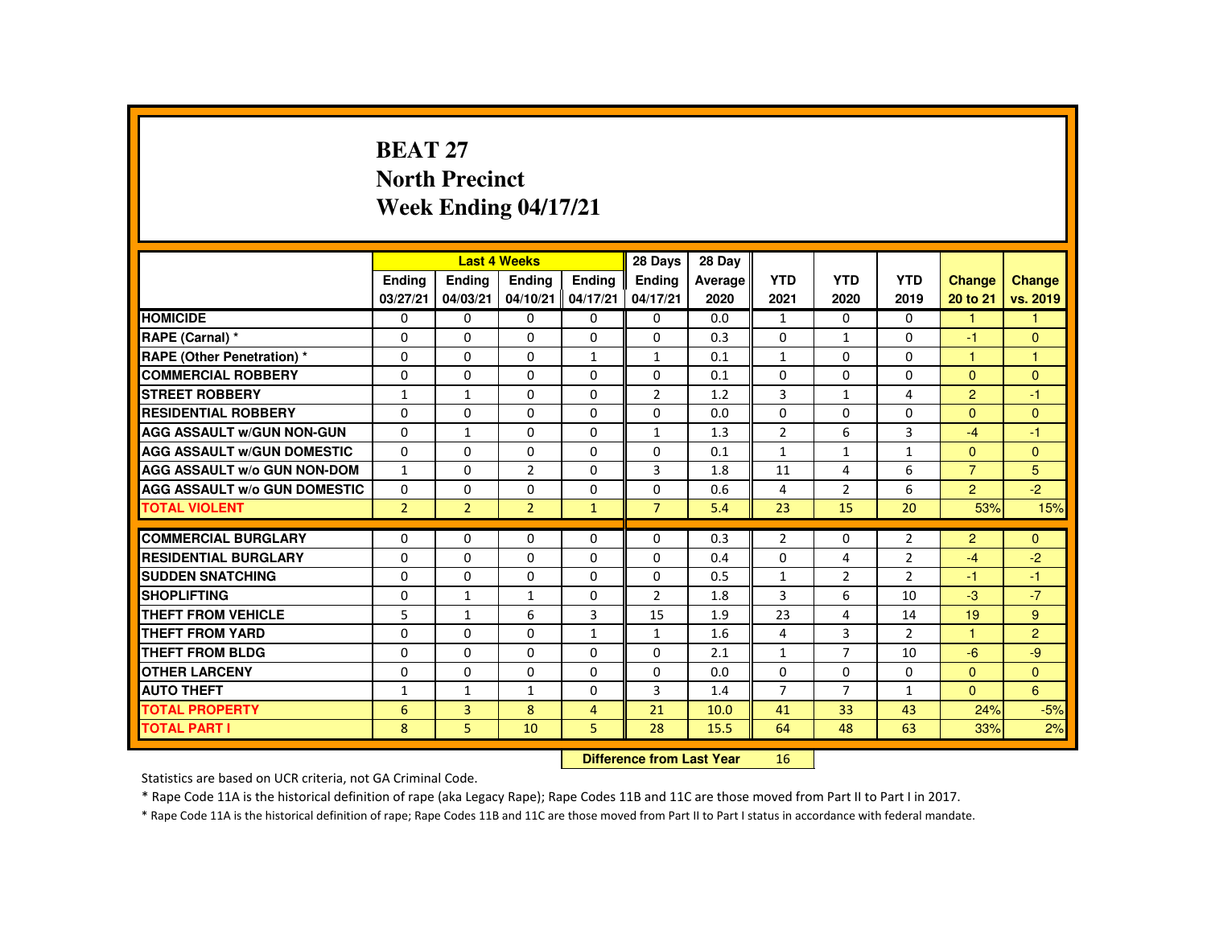# BEAT 27
## North Precinct
## Week Ending 04/17/21

| | Last 4 Weeks | | | | 28 Days | 28 Day | | | | | |
|---|---|---|---|---|---|---|---|---|---|---|---|
| | Ending 03/27/21 | Ending 04/03/21 | Ending 04/10/21 | Ending 04/17/21 | Ending 04/17/21 | Average 2020 | YTD 2021 | YTD 2020 | YTD 2019 | Change 20 to 21 | Change vs. 2019 |
| HOMICIDE | 0 | 0 | 0 | 0 | 0 | 0.0 | 1 | 0 | 0 | 1 | 1 |
| RAPE (Carnal) * | 0 | 0 | 0 | 0 | 0 | 0.3 | 0 | 1 | 0 | -1 | 0 |
| RAPE (Other Penetration) * | 0 | 0 | 0 | 1 | 1 | 0.1 | 1 | 0 | 0 | 1 | 1 |
| COMMERCIAL ROBBERY | 0 | 0 | 0 | 0 | 0 | 0.1 | 0 | 0 | 0 | 0 | 0 |
| STREET ROBBERY | 1 | 1 | 0 | 0 | 2 | 1.2 | 3 | 1 | 4 | 2 | -1 |
| RESIDENTIAL ROBBERY | 0 | 0 | 0 | 0 | 0 | 0.0 | 0 | 0 | 0 | 0 | 0 |
| AGG ASSAULT w/GUN NON-GUN | 0 | 1 | 0 | 0 | 1 | 1.3 | 2 | 6 | 3 | -4 | -1 |
| AGG ASSAULT w/GUN DOMESTIC | 0 | 0 | 0 | 0 | 0 | 0.1 | 1 | 1 | 1 | 0 | 0 |
| AGG ASSAULT w/o GUN NON-DOM | 1 | 0 | 2 | 0 | 3 | 1.8 | 11 | 4 | 6 | 7 | 5 |
| AGG ASSAULT w/o GUN DOMESTIC | 0 | 0 | 0 | 0 | 0 | 0.6 | 4 | 2 | 6 | 2 | -2 |
| TOTAL VIOLENT | 2 | 2 | 2 | 1 | 7 | 5.4 | 23 | 15 | 20 | 53% | 15% |
| COMMERCIAL BURGLARY | 0 | 0 | 0 | 0 | 0 | 0.3 | 2 | 0 | 2 | 2 | 0 |
| RESIDENTIAL BURGLARY | 0 | 0 | 0 | 0 | 0 | 0.4 | 0 | 4 | 2 | -4 | -2 |
| SUDDEN SNATCHING | 0 | 0 | 0 | 0 | 0 | 0.5 | 1 | 2 | 2 | -1 | -1 |
| SHOPLIFTING | 0 | 1 | 1 | 0 | 2 | 1.8 | 3 | 6 | 10 | -3 | -7 |
| THEFT FROM VEHICLE | 5 | 1 | 6 | 3 | 15 | 1.9 | 23 | 4 | 14 | 19 | 9 |
| THEFT FROM YARD | 0 | 0 | 0 | 1 | 1 | 1.6 | 4 | 3 | 2 | 1 | 2 |
| THEFT FROM BLDG | 0 | 0 | 0 | 0 | 0 | 2.1 | 1 | 7 | 10 | -6 | -9 |
| OTHER LARCENY | 0 | 0 | 0 | 0 | 0 | 0.0 | 0 | 0 | 0 | 0 | 0 |
| AUTO THEFT | 1 | 1 | 1 | 0 | 3 | 1.4 | 7 | 7 | 1 | 0 | 6 |
| TOTAL PROPERTY | 6 | 3 | 8 | 4 | 21 | 10.0 | 41 | 33 | 43 | 24% | -5% |
| TOTAL PART I | 8 | 5 | 10 | 5 | 28 | 15.5 | 64 | 48 | 63 | 33% | 2% |

**Difference from Last Year** 16

Statistics are based on UCR criteria, not GA Criminal Code.

* Rape Code 11A is the historical definition of rape (aka Legacy Rape); Rape Codes 11B and 11C are those moved from Part II to Part I in 2017.

* Rape Code 11A is the historical definition of rape; Rape Codes 11B and 11C are those moved from Part II to Part I status in accordance with federal mandate.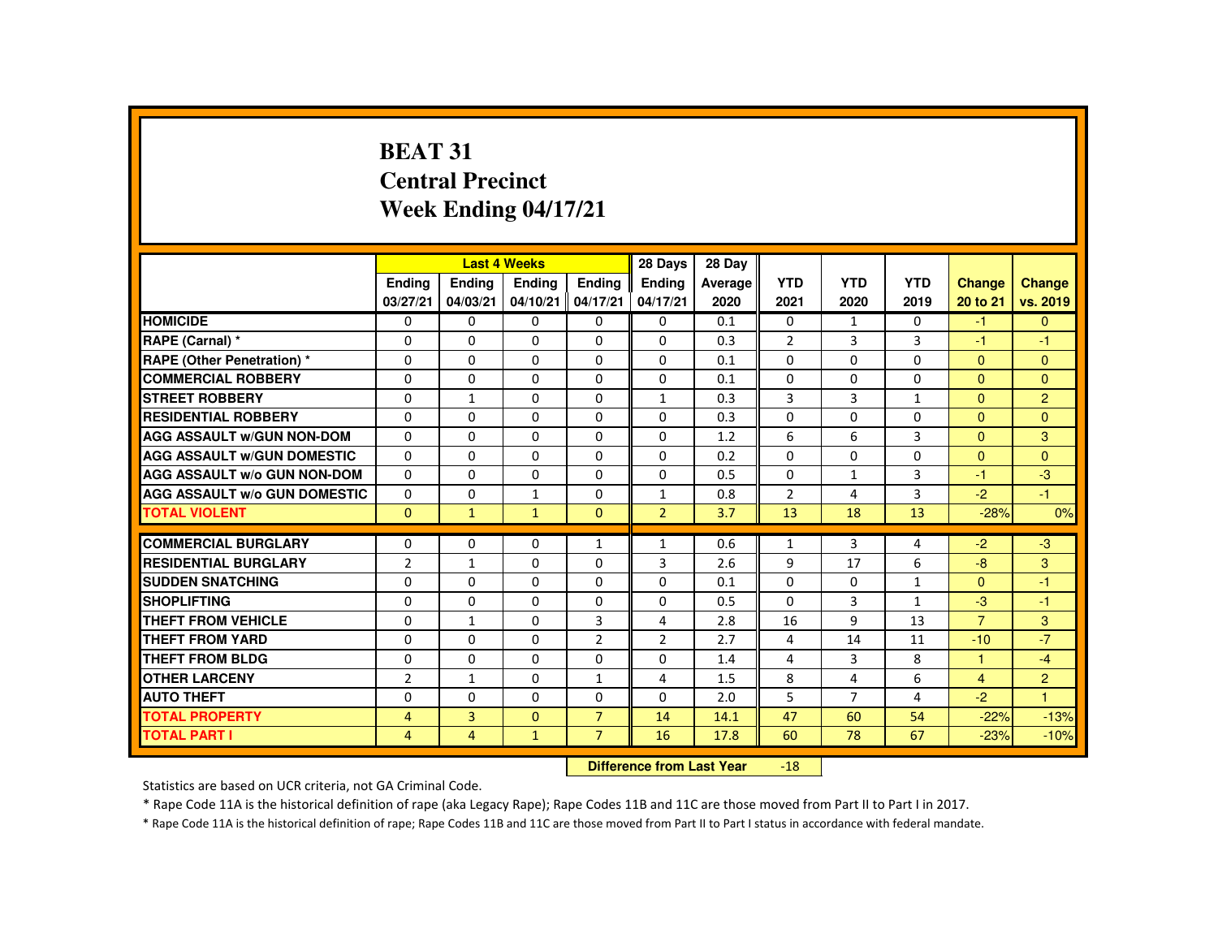# BEAT 31
## Central Precinct
## Week Ending 04/17/21

| | Last 4 Weeks | | | | 28 Days | 28 Day | | | | | |
|---|---|---|---|---|---|---|---|---|---|---|---|
| | Ending 03/27/21 | Ending 04/03/21 | Ending 04/10/21 | Ending 04/17/21 | Ending 04/17/21 | Average 2020 | YTD 2021 | YTD 2020 | YTD 2019 | Change 20 to 21 | Change vs. 2019 |
| HOMICIDE | 0 | 0 | 0 | 0 | 0 | 0.1 | 0 | 1 | 0 | -1 | 0 |
| RAPE (Carnal) * | 0 | 0 | 0 | 0 | 0 | 0.3 | 2 | 3 | 3 | -1 | -1 |
| RAPE (Other Penetration) * | 0 | 0 | 0 | 0 | 0 | 0.1 | 0 | 0 | 0 | 0 | 0 |
| COMMERCIAL ROBBERY | 0 | 0 | 0 | 0 | 0 | 0.1 | 0 | 0 | 0 | 0 | 0 |
| STREET ROBBERY | 0 | 1 | 0 | 0 | 1 | 0.3 | 3 | 3 | 1 | 0 | 2 |
| RESIDENTIAL ROBBERY | 0 | 0 | 0 | 0 | 0 | 0.3 | 0 | 0 | 0 | 0 | 0 |
| AGG ASSAULT w/GUN NON-DOM | 0 | 0 | 0 | 0 | 0 | 1.2 | 6 | 6 | 3 | 0 | 3 |
| AGG ASSAULT w/GUN DOMESTIC | 0 | 0 | 0 | 0 | 0 | 0.2 | 0 | 0 | 0 | 0 | 0 |
| AGG ASSAULT w/o GUN NON-DOM | 0 | 0 | 0 | 0 | 0 | 0.5 | 0 | 1 | 3 | -1 | -3 |
| AGG ASSAULT w/o GUN DOMESTIC | 0 | 0 | 1 | 0 | 1 | 0.8 | 2 | 4 | 3 | -2 | -1 |
| TOTAL VIOLENT | 0 | 1 | 1 | 0 | 2 | 3.7 | 13 | 18 | 13 | -28% | 0% |
| COMMERCIAL BURGLARY | 0 | 0 | 0 | 1 | 1 | 0.6 | 1 | 3 | 4 | -2 | -3 |
| RESIDENTIAL BURGLARY | 2 | 1 | 0 | 0 | 3 | 2.6 | 9 | 17 | 6 | -8 | 3 |
| SUDDEN SNATCHING | 0 | 0 | 0 | 0 | 0 | 0.1 | 0 | 0 | 1 | 0 | -1 |
| SHOPLIFTING | 0 | 0 | 0 | 0 | 0 | 0.5 | 0 | 3 | 1 | -3 | -1 |
| THEFT FROM VEHICLE | 0 | 1 | 0 | 3 | 4 | 2.8 | 16 | 9 | 13 | 7 | 3 |
| THEFT FROM YARD | 0 | 0 | 0 | 2 | 2 | 2.7 | 4 | 14 | 11 | -10 | -7 |
| THEFT FROM BLDG | 0 | 0 | 0 | 0 | 0 | 1.4 | 4 | 3 | 8 | 1 | -4 |
| OTHER LARCENY | 2 | 1 | 0 | 1 | 4 | 1.5 | 8 | 4 | 6 | 4 | 2 |
| AUTO THEFT | 0 | 0 | 0 | 0 | 0 | 2.0 | 5 | 7 | 4 | -2 | 1 |
| TOTAL PROPERTY | 4 | 3 | 0 | 7 | 14 | 14.1 | 47 | 60 | 54 | -22% | -13% |
| TOTAL PART I | 4 | 4 | 1 | 7 | 16 | 17.8 | 60 | 78 | 67 | -23% | -10% |

**Difference from Last Year** -18

Statistics are based on UCR criteria, not GA Criminal Code.

* Rape Code 11A is the historical definition of rape (aka Legacy Rape); Rape Codes 11B and 11C are those moved from Part II to Part I in 2017.

* Rape Code 11A is the historical definition of rape; Rape Codes 11B and 11C are those moved from Part II to Part I status in accordance with federal mandate.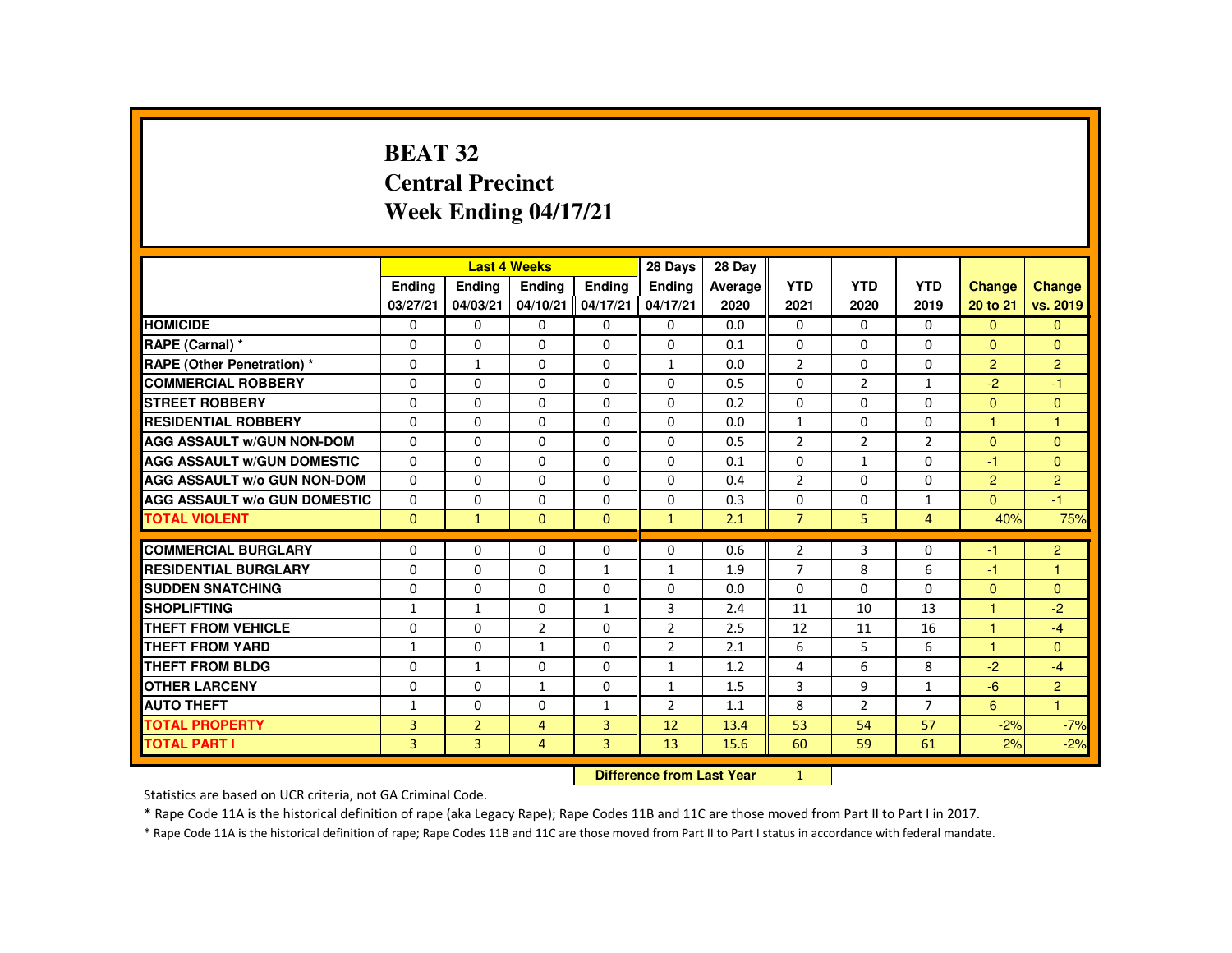# BEAT 32
## Central Precinct
## Week Ending 04/17/21

| | Last 4 Weeks | | | | 28 Days | 28 Day | | | | | |
|---|---|---|---|---|---|---|---|---|---|---|---|
| | Ending 03/27/21 | Ending 04/03/21 | Ending 04/10/21 | Ending 04/17/21 | Ending 04/17/21 | Average 2020 | YTD 2021 | YTD 2020 | YTD 2019 | Change 20 to 21 | Change vs. 2019 |
| HOMICIDE | 0 | 0 | 0 | 0 | 0 | 0.0 | 0 | 0 | 0 | 0 | 0 |
| RAPE (Carnal) * | 0 | 0 | 0 | 0 | 0 | 0.1 | 0 | 0 | 0 | 0 | 0 |
| RAPE (Other Penetration) * | 0 | 1 | 0 | 0 | 1 | 0.0 | 2 | 0 | 0 | 2 | 2 |
| COMMERCIAL ROBBERY | 0 | 0 | 0 | 0 | 0 | 0.5 | 0 | 2 | 1 | -2 | -1 |
| STREET ROBBERY | 0 | 0 | 0 | 0 | 0 | 0.2 | 0 | 0 | 0 | 0 | 0 |
| RESIDENTIAL ROBBERY | 0 | 0 | 0 | 0 | 0 | 0.0 | 1 | 0 | 0 | 1 | 1 |
| AGG ASSAULT w/GUN NON-DOM | 0 | 0 | 0 | 0 | 0 | 0.5 | 2 | 2 | 2 | 0 | 0 |
| AGG ASSAULT w/GUN DOMESTIC | 0 | 0 | 0 | 0 | 0 | 0.1 | 0 | 1 | 0 | -1 | 0 |
| AGG ASSAULT w/o GUN NON-DOM | 0 | 0 | 0 | 0 | 0 | 0.4 | 2 | 0 | 0 | 2 | 2 |
| AGG ASSAULT w/o GUN DOMESTIC | 0 | 0 | 0 | 0 | 0 | 0.3 | 0 | 0 | 1 | 0 | -1 |
| TOTAL VIOLENT | 0 | 1 | 0 | 0 | 1 | 2.1 | 7 | 5 | 4 | 40% | 75% |
| COMMERCIAL BURGLARY | 0 | 0 | 0 | 0 | 0 | 0.6 | 2 | 3 | 0 | -1 | 2 |
| RESIDENTIAL BURGLARY | 0 | 0 | 0 | 1 | 1 | 1.9 | 7 | 8 | 6 | -1 | 1 |
| SUDDEN SNATCHING | 0 | 0 | 0 | 0 | 0 | 0.0 | 0 | 0 | 0 | 0 | 0 |
| SHOPLIFTING | 1 | 1 | 0 | 1 | 3 | 2.4 | 11 | 10 | 13 | 1 | -2 |
| THEFT FROM VEHICLE | 0 | 0 | 2 | 0 | 2 | 2.5 | 12 | 11 | 16 | 1 | -4 |
| THEFT FROM YARD | 1 | 0 | 1 | 0 | 2 | 2.1 | 6 | 5 | 6 | 1 | 0 |
| THEFT FROM BLDG | 0 | 1 | 0 | 0 | 1 | 1.2 | 4 | 6 | 8 | -2 | -4 |
| OTHER LARCENY | 0 | 0 | 1 | 0 | 1 | 1.5 | 3 | 9 | 1 | -6 | 2 |
| AUTO THEFT | 1 | 0 | 0 | 1 | 2 | 1.1 | 8 | 2 | 7 | 6 | 1 |
| TOTAL PROPERTY | 3 | 2 | 4 | 3 | 12 | 13.4 | 53 | 54 | 57 | -2% | -7% |
| TOTAL PART I | 3 | 3 | 4 | 3 | 13 | 15.6 | 60 | 59 | 61 | 2% | -2% |

**Difference from Last Year** 1

Statistics are based on UCR criteria, not GA Criminal Code.

* Rape Code 11A is the historical definition of rape (aka Legacy Rape); Rape Codes 11B and 11C are those moved from Part II to Part I in 2017.

* Rape Code 11A is the historical definition of rape; Rape Codes 11B and 11C are those moved from Part II to Part I status in accordance with federal mandate.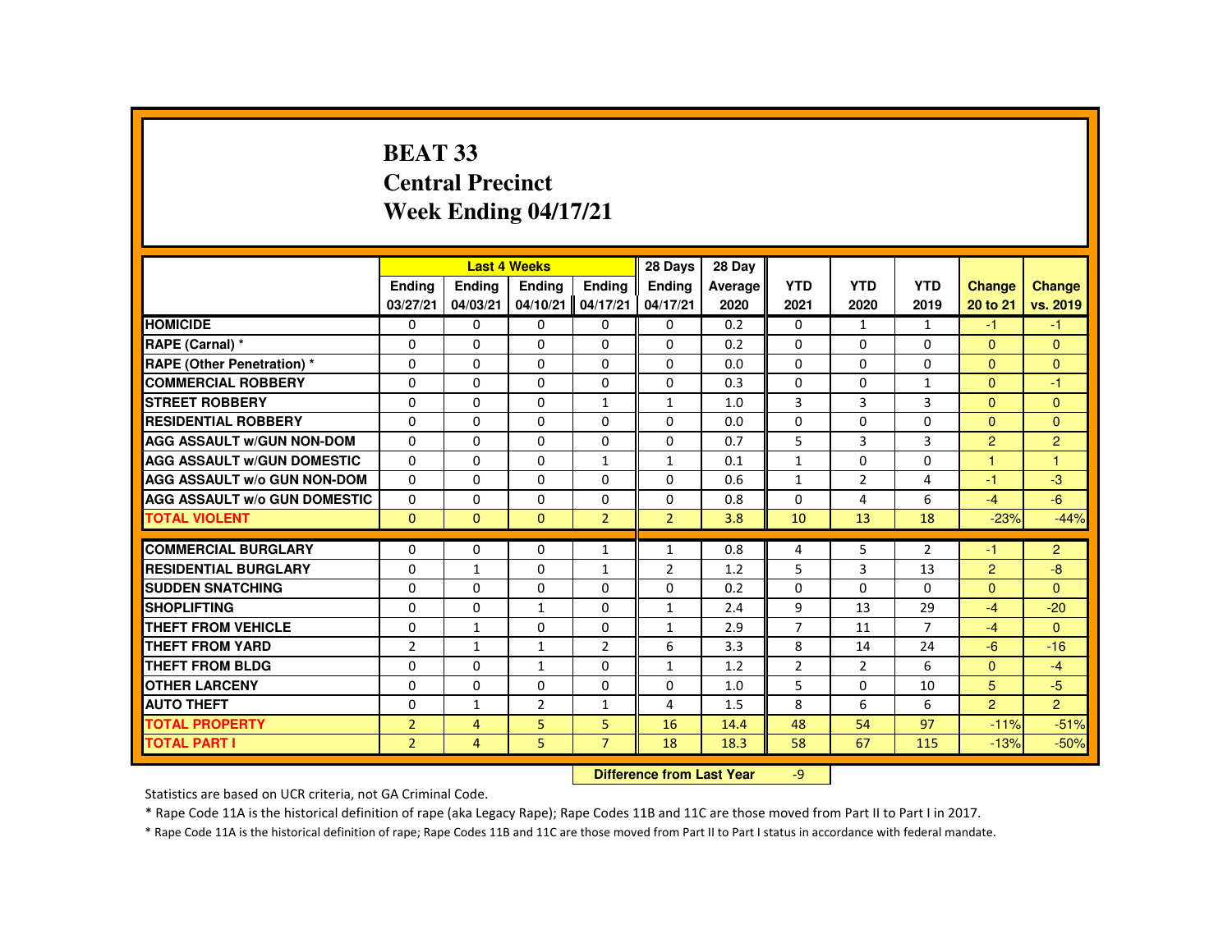# BEAT 33
## Central Precinct
## Week Ending 04/17/21

| | Last 4 Weeks | | | | 28 Days | 28 Day | | | | | |
|---|---|---|---|---|---|---|---|---|---|---|---|
| | Ending 03/27/21 | Ending 04/03/21 | Ending 04/10/21 | Ending 04/17/21 | Ending 04/17/21 | Average 2020 | YTD 2021 | YTD 2020 | YTD 2019 | Change 20 to 21 | Change vs. 2019 |
| HOMICIDE | 0 | 0 | 0 | 0 | 0 | 0.2 | 0 | 1 | 1 | -1 | -1 |
| RAPE (Carnal) * | 0 | 0 | 0 | 0 | 0 | 0.2 | 0 | 0 | 0 | 0 | 0 |
| RAPE (Other Penetration) * | 0 | 0 | 0 | 0 | 0 | 0.0 | 0 | 0 | 0 | 0 | 0 |
| COMMERCIAL ROBBERY | 0 | 0 | 0 | 0 | 0 | 0.3 | 0 | 0 | 1 | 0 | -1 |
| STREET ROBBERY | 0 | 0 | 0 | 1 | 1 | 1.0 | 3 | 3 | 3 | 0 | 0 |
| RESIDENTIAL ROBBERY | 0 | 0 | 0 | 0 | 0 | 0.0 | 0 | 0 | 0 | 0 | 0 |
| AGG ASSAULT w/GUN NON-DOM | 0 | 0 | 0 | 0 | 0 | 0.7 | 5 | 3 | 3 | 2 | 2 |
| AGG ASSAULT w/GUN DOMESTIC | 0 | 0 | 0 | 1 | 1 | 0.1 | 1 | 0 | 0 | 1 | 1 |
| AGG ASSAULT w/o GUN NON-DOM | 0 | 0 | 0 | 0 | 0 | 0.6 | 1 | 2 | 4 | -1 | -3 |
| AGG ASSAULT w/o GUN DOMESTIC | 0 | 0 | 0 | 0 | 0 | 0.8 | 0 | 4 | 6 | -4 | -6 |
| TOTAL VIOLENT | 0 | 0 | 0 | 2 | 2 | 3.8 | 10 | 13 | 18 | -23% | -44% |
| COMMERCIAL BURGLARY | 0 | 0 | 0 | 1 | 1 | 0.8 | 4 | 5 | 2 | -1 | 2 |
| RESIDENTIAL BURGLARY | 0 | 1 | 0 | 1 | 2 | 1.2 | 5 | 3 | 13 | 2 | -8 |
| SUDDEN SNATCHING | 0 | 0 | 0 | 0 | 0 | 0.2 | 0 | 0 | 0 | 0 | 0 |
| SHOPLIFTING | 0 | 0 | 1 | 0 | 1 | 2.4 | 9 | 13 | 29 | -4 | -20 |
| THEFT FROM VEHICLE | 0 | 1 | 0 | 0 | 1 | 2.9 | 7 | 11 | 7 | -4 | 0 |
| THEFT FROM YARD | 2 | 1 | 1 | 2 | 6 | 3.3 | 8 | 14 | 24 | -6 | -16 |
| THEFT FROM BLDG | 0 | 0 | 1 | 0 | 1 | 1.2 | 2 | 2 | 6 | 0 | -4 |
| OTHER LARCENY | 0 | 0 | 0 | 0 | 0 | 1.0 | 5 | 0 | 10 | 5 | -5 |
| AUTO THEFT | 0 | 1 | 2 | 1 | 4 | 1.5 | 8 | 6 | 6 | 2 | 2 |
| TOTAL PROPERTY | 2 | 4 | 5 | 5 | 16 | 14.4 | 48 | 54 | 97 | -11% | -51% |
| TOTAL PART I | 2 | 4 | 5 | 7 | 18 | 18.3 | 58 | 67 | 115 | -13% | -50% |

**Difference from Last Year** -9

Statistics are based on UCR criteria, not GA Criminal Code.

* Rape Code 11A is the historical definition of rape (aka Legacy Rape); Rape Codes 11B and 11C are those moved from Part II to Part I in 2017.

* Rape Code 11A is the historical definition of rape; Rape Codes 11B and 11C are those moved from Part II to Part I status in accordance with federal mandate.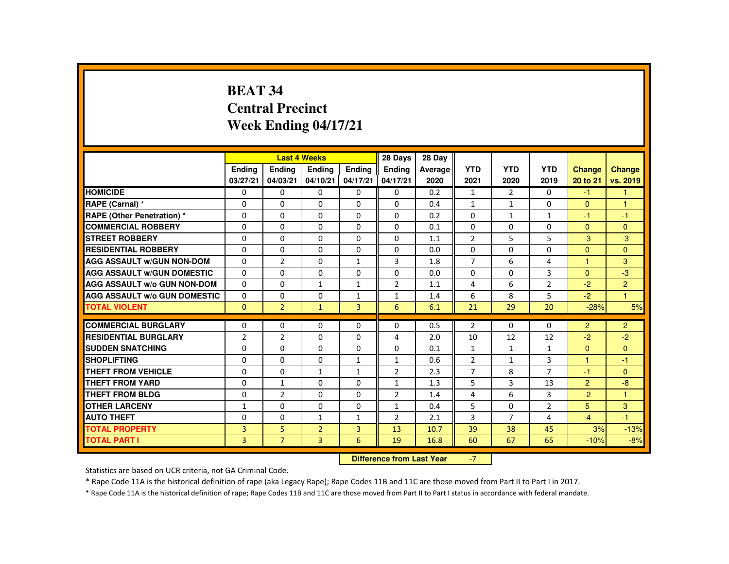# BEAT 34
## Central Precinct
## Week Ending 04/17/21

| | Last 4 Weeks | | | | 28 Days | 28 Day | | | | | |
|---|---|---|---|---|---|---|---|---|---|---|---|
| | Ending 03/27/21 | Ending 04/03/21 | Ending 04/10/21 | Ending 04/17/21 | Ending 04/17/21 | Average 2020 | YTD 2021 | YTD 2020 | YTD 2019 | Change 20 to 21 | Change vs. 2019 |
| HOMICIDE | 0 | 0 | 0 | 0 | 0 | 0.2 | 1 | 2 | 0 | -1 | 1 |
| RAPE (Carnal) * | 0 | 0 | 0 | 0 | 0 | 0.4 | 1 | 1 | 0 | 0 | 1 |
| RAPE (Other Penetration) * | 0 | 0 | 0 | 0 | 0 | 0.2 | 0 | 1 | 1 | -1 | -1 |
| COMMERCIAL ROBBERY | 0 | 0 | 0 | 0 | 0 | 0.1 | 0 | 0 | 0 | 0 | 0 |
| STREET ROBBERY | 0 | 0 | 0 | 0 | 0 | 1.1 | 2 | 5 | 5 | -3 | -3 |
| RESIDENTIAL ROBBERY | 0 | 0 | 0 | 0 | 0 | 0.0 | 0 | 0 | 0 | 0 | 0 |
| AGG ASSAULT w/GUN NON-DOM | 0 | 2 | 0 | 1 | 3 | 1.8 | 7 | 6 | 4 | 1 | 3 |
| AGG ASSAULT w/GUN DOMESTIC | 0 | 0 | 0 | 0 | 0 | 0.0 | 0 | 0 | 3 | 0 | -3 |
| AGG ASSAULT w/o GUN NON-DOM | 0 | 0 | 1 | 1 | 2 | 1.1 | 4 | 6 | 2 | -2 | 2 |
| AGG ASSAULT w/o GUN DOMESTIC | 0 | 0 | 0 | 1 | 1 | 1.4 | 6 | 8 | 5 | -2 | 1 |
| TOTAL VIOLENT | 0 | 2 | 1 | 3 | 6 | 6.1 | 21 | 29 | 20 | -28% | 5% |
| COMMERCIAL BURGLARY | 0 | 0 | 0 | 0 | 0 | 0.5 | 2 | 0 | 0 | 2 | 2 |
| RESIDENTIAL BURGLARY | 2 | 2 | 0 | 0 | 4 | 2.0 | 10 | 12 | 12 | -2 | -2 |
| SUDDEN SNATCHING | 0 | 0 | 0 | 0 | 0 | 0.1 | 1 | 1 | 1 | 0 | 0 |
| SHOPLIFTING | 0 | 0 | 0 | 1 | 1 | 0.6 | 2 | 1 | 3 | 1 | -1 |
| THEFT FROM VEHICLE | 0 | 0 | 1 | 1 | 2 | 2.3 | 7 | 8 | 7 | -1 | 0 |
| THEFT FROM YARD | 0 | 1 | 0 | 0 | 1 | 1.3 | 5 | 3 | 13 | 2 | -8 |
| THEFT FROM BLDG | 0 | 2 | 0 | 0 | 2 | 1.4 | 4 | 6 | 3 | -2 | 1 |
| OTHER LARCENY | 1 | 0 | 0 | 0 | 1 | 0.4 | 5 | 0 | 2 | 5 | 3 |
| AUTO THEFT | 0 | 0 | 1 | 1 | 2 | 2.1 | 3 | 7 | 4 | -4 | -1 |
| TOTAL PROPERTY | 3 | 5 | 2 | 3 | 13 | 10.7 | 39 | 38 | 45 | 3% | -13% |
| TOTAL PART I | 3 | 7 | 3 | 6 | 19 | 16.8 | 60 | 67 | 65 | -10% | -8% |

**Difference from Last Year** -7

Statistics are based on UCR criteria, not GA Criminal Code.

* Rape Code 11A is the historical definition of rape (aka Legacy Rape); Rape Codes 11B and 11C are those moved from Part II to Part I in 2017.

* Rape Code 11A is the historical definition of rape; Rape Codes 11B and 11C are those moved from Part II to Part I status in accordance with federal mandate.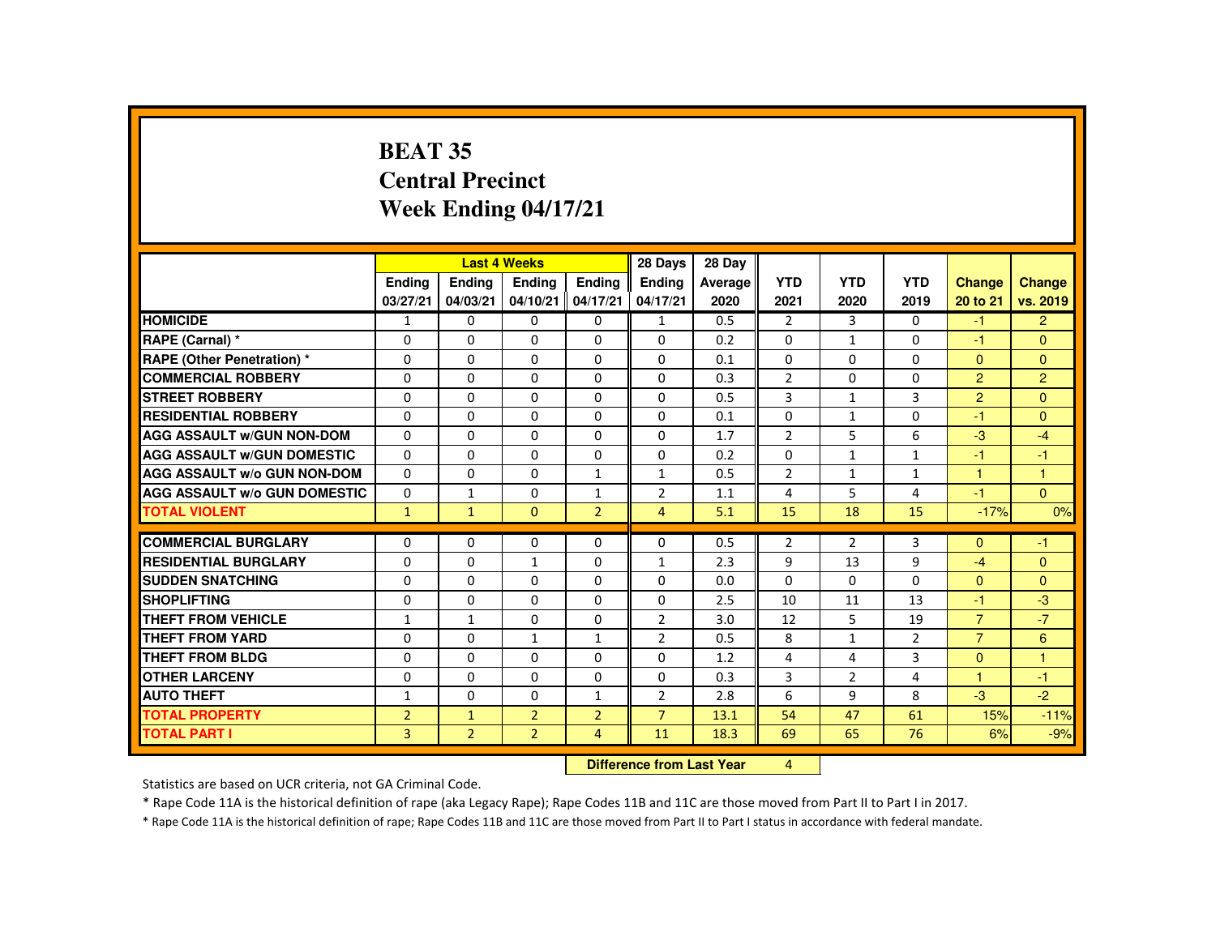# BEAT 35
# Central Precinct
# Week Ending 04/17/21

| | Last 4 Weeks | | | | 28 Days | 28 Day | | | | | |
|---|---|---|---|---|---|---|---|---|---|---|---|
| | Ending 03/27/21 | Ending 04/03/21 | Ending 04/10/21 | Ending 04/17/21 | Ending 04/17/21 | Average 2020 | YTD 2021 | YTD 2020 | YTD 2019 | Change 20 to 21 | Change vs. 2019 |
| HOMICIDE | 1 | 0 | 0 | 0 | 1 | 0.5 | 2 | 3 | 0 | -1 | 2 |
| RAPE (Carnal) * | 0 | 0 | 0 | 0 | 0 | 0.2 | 0 | 1 | 0 | -1 | 0 |
| RAPE (Other Penetration) * | 0 | 0 | 0 | 0 | 0 | 0.1 | 0 | 0 | 0 | 0 | 0 |
| COMMERCIAL ROBBERY | 0 | 0 | 0 | 0 | 0 | 0.3 | 2 | 0 | 0 | 2 | 2 |
| STREET ROBBERY | 0 | 0 | 0 | 0 | 0 | 0.5 | 3 | 1 | 3 | 2 | 0 |
| RESIDENTIAL ROBBERY | 0 | 0 | 0 | 0 | 0 | 0.1 | 0 | 1 | 0 | -1 | 0 |
| AGG ASSAULT w/GUN NON-DOM | 0 | 0 | 0 | 0 | 0 | 1.7 | 2 | 5 | 6 | -3 | -4 |
| AGG ASSAULT w/GUN DOMESTIC | 0 | 0 | 0 | 0 | 0 | 0.2 | 0 | 1 | 1 | -1 | -1 |
| AGG ASSAULT w/o GUN NON-DOM | 0 | 0 | 0 | 1 | 1 | 0.5 | 2 | 1 | 1 | 1 | 1 |
| AGG ASSAULT w/o GUN DOMESTIC | 0 | 1 | 0 | 1 | 2 | 1.1 | 4 | 5 | 4 | -1 | 0 |
| TOTAL VIOLENT | 1 | 1 | 0 | 2 | 4 | 5.1 | 15 | 18 | 15 | -17% | 0% |
| COMMERCIAL BURGLARY | 0 | 0 | 0 | 0 | 0 | 0.5 | 2 | 2 | 3 | 0 | -1 |
| RESIDENTIAL BURGLARY | 0 | 0 | 1 | 0 | 1 | 2.3 | 9 | 13 | 9 | -4 | 0 |
| SUDDEN SNATCHING | 0 | 0 | 0 | 0 | 0 | 0.0 | 0 | 0 | 0 | 0 | 0 |
| SHOPLIFTING | 0 | 0 | 0 | 0 | 0 | 2.5 | 10 | 11 | 13 | -1 | -3 |
| THEFT FROM VEHICLE | 1 | 1 | 0 | 0 | 2 | 3.0 | 12 | 5 | 19 | 7 | -7 |
| THEFT FROM YARD | 0 | 0 | 1 | 1 | 2 | 0.5 | 8 | 1 | 2 | 7 | 6 |
| THEFT FROM BLDG | 0 | 0 | 0 | 0 | 0 | 1.2 | 4 | 4 | 3 | 0 | 1 |
| OTHER LARCENY | 0 | 0 | 0 | 0 | 0 | 0.3 | 3 | 2 | 4 | 1 | -1 |
| AUTO THEFT | 1 | 0 | 0 | 1 | 2 | 2.8 | 6 | 9 | 8 | -3 | -2 |
| TOTAL PROPERTY | 2 | 1 | 2 | 2 | 7 | 13.1 | 54 | 47 | 61 | 15% | -11% |
| TOTAL PART I | 3 | 2 | 2 | 4 | 11 | 18.3 | 69 | 65 | 76 | 6% | -9% |

**Difference from Last Year** 4

Statistics are based on UCR criteria, not GA Criminal Code.

* Rape Code 11A is the historical definition of rape (aka Legacy Rape); Rape Codes 11B and 11C are those moved from Part II to Part I in 2017.

* Rape Code 11A is the historical definition of rape; Rape Codes 11B and 11C are those moved from Part II to Part I status in accordance with federal mandate.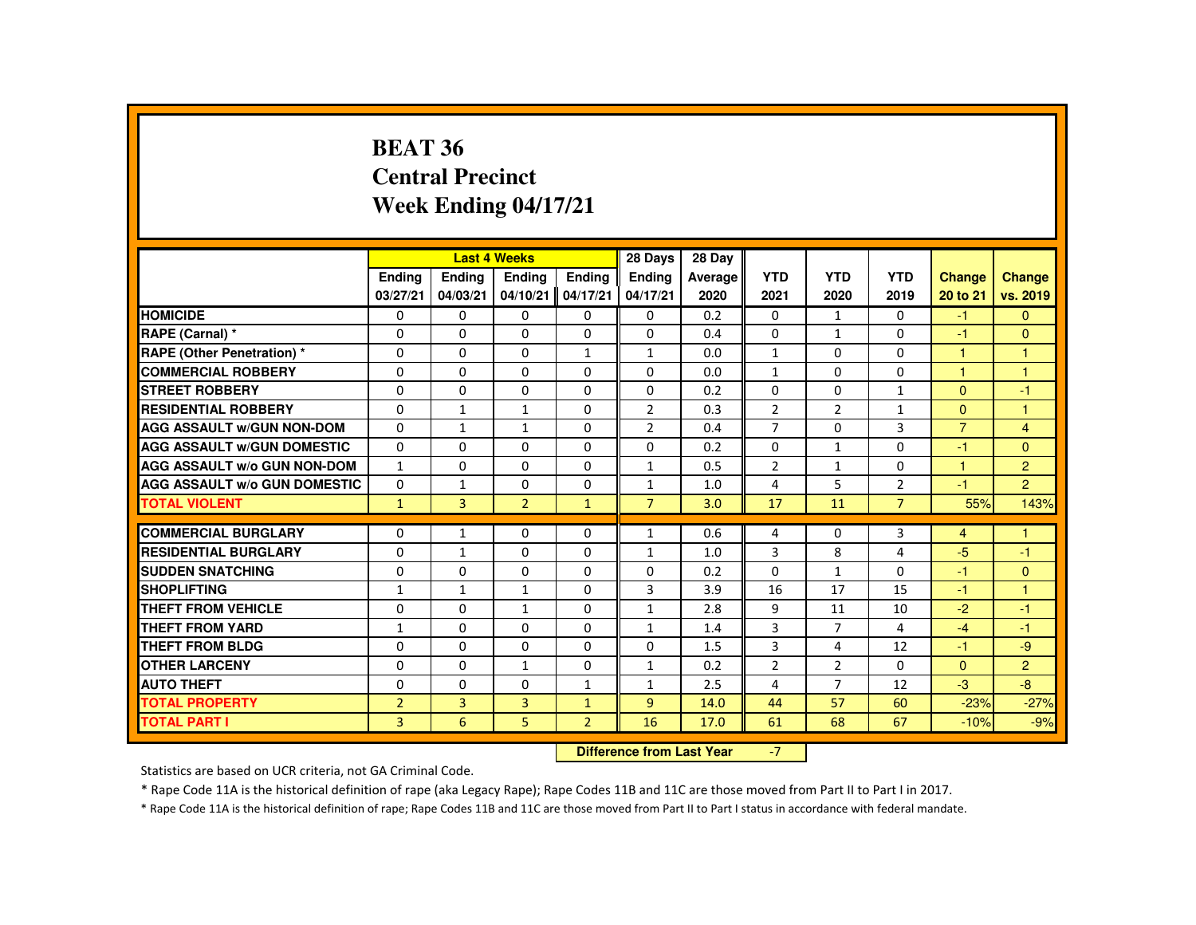# BEAT 36
# Central Precinct
# Week Ending 04/17/21

| | Last 4 Weeks | | | | 28 Days | 28 Day | YTD | YTD | YTD | Change | Change |
|---|---|---|---|---|---|---|---|---|---|---|---|
| | Ending 03/27/21 | Ending 04/03/21 | Ending 04/10/21 | Ending 04/17/21 | Ending 04/17/21 | Average 2020 | 2021 | 2020 | 2019 | 20 to 21 | vs. 2019 |
| HOMICIDE | 0 | 0 | 0 | 0 | 0 | 0.2 | 0 | 1 | 0 | -1 | 0 |
| RAPE (Carnal) * | 0 | 0 | 0 | 0 | 0 | 0.4 | 0 | 1 | 0 | -1 | 0 |
| RAPE (Other Penetration) * | 0 | 0 | 0 | 1 | 1 | 0.0 | 1 | 0 | 0 | 1 | 1 |
| COMMERCIAL ROBBERY | 0 | 0 | 0 | 0 | 0 | 0.0 | 1 | 0 | 0 | 1 | 1 |
| STREET ROBBERY | 0 | 0 | 0 | 0 | 0 | 0.2 | 0 | 0 | 1 | 0 | -1 |
| RESIDENTIAL ROBBERY | 0 | 1 | 1 | 0 | 2 | 0.3 | 2 | 2 | 1 | 0 | 1 |
| AGG ASSAULT w/GUN NON-DOM | 0 | 1 | 1 | 0 | 2 | 0.4 | 7 | 0 | 3 | 7 | 4 |
| AGG ASSAULT w/GUN DOMESTIC | 0 | 0 | 0 | 0 | 0 | 0.2 | 0 | 1 | 0 | -1 | 0 |
| AGG ASSAULT w/o GUN NON-DOM | 1 | 0 | 0 | 0 | 1 | 0.5 | 2 | 1 | 0 | 1 | 2 |
| AGG ASSAULT w/o GUN DOMESTIC | 0 | 1 | 0 | 0 | 1 | 1.0 | 4 | 5 | 2 | -1 | 2 |
| TOTAL VIOLENT | 1 | 3 | 2 | 1 | 7 | 3.0 | 17 | 11 | 7 | 55% | 143% |
| COMMERCIAL BURGLARY | 0 | 1 | 0 | 0 | 1 | 0.6 | 4 | 0 | 3 | 4 | 1 |
| RESIDENTIAL BURGLARY | 0 | 1 | 0 | 0 | 1 | 1.0 | 3 | 8 | 4 | -5 | -1 |
| SUDDEN SNATCHING | 0 | 0 | 0 | 0 | 0 | 0.2 | 0 | 1 | 0 | -1 | 0 |
| SHOPLIFTING | 1 | 1 | 1 | 0 | 3 | 3.9 | 16 | 17 | 15 | -1 | 1 |
| THEFT FROM VEHICLE | 0 | 0 | 1 | 0 | 1 | 2.8 | 9 | 11 | 10 | -2 | -1 |
| THEFT FROM YARD | 1 | 0 | 0 | 0 | 1 | 1.4 | 3 | 7 | 4 | -4 | -1 |
| THEFT FROM BLDG | 0 | 0 | 0 | 0 | 0 | 1.5 | 3 | 4 | 12 | -1 | -9 |
| OTHER LARCENY | 0 | 0 | 1 | 0 | 1 | 0.2 | 2 | 2 | 0 | 0 | 2 |
| AUTO THEFT | 0 | 0 | 0 | 1 | 1 | 2.5 | 4 | 7 | 12 | -3 | -8 |
| TOTAL PROPERTY | 2 | 3 | 3 | 1 | 9 | 14.0 | 44 | 57 | 60 | -23% | -27% |
| TOTAL PART I | 3 | 6 | 5 | 2 | 16 | 17.0 | 61 | 68 | 67 | -10% | -9% |

**Difference from Last Year** -7

Statistics are based on UCR criteria, not GA Criminal Code.

* Rape Code 11A is the historical definition of rape (aka Legacy Rape); Rape Codes 11B and 11C are those moved from Part II to Part I in 2017.

* Rape Code 11A is the historical definition of rape; Rape Codes 11B and 11C are those moved from Part II to Part I status in accordance with federal mandate.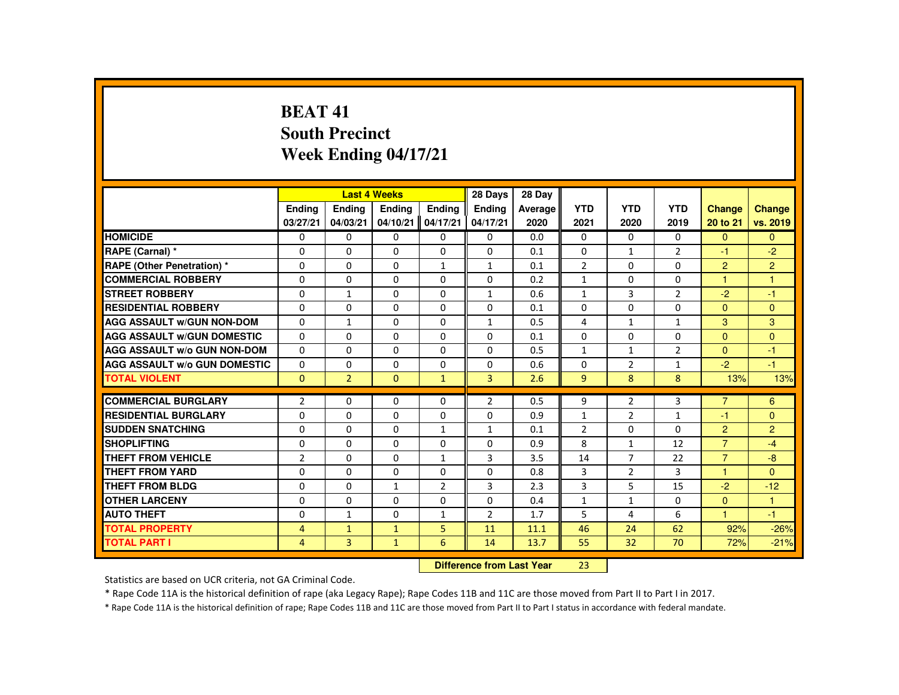# BEAT 41
## South Precinct
## Week Ending 04/17/21

| | Last 4 Weeks | | | | 28 Days | 28 Day | | | | | |
|---|---|---|---|---|---|---|---|---|---|---|---|
| | Ending 03/27/21 | Ending 04/03/21 | Ending 04/10/21 | Ending 04/17/21 | Ending 04/17/21 | Average 2020 | YTD 2021 | YTD 2020 | YTD 2019 | Change 20 to 21 | Change vs. 2019 |
| HOMICIDE | 0 | 0 | 0 | 0 | 0 | 0.0 | 0 | 0 | 0 | 0 | 0 |
| RAPE (Carnal) * | 0 | 0 | 0 | 0 | 0 | 0.1 | 0 | 1 | 2 | -1 | -2 |
| RAPE (Other Penetration) * | 0 | 0 | 0 | 1 | 1 | 0.1 | 2 | 0 | 0 | 2 | 2 |
| COMMERCIAL ROBBERY | 0 | 0 | 0 | 0 | 0 | 0.2 | 1 | 0 | 0 | 1 | 1 |
| STREET ROBBERY | 0 | 1 | 0 | 0 | 1 | 0.6 | 1 | 3 | 2 | -2 | -1 |
| RESIDENTIAL ROBBERY | 0 | 0 | 0 | 0 | 0 | 0.1 | 0 | 0 | 0 | 0 | 0 |
| AGG ASSAULT w/GUN NON-DOM | 0 | 1 | 0 | 0 | 1 | 0.5 | 4 | 1 | 1 | 3 | 3 |
| AGG ASSAULT w/GUN DOMESTIC | 0 | 0 | 0 | 0 | 0 | 0.1 | 0 | 0 | 0 | 0 | 0 |
| AGG ASSAULT w/o GUN NON-DOM | 0 | 0 | 0 | 0 | 0 | 0.5 | 1 | 1 | 2 | 0 | -1 |
| AGG ASSAULT w/o GUN DOMESTIC | 0 | 0 | 0 | 0 | 0 | 0.6 | 0 | 2 | 1 | -2 | -1 |
| TOTAL VIOLENT | 0 | 2 | 0 | 1 | 3 | 2.6 | 9 | 8 | 8 | 13% | 13% |
| COMMERCIAL BURGLARY | 2 | 0 | 0 | 0 | 2 | 0.5 | 9 | 2 | 3 | 7 | 6 |
| RESIDENTIAL BURGLARY | 0 | 0 | 0 | 0 | 0 | 0.9 | 1 | 2 | 1 | -1 | 0 |
| SUDDEN SNATCHING | 0 | 0 | 0 | 1 | 1 | 0.1 | 2 | 0 | 0 | 2 | 2 |
| SHOPLIFTING | 0 | 0 | 0 | 0 | 0 | 0.9 | 8 | 1 | 12 | 7 | -4 |
| THEFT FROM VEHICLE | 2 | 0 | 0 | 1 | 3 | 3.5 | 14 | 7 | 22 | 7 | -8 |
| THEFT FROM YARD | 0 | 0 | 0 | 0 | 0 | 0.8 | 3 | 2 | 3 | 1 | 0 |
| THEFT FROM BLDG | 0 | 0 | 1 | 2 | 3 | 2.3 | 3 | 5 | 15 | -2 | -12 |
| OTHER LARCENY | 0 | 0 | 0 | 0 | 0 | 0.4 | 1 | 1 | 0 | 0 | 1 |
| AUTO THEFT | 0 | 1 | 0 | 1 | 2 | 1.7 | 5 | 4 | 6 | 1 | -1 |
| TOTAL PROPERTY | 4 | 1 | 1 | 5 | 11 | 11.1 | 46 | 24 | 62 | 92% | -26% |
| TOTAL PART I | 4 | 3 | 1 | 6 | 14 | 13.7 | 55 | 32 | 70 | 72% | -21% |

**Difference from Last Year** 23

Statistics are based on UCR criteria, not GA Criminal Code.

* Rape Code 11A is the historical definition of rape (aka Legacy Rape); Rape Codes 11B and 11C are those moved from Part II to Part I in 2017.

* Rape Code 11A is the historical definition of rape; Rape Codes 11B and 11C are those moved from Part II to Part I status in accordance with federal mandate.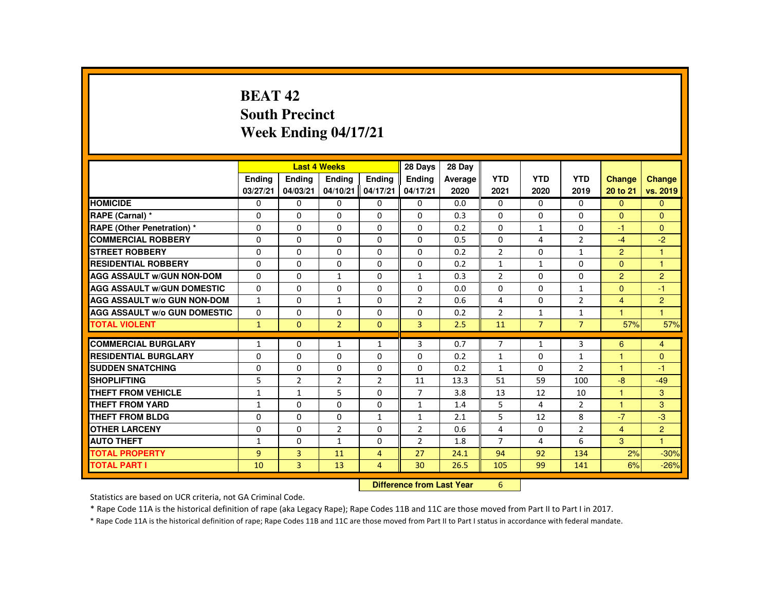# BEAT 42
## South Precinct
## Week Ending 04/17/21

| | Last 4 Weeks | | | | 28 Days | 28 Day | | | | | |
|---|---|---|---|---|---|---|---|---|---|---|---|
| | Ending 03/27/21 | Ending 04/03/21 | Ending 04/10/21 | Ending 04/17/21 | Ending 04/17/21 | Average 2020 | YTD 2021 | YTD 2020 | YTD 2019 | Change 20 to 21 | Change vs. 2019 |
| HOMICIDE | 0 | 0 | 0 | 0 | 0 | 0.0 | 0 | 0 | 0 | 0 | 0 |
| RAPE (Carnal) * | 0 | 0 | 0 | 0 | 0 | 0.3 | 0 | 0 | 0 | 0 | 0 |
| RAPE (Other Penetration) * | 0 | 0 | 0 | 0 | 0 | 0.2 | 0 | 1 | 0 | -1 | 0 |
| COMMERCIAL ROBBERY | 0 | 0 | 0 | 0 | 0 | 0.5 | 0 | 4 | 2 | -4 | -2 |
| STREET ROBBERY | 0 | 0 | 0 | 0 | 0 | 0.2 | 2 | 0 | 1 | 2 | 1 |
| RESIDENTIAL ROBBERY | 0 | 0 | 0 | 0 | 0 | 0.2 | 1 | 1 | 0 | 0 | 1 |
| AGG ASSAULT w/GUN NON-DOM | 0 | 0 | 1 | 0 | 1 | 0.3 | 2 | 0 | 0 | 2 | 2 |
| AGG ASSAULT w/GUN DOMESTIC | 0 | 0 | 0 | 0 | 0 | 0.0 | 0 | 0 | 1 | 0 | -1 |
| AGG ASSAULT w/o GUN NON-DOM | 1 | 0 | 1 | 0 | 2 | 0.6 | 4 | 0 | 2 | 4 | 2 |
| AGG ASSAULT w/o GUN DOMESTIC | 0 | 0 | 0 | 0 | 0 | 0.2 | 2 | 1 | 1 | 1 | 1 |
| TOTAL VIOLENT | 1 | 0 | 2 | 0 | 3 | 2.5 | 11 | 7 | 7 | 57% | 57% |
| COMMERCIAL BURGLARY | 1 | 0 | 1 | 1 | 3 | 0.7 | 7 | 1 | 3 | 6 | 4 |
| RESIDENTIAL BURGLARY | 0 | 0 | 0 | 0 | 0 | 0.2 | 1 | 0 | 1 | 1 | 0 |
| SUDDEN SNATCHING | 0 | 0 | 0 | 0 | 0 | 0.2 | 1 | 0 | 2 | 1 | -1 |
| SHOPLIFTING | 5 | 2 | 2 | 2 | 11 | 13.3 | 51 | 59 | 100 | -8 | -49 |
| THEFT FROM VEHICLE | 1 | 1 | 5 | 0 | 7 | 3.8 | 13 | 12 | 10 | 1 | 3 |
| THEFT FROM YARD | 1 | 0 | 0 | 0 | 1 | 1.4 | 5 | 4 | 2 | 1 | 3 |
| THEFT FROM BLDG | 0 | 0 | 0 | 1 | 1 | 2.1 | 5 | 12 | 8 | -7 | -3 |
| OTHER LARCENY | 0 | 0 | 2 | 0 | 2 | 0.6 | 4 | 0 | 2 | 4 | 2 |
| AUTO THEFT | 1 | 0 | 1 | 0 | 2 | 1.8 | 7 | 4 | 6 | 3 | 1 |
| TOTAL PROPERTY | 9 | 3 | 11 | 4 | 27 | 24.1 | 94 | 92 | 134 | 2% | -30% |
| TOTAL PART I | 10 | 3 | 13 | 4 | 30 | 26.5 | 105 | 99 | 141 | 6% | -26% |

**Difference from Last Year** 6

Statistics are based on UCR criteria, not GA Criminal Code.

* Rape Code 11A is the historical definition of rape (aka Legacy Rape); Rape Codes 11B and 11C are those moved from Part II to Part I in 2017.

* Rape Code 11A is the historical definition of rape; Rape Codes 11B and 11C are those moved from Part II to Part I status in accordance with federal mandate.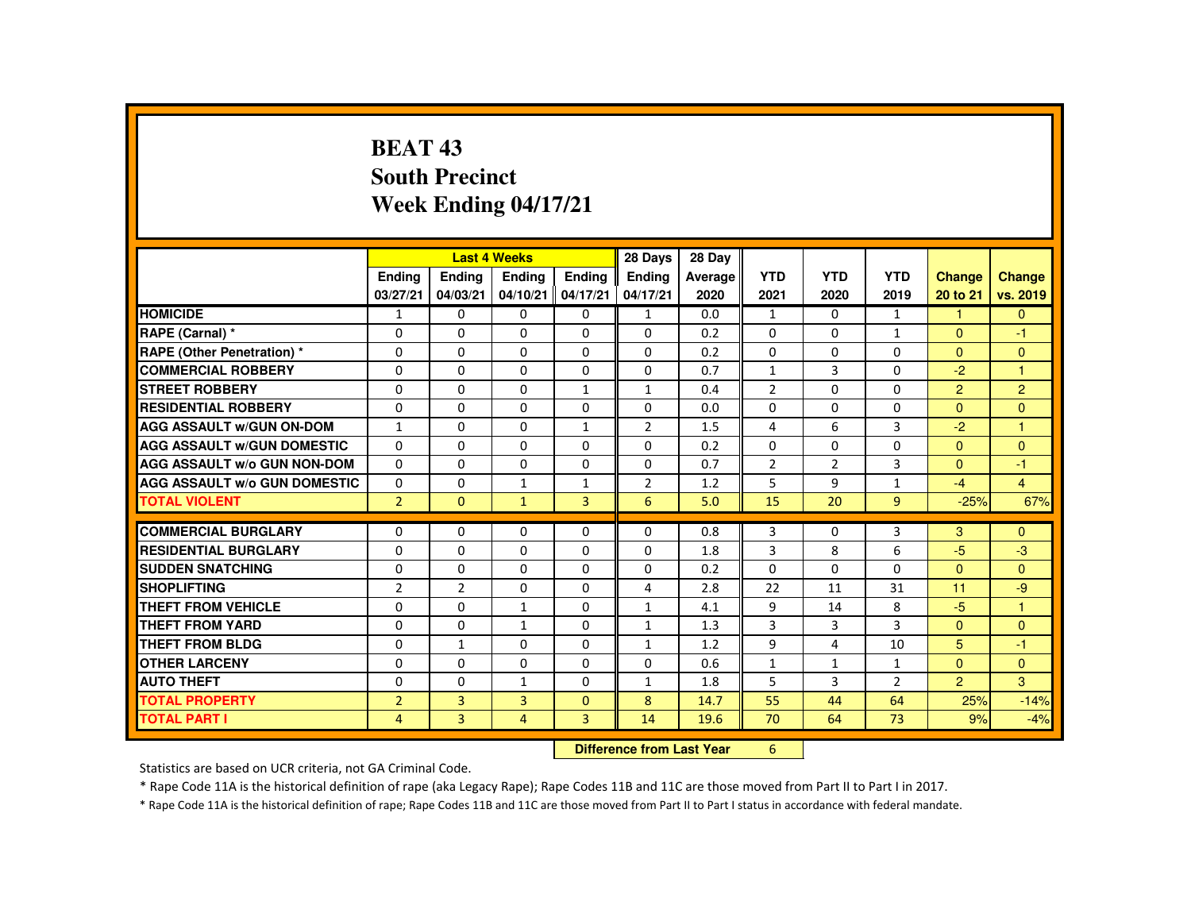# BEAT 43
## South Precinct
## Week Ending 04/17/21

| | Last 4 Weeks | | | | 28 Days | 28 Day | | | | | |
|---|---|---|---|---|---|---|---|---|---|---|---|
| | Ending 03/27/21 | Ending 04/03/21 | Ending 04/10/21 | Ending 04/17/21 | Ending 04/17/21 | Average 2020 | YTD 2021 | YTD 2020 | YTD 2019 | Change 20 to 21 | Change vs. 2019 |
| HOMICIDE | 1 | 0 | 0 | 0 | 1 | 0.0 | 1 | 0 | 1 | 1 | 0 |
| RAPE (Carnal) * | 0 | 0 | 0 | 0 | 0 | 0.2 | 0 | 0 | 1 | 0 | -1 |
| RAPE (Other Penetration) * | 0 | 0 | 0 | 0 | 0 | 0.2 | 0 | 0 | 0 | 0 | 0 |
| COMMERCIAL ROBBERY | 0 | 0 | 0 | 0 | 0 | 0.7 | 1 | 3 | 0 | -2 | 1 |
| STREET ROBBERY | 0 | 0 | 0 | 1 | 1 | 0.4 | 2 | 0 | 0 | 2 | 2 |
| RESIDENTIAL ROBBERY | 0 | 0 | 0 | 0 | 0 | 0.0 | 0 | 0 | 0 | 0 | 0 |
| AGG ASSAULT w/GUN ON-DOM | 1 | 0 | 0 | 1 | 2 | 1.5 | 4 | 6 | 3 | -2 | 1 |
| AGG ASSAULT w/GUN DOMESTIC | 0 | 0 | 0 | 0 | 0 | 0.2 | 0 | 0 | 0 | 0 | 0 |
| AGG ASSAULT w/o GUN NON-DOM | 0 | 0 | 0 | 0 | 0 | 0.7 | 2 | 2 | 3 | 0 | -1 |
| AGG ASSAULT w/o GUN DOMESTIC | 0 | 0 | 1 | 1 | 2 | 1.2 | 5 | 9 | 1 | -4 | 4 |
| TOTAL VIOLENT | 2 | 0 | 1 | 3 | 6 | 5.0 | 15 | 20 | 9 | -25% | 67% |
| COMMERCIAL BURGLARY | 0 | 0 | 0 | 0 | 0 | 0.8 | 3 | 0 | 3 | 3 | 0 |
| RESIDENTIAL BURGLARY | 0 | 0 | 0 | 0 | 0 | 1.8 | 3 | 8 | 6 | -5 | -3 |
| SUDDEN SNATCHING | 0 | 0 | 0 | 0 | 0 | 0.2 | 0 | 0 | 0 | 0 | 0 |
| SHOPLIFTING | 2 | 2 | 0 | 0 | 4 | 2.8 | 22 | 11 | 31 | 11 | -9 |
| THEFT FROM VEHICLE | 0 | 0 | 1 | 0 | 1 | 4.1 | 9 | 14 | 8 | -5 | 1 |
| THEFT FROM YARD | 0 | 0 | 1 | 0 | 1 | 1.3 | 3 | 3 | 3 | 0 | 0 |
| THEFT FROM BLDG | 0 | 1 | 0 | 0 | 1 | 1.2 | 9 | 4 | 10 | 5 | -1 |
| OTHER LARCENY | 0 | 0 | 0 | 0 | 0 | 0.6 | 1 | 1 | 1 | 0 | 0 |
| AUTO THEFT | 0 | 0 | 1 | 0 | 1 | 1.8 | 5 | 3 | 2 | 2 | 3 |
| TOTAL PROPERTY | 2 | 3 | 3 | 0 | 8 | 14.7 | 55 | 44 | 64 | 25% | -14% |
| TOTAL PART I | 4 | 3 | 4 | 3 | 14 | 19.6 | 70 | 64 | 73 | 9% | -4% |

**Difference from Last Year** 6

Statistics are based on UCR criteria, not GA Criminal Code.

* Rape Code 11A is the historical definition of rape (aka Legacy Rape); Rape Codes 11B and 11C are those moved from Part II to Part I in 2017.

* Rape Code 11A is the historical definition of rape; Rape Codes 11B and 11C are those moved from Part II to Part I status in accordance with federal mandate.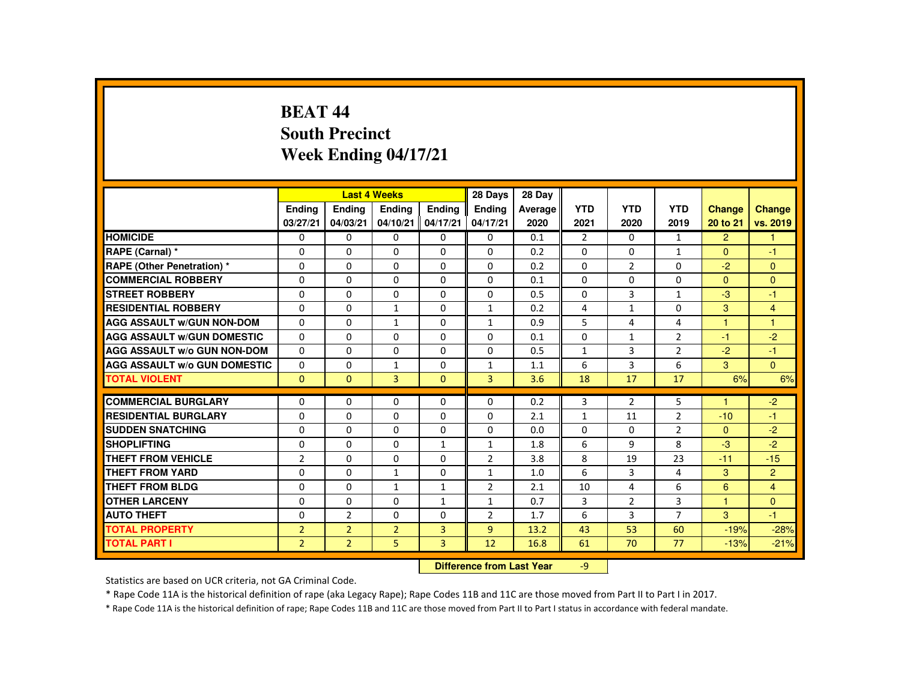# BEAT 44
## South Precinct
## Week Ending 04/17/21

| | Last 4 Weeks | | | | 28 Days | 28 Day | | | | | |
|---|---|---|---|---|---|---|---|---|---|---|---|
| | Ending 03/27/21 | Ending 04/03/21 | Ending 04/10/21 | Ending 04/17/21 | Ending 04/17/21 | Average 2020 | YTD 2021 | YTD 2020 | YTD 2019 | Change 20 to 21 | Change vs. 2019 |
| HOMICIDE | 0 | 0 | 0 | 0 | 0 | 0.1 | 2 | 0 | 1 | 2 | 1 |
| RAPE (Carnal) * | 0 | 0 | 0 | 0 | 0 | 0.2 | 0 | 0 | 1 | 0 | -1 |
| RAPE (Other Penetration) * | 0 | 0 | 0 | 0 | 0 | 0.2 | 0 | 2 | 0 | -2 | 0 |
| COMMERCIAL ROBBERY | 0 | 0 | 0 | 0 | 0 | 0.1 | 0 | 0 | 0 | 0 | 0 |
| STREET ROBBERY | 0 | 0 | 0 | 0 | 0 | 0.5 | 0 | 3 | 1 | -3 | -1 |
| RESIDENTIAL ROBBERY | 0 | 0 | 1 | 0 | 1 | 0.2 | 4 | 1 | 0 | 3 | 4 |
| AGG ASSAULT w/GUN NON-DOM | 0 | 0 | 1 | 0 | 1 | 0.9 | 5 | 4 | 4 | 1 | 1 |
| AGG ASSAULT w/GUN DOMESTIC | 0 | 0 | 0 | 0 | 0 | 0.1 | 0 | 1 | 2 | -1 | -2 |
| AGG ASSAULT w/o GUN NON-DOM | 0 | 0 | 0 | 0 | 0 | 0.5 | 1 | 3 | 2 | -2 | -1 |
| AGG ASSAULT w/o GUN DOMESTIC | 0 | 0 | 1 | 0 | 1 | 1.1 | 6 | 3 | 6 | 3 | 0 |
| TOTAL VIOLENT | 0 | 0 | 3 | 0 | 3 | 3.6 | 18 | 17 | 17 | 6% | 6% |
| COMMERCIAL BURGLARY | 0 | 0 | 0 | 0 | 0 | 0.2 | 3 | 2 | 5 | 1 | -2 |
| RESIDENTIAL BURGLARY | 0 | 0 | 0 | 0 | 0 | 2.1 | 1 | 11 | 2 | -10 | -1 |
| SUDDEN SNATCHING | 0 | 0 | 0 | 0 | 0 | 0.0 | 0 | 0 | 2 | 0 | -2 |
| SHOPLIFTING | 0 | 0 | 0 | 1 | 1 | 1.8 | 6 | 9 | 8 | -3 | -2 |
| THEFT FROM VEHICLE | 2 | 0 | 0 | 0 | 2 | 3.8 | 8 | 19 | 23 | -11 | -15 |
| THEFT FROM YARD | 0 | 0 | 1 | 0 | 1 | 1.0 | 6 | 3 | 4 | 3 | 2 |
| THEFT FROM BLDG | 0 | 0 | 1 | 1 | 2 | 2.1 | 10 | 4 | 6 | 6 | 4 |
| OTHER LARCENY | 0 | 0 | 0 | 1 | 1 | 0.7 | 3 | 2 | 3 | 1 | 0 |
| AUTO THEFT | 0 | 2 | 0 | 0 | 2 | 1.7 | 6 | 3 | 7 | 3 | -1 |
| TOTAL PROPERTY | 2 | 2 | 2 | 3 | 9 | 13.2 | 43 | 53 | 60 | -19% | -28% |
| TOTAL PART I | 2 | 2 | 5 | 3 | 12 | 16.8 | 61 | 70 | 77 | -13% | -21% |

**Difference from Last Year** -9

Statistics are based on UCR criteria, not GA Criminal Code.

* Rape Code 11A is the historical definition of rape (aka Legacy Rape); Rape Codes 11B and 11C are those moved from Part II to Part I in 2017.

* Rape Code 11A is the historical definition of rape; Rape Codes 11B and 11C are those moved from Part II to Part I status in accordance with federal mandate.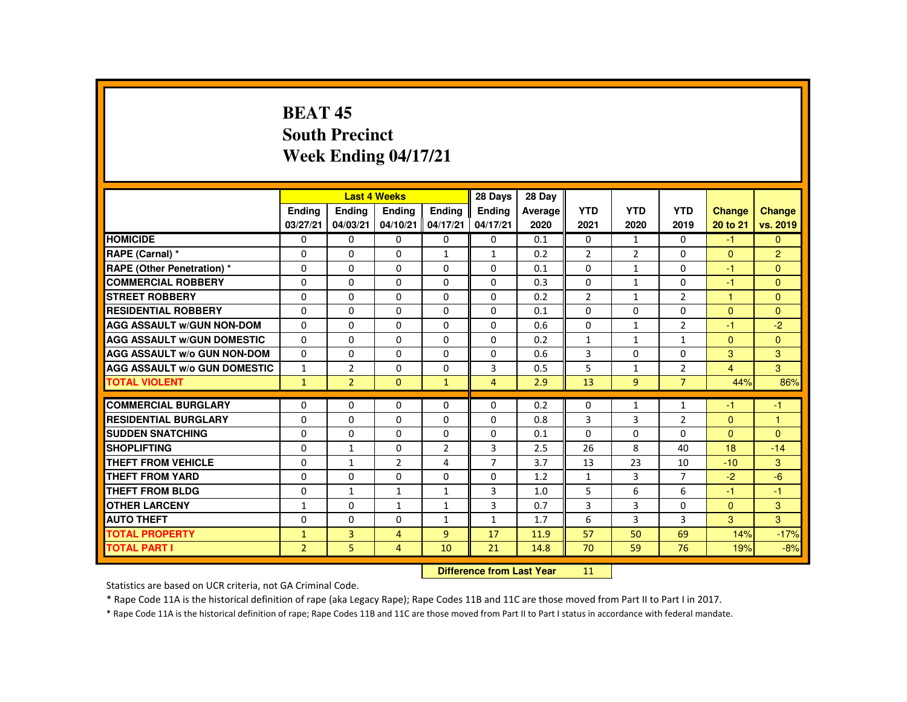# BEAT 45
## South Precinct
## Week Ending 04/17/21

| | Last 4 Weeks | | | | 28 Days | 28 Day | | | | | |
|---|---|---|---|---|---|---|---|---|---|---|---|
| | Ending 03/27/21 | Ending 04/03/21 | Ending 04/10/21 | Ending 04/17/21 | Ending 04/17/21 | Average 2020 | YTD 2021 | YTD 2020 | YTD 2019 | Change 20 to 21 | Change vs. 2019 |
| HOMICIDE | 0 | 0 | 0 | 0 | 0 | 0.1 | 0 | 1 | 0 | -1 | 0 |
| RAPE (Carnal) * | 0 | 0 | 0 | 1 | 1 | 0.2 | 2 | 2 | 0 | 0 | 2 |
| RAPE (Other Penetration) * | 0 | 0 | 0 | 0 | 0 | 0.1 | 0 | 1 | 0 | -1 | 0 |
| COMMERCIAL ROBBERY | 0 | 0 | 0 | 0 | 0 | 0.3 | 0 | 1 | 0 | -1 | 0 |
| STREET ROBBERY | 0 | 0 | 0 | 0 | 0 | 0.2 | 2 | 1 | 2 | 1 | 0 |
| RESIDENTIAL ROBBERY | 0 | 0 | 0 | 0 | 0 | 0.1 | 0 | 0 | 0 | 0 | 0 |
| AGG ASSAULT w/GUN NON-DOM | 0 | 0 | 0 | 0 | 0 | 0.6 | 0 | 1 | 2 | -1 | -2 |
| AGG ASSAULT w/GUN DOMESTIC | 0 | 0 | 0 | 0 | 0 | 0.2 | 1 | 1 | 1 | 0 | 0 |
| AGG ASSAULT w/o GUN NON-DOM | 0 | 0 | 0 | 0 | 0 | 0.6 | 3 | 0 | 0 | 3 | 3 |
| AGG ASSAULT w/o GUN DOMESTIC | 1 | 2 | 0 | 0 | 3 | 0.5 | 5 | 1 | 2 | 4 | 3 |
| TOTAL VIOLENT | 1 | 2 | 0 | 1 | 4 | 2.9 | 13 | 9 | 7 | 44% | 86% |
| COMMERCIAL BURGLARY | 0 | 0 | 0 | 0 | 0 | 0.2 | 0 | 1 | 1 | -1 | -1 |
| RESIDENTIAL BURGLARY | 0 | 0 | 0 | 0 | 0 | 0.8 | 3 | 3 | 2 | 0 | 1 |
| SUDDEN SNATCHING | 0 | 0 | 0 | 0 | 0 | 0.1 | 0 | 0 | 0 | 0 | 0 |
| SHOPLIFTING | 0 | 1 | 0 | 2 | 3 | 2.5 | 26 | 8 | 40 | 18 | -14 |
| THEFT FROM VEHICLE | 0 | 1 | 2 | 4 | 7 | 3.7 | 13 | 23 | 10 | -10 | 3 |
| THEFT FROM YARD | 0 | 0 | 0 | 0 | 0 | 1.2 | 1 | 3 | 7 | -2 | -6 |
| THEFT FROM BLDG | 0 | 1 | 1 | 1 | 3 | 1.0 | 5 | 6 | 6 | -1 | -1 |
| OTHER LARCENY | 1 | 0 | 1 | 1 | 3 | 0.7 | 3 | 3 | 0 | 0 | 3 |
| AUTO THEFT | 0 | 0 | 0 | 1 | 1 | 1.7 | 6 | 3 | 3 | 3 | 3 |
| TOTAL PROPERTY | 1 | 3 | 4 | 9 | 17 | 11.9 | 57 | 50 | 69 | 14% | -17% |
| TOTAL PART I | 2 | 5 | 4 | 10 | 21 | 14.8 | 70 | 59 | 76 | 19% | -8% |

**Difference from Last Year** 11

Statistics are based on UCR criteria, not GA Criminal Code.

* Rape Code 11A is the historical definition of rape (aka Legacy Rape); Rape Codes 11B and 11C are those moved from Part II to Part I in 2017.

* Rape Code 11A is the historical definition of rape; Rape Codes 11B and 11C are those moved from Part II to Part I status in accordance with federal mandate.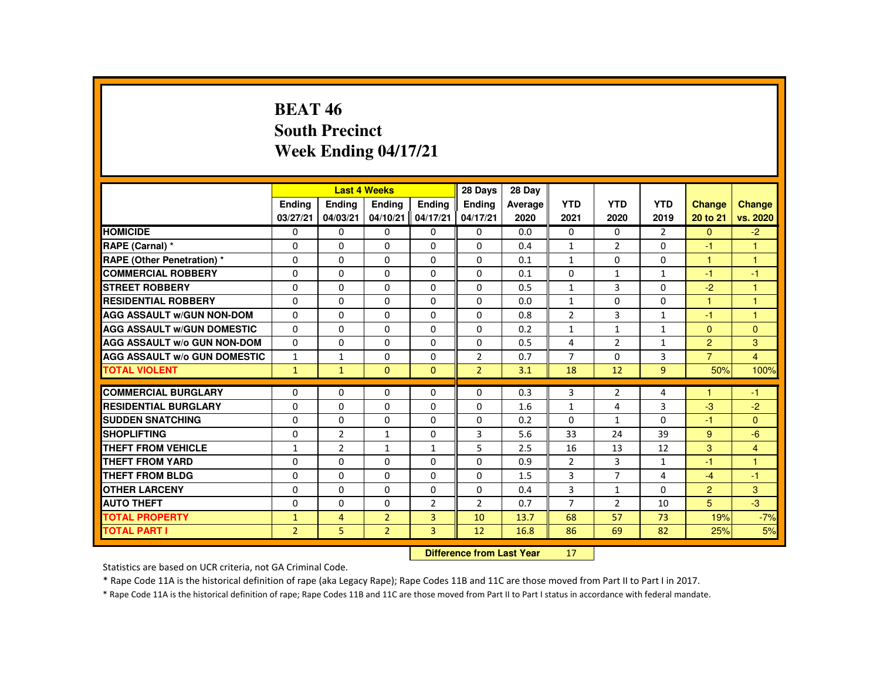# BEAT 46
## South Precinct
## Week Ending 04/17/21

| | Last 4 Weeks | | | | 28 Days | 28 Day | | | | | |
|---|---|---|---|---|---|---|---|---|---|---|---|
| | Ending 03/27/21 | Ending 04/03/21 | Ending 04/10/21 | Ending 04/17/21 | Ending 04/17/21 | Average 2020 | YTD 2021 | YTD 2020 | YTD 2019 | Change 20 to 21 | Change vs. 2020 |
| HOMICIDE | 0 | 0 | 0 | 0 | 0 | 0.0 | 0 | 0 | 2 | 0 | -2 |
| RAPE (Carnal) * | 0 | 0 | 0 | 0 | 0 | 0.4 | 1 | 2 | 0 | -1 | 1 |
| RAPE (Other Penetration) * | 0 | 0 | 0 | 0 | 0 | 0.1 | 1 | 0 | 0 | 1 | 1 |
| COMMERCIAL ROBBERY | 0 | 0 | 0 | 0 | 0 | 0.1 | 0 | 1 | 1 | -1 | -1 |
| STREET ROBBERY | 0 | 0 | 0 | 0 | 0 | 0.5 | 1 | 3 | 0 | -2 | 1 |
| RESIDENTIAL ROBBERY | 0 | 0 | 0 | 0 | 0 | 0.0 | 1 | 0 | 0 | 1 | 1 |
| AGG ASSAULT w/GUN NON-DOM | 0 | 0 | 0 | 0 | 0 | 0.8 | 2 | 3 | 1 | -1 | 1 |
| AGG ASSAULT w/GUN DOMESTIC | 0 | 0 | 0 | 0 | 0 | 0.2 | 1 | 1 | 1 | 0 | 0 |
| AGG ASSAULT w/o GUN NON-DOM | 0 | 0 | 0 | 0 | 0 | 0.5 | 4 | 2 | 1 | 2 | 3 |
| AGG ASSAULT w/o GUN DOMESTIC | 1 | 1 | 0 | 0 | 2 | 0.7 | 7 | 0 | 3 | 7 | 4 |
| TOTAL VIOLENT | 1 | 1 | 0 | 0 | 2 | 3.1 | 18 | 12 | 9 | 50% | 100% |
| COMMERCIAL BURGLARY | 0 | 0 | 0 | 0 | 0 | 0.3 | 3 | 2 | 4 | 1 | -1 |
| RESIDENTIAL BURGLARY | 0 | 0 | 0 | 0 | 0 | 1.6 | 1 | 4 | 3 | -3 | -2 |
| SUDDEN SNATCHING | 0 | 0 | 0 | 0 | 0 | 0.2 | 0 | 1 | 0 | -1 | 0 |
| SHOPLIFTING | 0 | 2 | 1 | 0 | 3 | 5.6 | 33 | 24 | 39 | 9 | -6 |
| THEFT FROM VEHICLE | 1 | 2 | 1 | 1 | 5 | 2.5 | 16 | 13 | 12 | 3 | 4 |
| THEFT FROM YARD | 0 | 0 | 0 | 0 | 0 | 0.9 | 2 | 3 | 1 | -1 | 1 |
| THEFT FROM BLDG | 0 | 0 | 0 | 0 | 0 | 1.5 | 3 | 7 | 4 | -4 | -1 |
| OTHER LARCENY | 0 | 0 | 0 | 0 | 0 | 0.4 | 3 | 1 | 0 | 2 | 3 |
| AUTO THEFT | 0 | 0 | 0 | 2 | 2 | 0.7 | 7 | 2 | 10 | 5 | -3 |
| TOTAL PROPERTY | 1 | 4 | 2 | 3 | 10 | 13.7 | 68 | 57 | 73 | 19% | -7% |
| TOTAL PART I | 2 | 5 | 2 | 3 | 12 | 16.8 | 86 | 69 | 82 | 25% | 5% |

| Difference from Last Year | 17 |
|---|---|

Statistics are based on UCR criteria, not GA Criminal Code.

* Rape Code 11A is the historical definition of rape (aka Legacy Rape); Rape Codes 11B and 11C are those moved from Part II to Part I in 2017.

* Rape Code 11A is the historical definition of rape; Rape Codes 11B and 11C are those moved from Part II to Part I status in accordance with federal mandate.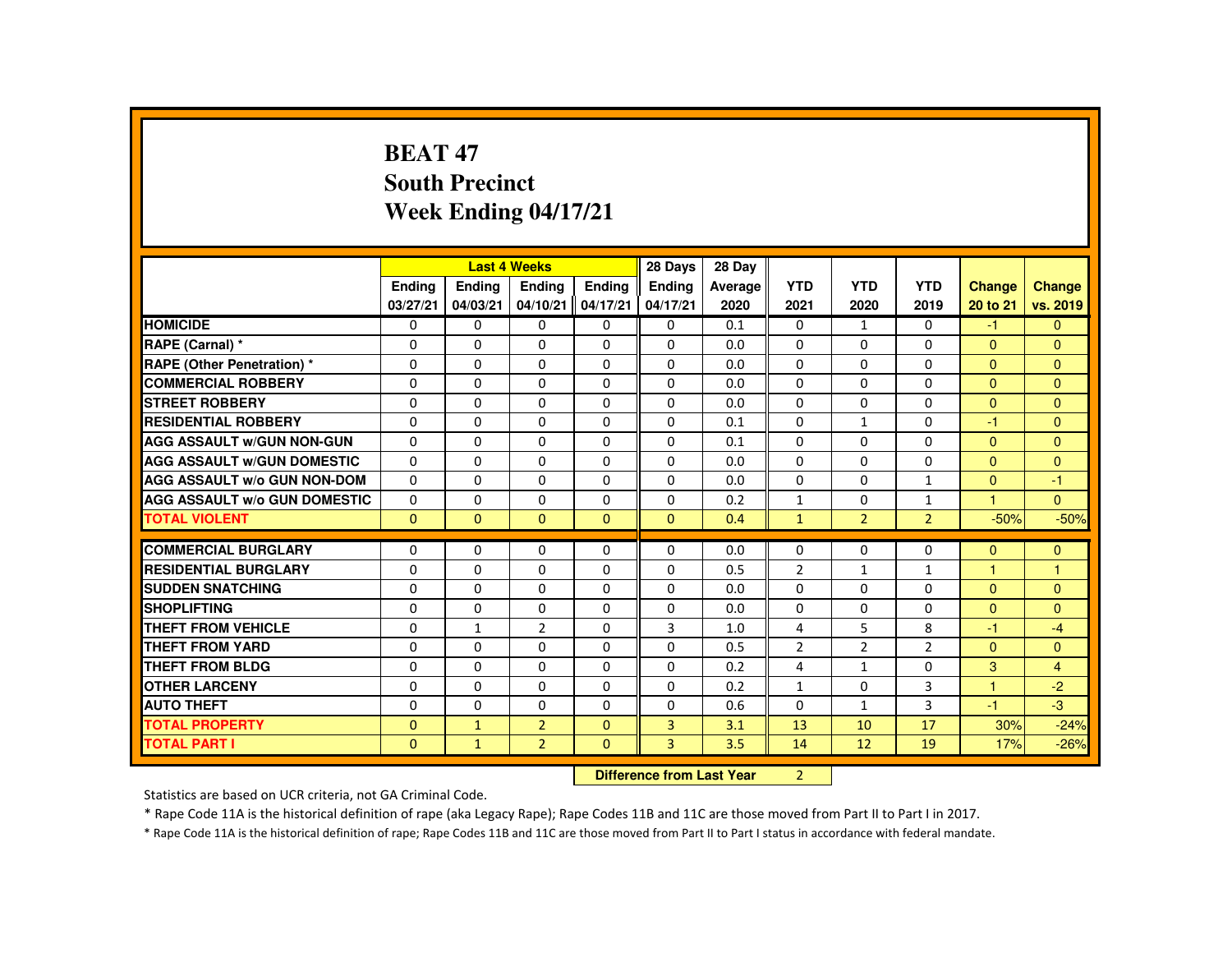# BEAT 47
## South Precinct
## Week Ending 04/17/21

| | Last 4 Weeks | | | | 28 Days | 28 Day | | | | | |
|---|---|---|---|---|---|---|---|---|---|---|---|
| | Ending 03/27/21 | Ending 04/03/21 | Ending 04/10/21 | Ending 04/17/21 | Ending 04/17/21 | Average 2020 | YTD 2021 | YTD 2020 | YTD 2019 | Change 20 to 21 | Change vs. 2019 |
| HOMICIDE | 0 | 0 | 0 | 0 | 0 | 0.1 | 0 | 1 | 0 | -1 | 0 |
| RAPE (Carnal) * | 0 | 0 | 0 | 0 | 0 | 0.0 | 0 | 0 | 0 | 0 | 0 |
| RAPE (Other Penetration) * | 0 | 0 | 0 | 0 | 0 | 0.0 | 0 | 0 | 0 | 0 | 0 |
| COMMERCIAL ROBBERY | 0 | 0 | 0 | 0 | 0 | 0.0 | 0 | 0 | 0 | 0 | 0 |
| STREET ROBBERY | 0 | 0 | 0 | 0 | 0 | 0.0 | 0 | 0 | 0 | 0 | 0 |
| RESIDENTIAL ROBBERY | 0 | 0 | 0 | 0 | 0 | 0.1 | 0 | 1 | 0 | -1 | 0 |
| AGG ASSAULT w/GUN NON-GUN | 0 | 0 | 0 | 0 | 0 | 0.1 | 0 | 0 | 0 | 0 | 0 |
| AGG ASSAULT w/GUN DOMESTIC | 0 | 0 | 0 | 0 | 0 | 0.0 | 0 | 0 | 0 | 0 | 0 |
| AGG ASSAULT w/o GUN NON-DOM | 0 | 0 | 0 | 0 | 0 | 0.0 | 0 | 0 | 1 | 0 | -1 |
| AGG ASSAULT w/o GUN DOMESTIC | 0 | 0 | 0 | 0 | 0 | 0.2 | 1 | 0 | 1 | 1 | 0 |
| TOTAL VIOLENT | 0 | 0 | 0 | 0 | 0 | 0.4 | 1 | 2 | 2 | -50% | -50% |
| COMMERCIAL BURGLARY | 0 | 0 | 0 | 0 | 0 | 0.0 | 0 | 0 | 0 | 0 | 0 |
| RESIDENTIAL BURGLARY | 0 | 0 | 0 | 0 | 0 | 0.5 | 2 | 1 | 1 | 1 | 1 |
| SUDDEN SNATCHING | 0 | 0 | 0 | 0 | 0 | 0.0 | 0 | 0 | 0 | 0 | 0 |
| SHOPLIFTING | 0 | 0 | 0 | 0 | 0 | 0.0 | 0 | 0 | 0 | 0 | 0 |
| THEFT FROM VEHICLE | 0 | 1 | 2 | 0 | 3 | 1.0 | 4 | 5 | 8 | -1 | -4 |
| THEFT FROM YARD | 0 | 0 | 0 | 0 | 0 | 0.5 | 2 | 2 | 2 | 0 | 0 |
| THEFT FROM BLDG | 0 | 0 | 0 | 0 | 0 | 0.2 | 4 | 1 | 0 | 3 | 4 |
| OTHER LARCENY | 0 | 0 | 0 | 0 | 0 | 0.2 | 1 | 0 | 3 | 1 | -2 |
| AUTO THEFT | 0 | 0 | 0 | 0 | 0 | 0.6 | 0 | 1 | 3 | -1 | -3 |
| TOTAL PROPERTY | 0 | 1 | 2 | 0 | 3 | 3.1 | 13 | 10 | 17 | 30% | -24% |
| TOTAL PART I | 0 | 1 | 2 | 0 | 3 | 3.5 | 14 | 12 | 19 | 17% | -26% |

**Difference from Last Year** 2

Statistics are based on UCR criteria, not GA Criminal Code.

* Rape Code 11A is the historical definition of rape (aka Legacy Rape); Rape Codes 11B and 11C are those moved from Part II to Part I in 2017.

* Rape Code 11A is the historical definition of rape; Rape Codes 11B and 11C are those moved from Part II to Part I status in accordance with federal mandate.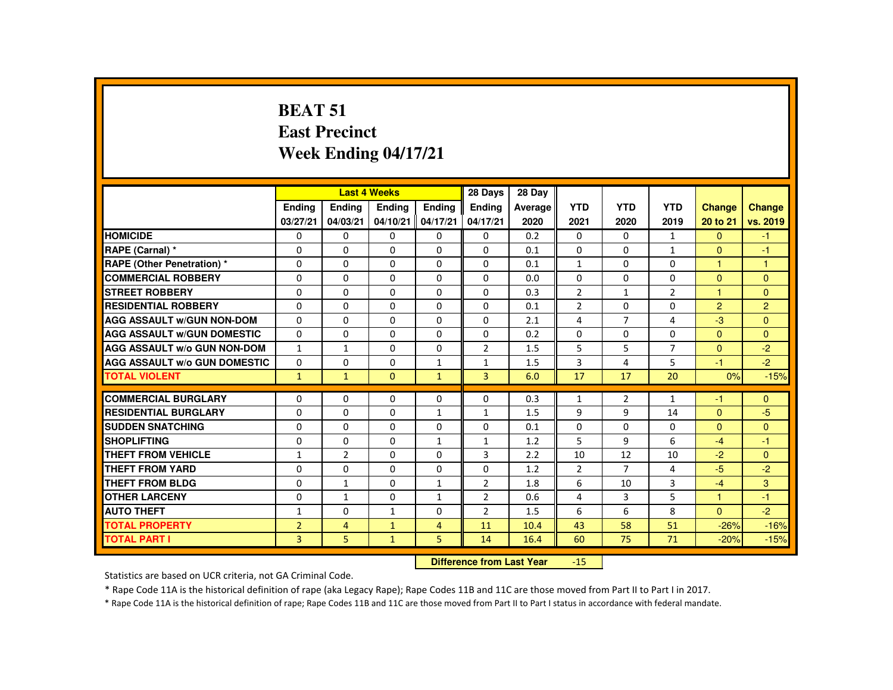# BEAT 51
## East Precinct
## Week Ending 04/17/21

| | Last 4 Weeks | | | | 28 Days | 28 Day | | | | | |
|---|---|---|---|---|---|---|---|---|---|---|---|
| | Ending 03/27/21 | Ending 04/03/21 | Ending 04/10/21 | Ending 04/17/21 | Ending 04/17/21 | Average 2020 | YTD 2021 | YTD 2020 | YTD 2019 | Change 20 to 21 | Change vs. 2019 |
| HOMICIDE | 0 | 0 | 0 | 0 | 0 | 0.2 | 0 | 0 | 1 | 0 | -1 |
| RAPE (Carnal) * | 0 | 0 | 0 | 0 | 0 | 0.1 | 0 | 0 | 1 | 0 | -1 |
| RAPE (Other Penetration) * | 0 | 0 | 0 | 0 | 0 | 0.1 | 1 | 0 | 0 | 1 | 1 |
| COMMERCIAL ROBBERY | 0 | 0 | 0 | 0 | 0 | 0.0 | 0 | 0 | 0 | 0 | 0 |
| STREET ROBBERY | 0 | 0 | 0 | 0 | 0 | 0.3 | 2 | 1 | 2 | 1 | 0 |
| RESIDENTIAL ROBBERY | 0 | 0 | 0 | 0 | 0 | 0.1 | 2 | 0 | 0 | 2 | 2 |
| AGG ASSAULT w/GUN NON-DOM | 0 | 0 | 0 | 0 | 0 | 2.1 | 4 | 7 | 4 | -3 | 0 |
| AGG ASSAULT w/GUN DOMESTIC | 0 | 0 | 0 | 0 | 0 | 0.2 | 0 | 0 | 0 | 0 | 0 |
| AGG ASSAULT w/o GUN NON-DOM | 1 | 1 | 0 | 0 | 2 | 1.5 | 5 | 5 | 7 | 0 | -2 |
| AGG ASSAULT w/o GUN DOMESTIC | 0 | 0 | 0 | 1 | 1 | 1.5 | 3 | 4 | 5 | -1 | -2 |
| TOTAL VIOLENT | 1 | 1 | 0 | 1 | 3 | 6.0 | 17 | 17 | 20 | 0% | -15% |
| COMMERCIAL BURGLARY | 0 | 0 | 0 | 0 | 0 | 0.3 | 1 | 2 | 1 | -1 | 0 |
| RESIDENTIAL BURGLARY | 0 | 0 | 0 | 1 | 1 | 1.5 | 9 | 9 | 14 | 0 | -5 |
| SUDDEN SNATCHING | 0 | 0 | 0 | 0 | 0 | 0.1 | 0 | 0 | 0 | 0 | 0 |
| SHOPLIFTING | 0 | 0 | 0 | 1 | 1 | 1.2 | 5 | 9 | 6 | -4 | -1 |
| THEFT FROM VEHICLE | 1 | 2 | 0 | 0 | 3 | 2.2 | 10 | 12 | 10 | -2 | 0 |
| THEFT FROM YARD | 0 | 0 | 0 | 0 | 0 | 1.2 | 2 | 7 | 4 | -5 | -2 |
| THEFT FROM BLDG | 0 | 1 | 0 | 1 | 2 | 1.8 | 6 | 10 | 3 | -4 | 3 |
| OTHER LARCENY | 0 | 1 | 0 | 1 | 2 | 0.6 | 4 | 3 | 5 | 1 | -1 |
| AUTO THEFT | 1 | 0 | 1 | 0 | 2 | 1.5 | 6 | 6 | 8 | 0 | -2 |
| TOTAL PROPERTY | 2 | 4 | 1 | 4 | 11 | 10.4 | 43 | 58 | 51 | -26% | -16% |
| TOTAL PART I | 3 | 5 | 1 | 5 | 14 | 16.4 | 60 | 75 | 71 | -20% | -15% |

**Difference from Last Year** -15

Statistics are based on UCR criteria, not GA Criminal Code.

* Rape Code 11A is the historical definition of rape (aka Legacy Rape); Rape Codes 11B and 11C are those moved from Part II to Part I in 2017.

* Rape Code 11A is the historical definition of rape; Rape Codes 11B and 11C are those moved from Part II to Part I status in accordance with federal mandate.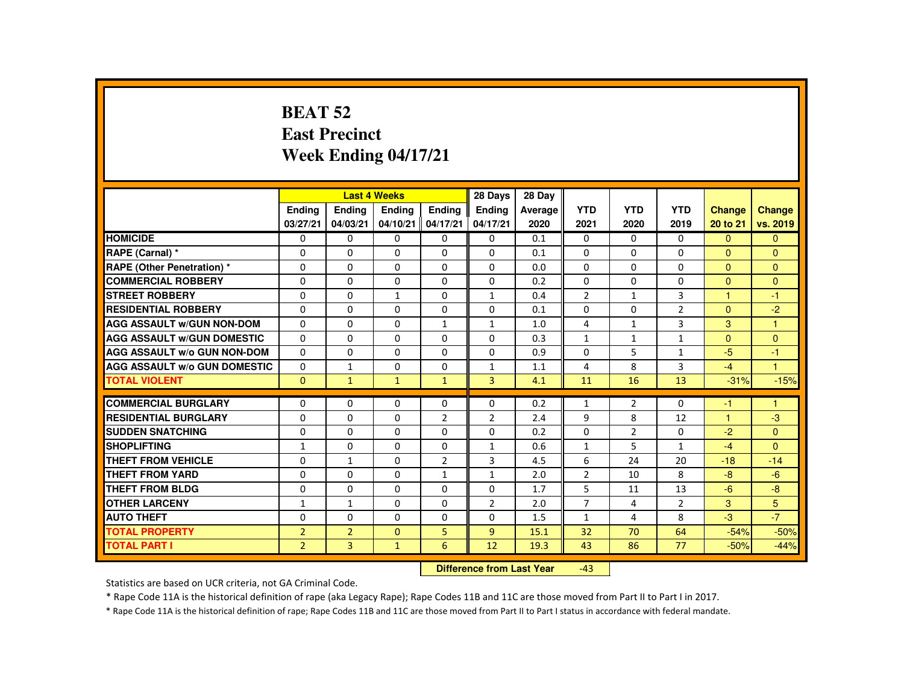# BEAT 52
# East Precinct
# Week Ending 04/17/21

| | Last 4 Weeks | | | | 28 Days | 28 Day | YTD | YTD | YTD | Change | Change |
|---|---|---|---|---|---|---|---|---|---|---|---|
| | Ending 03/27/21 | Ending 04/03/21 | Ending 04/10/21 | Ending 04/17/21 | Ending 04/17/21 | Average 2020 | 2021 | 2020 | 2019 | 20 to 21 | vs. 2019 |
| HOMICIDE | 0 | 0 | 0 | 0 | 0 | 0.1 | 0 | 0 | 0 | 0 | 0 |
| RAPE (Carnal) * | 0 | 0 | 0 | 0 | 0 | 0.1 | 0 | 0 | 0 | 0 | 0 |
| RAPE (Other Penetration) * | 0 | 0 | 0 | 0 | 0 | 0.0 | 0 | 0 | 0 | 0 | 0 |
| COMMERCIAL ROBBERY | 0 | 0 | 0 | 0 | 0 | 0.2 | 0 | 0 | 0 | 0 | 0 |
| STREET ROBBERY | 0 | 0 | 1 | 0 | 1 | 0.4 | 2 | 1 | 3 | 1 | -1 |
| RESIDENTIAL ROBBERY | 0 | 0 | 0 | 0 | 0 | 0.1 | 0 | 0 | 2 | 0 | -2 |
| AGG ASSAULT w/GUN NON-DOM | 0 | 0 | 0 | 1 | 1 | 1.0 | 4 | 1 | 3 | 3 | 1 |
| AGG ASSAULT w/GUN DOMESTIC | 0 | 0 | 0 | 0 | 0 | 0.3 | 1 | 1 | 1 | 0 | 0 |
| AGG ASSAULT w/o GUN NON-DOM | 0 | 0 | 0 | 0 | 0 | 0.9 | 0 | 5 | 1 | -5 | -1 |
| AGG ASSAULT w/o GUN DOMESTIC | 0 | 1 | 0 | 0 | 1 | 1.1 | 4 | 8 | 3 | -4 | 1 |
| TOTAL VIOLENT | 0 | 1 | 1 | 1 | 3 | 4.1 | 11 | 16 | 13 | -31% | -15% |
| COMMERCIAL BURGLARY | 0 | 0 | 0 | 0 | 0 | 0.2 | 1 | 2 | 0 | -1 | 1 |
| RESIDENTIAL BURGLARY | 0 | 0 | 0 | 2 | 2 | 2.4 | 9 | 8 | 12 | 1 | -3 |
| SUDDEN SNATCHING | 0 | 0 | 0 | 0 | 0 | 0.2 | 0 | 2 | 0 | -2 | 0 |
| SHOPLIFTING | 1 | 0 | 0 | 0 | 1 | 0.6 | 1 | 5 | 1 | -4 | 0 |
| THEFT FROM VEHICLE | 0 | 1 | 0 | 2 | 3 | 4.5 | 6 | 24 | 20 | -18 | -14 |
| THEFT FROM YARD | 0 | 0 | 0 | 1 | 1 | 2.0 | 2 | 10 | 8 | -8 | -6 |
| THEFT FROM BLDG | 0 | 0 | 0 | 0 | 0 | 1.7 | 5 | 11 | 13 | -6 | -8 |
| OTHER LARCENY | 1 | 1 | 0 | 0 | 2 | 2.0 | 7 | 4 | 2 | 3 | 5 |
| AUTO THEFT | 0 | 0 | 0 | 0 | 0 | 1.5 | 1 | 4 | 8 | -3 | -7 |
| TOTAL PROPERTY | 2 | 2 | 0 | 5 | 9 | 15.1 | 32 | 70 | 64 | -54% | -50% |
| TOTAL PART I | 2 | 3 | 1 | 6 | 12 | 19.3 | 43 | 86 | 77 | -50% | -44% |

**Difference from Last Year** -43

Statistics are based on UCR criteria, not GA Criminal Code.

* Rape Code 11A is the historical definition of rape (aka Legacy Rape); Rape Codes 11B and 11C are those moved from Part II to Part I in 2017.

* Rape Code 11A is the historical definition of rape; Rape Codes 11B and 11C are those moved from Part II to Part I status in accordance with federal mandate.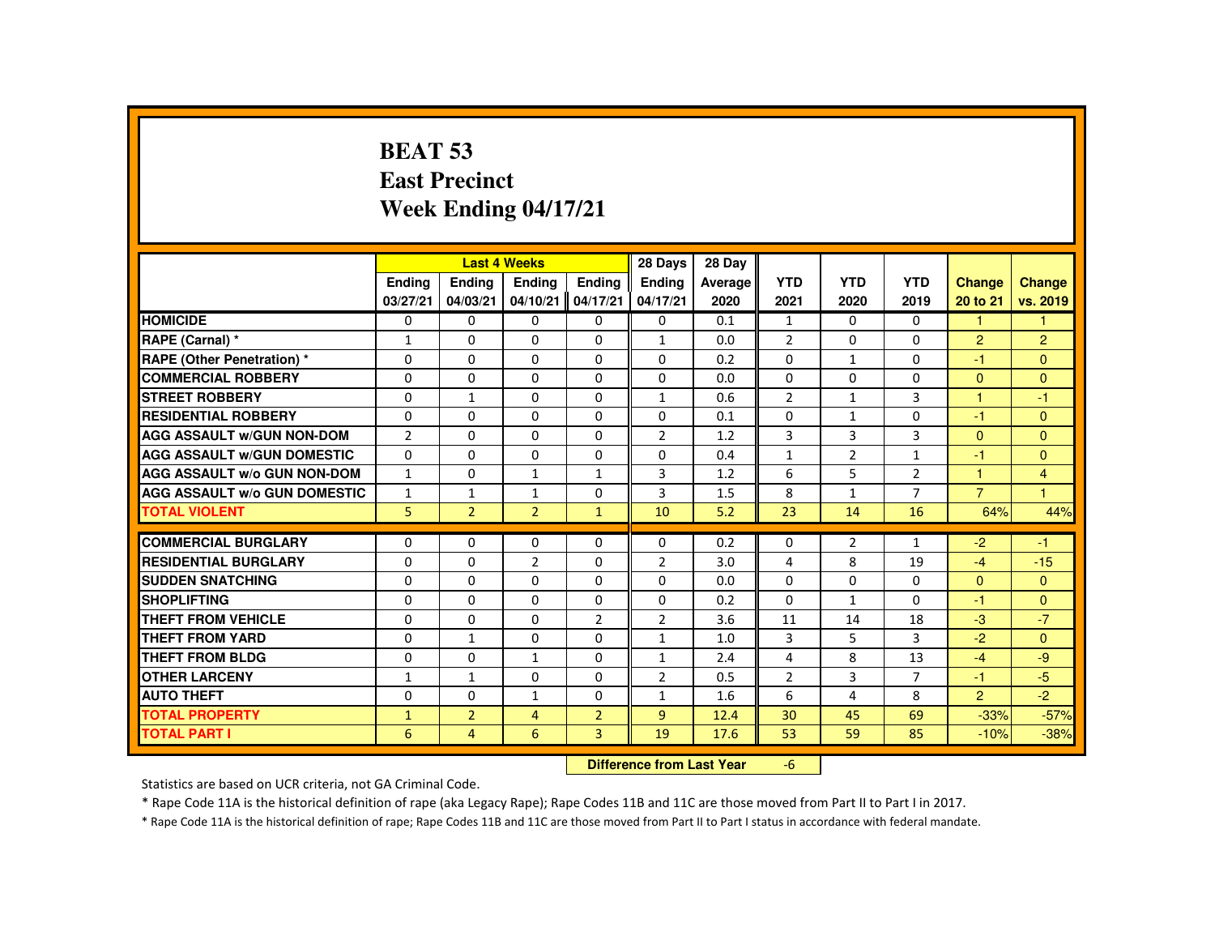# BEAT 53
## East Precinct
## Week Ending 04/17/21

| | Last 4 Weeks | | | | 28 Days | 28 Day | | | | | |
|---|---|---|---|---|---|---|---|---|---|---|---|
| | Ending 03/27/21 | Ending 04/03/21 | Ending 04/10/21 | Ending 04/17/21 | Ending 04/17/21 | Average 2020 | YTD 2021 | YTD 2020 | YTD 2019 | Change 20 to 21 | Change vs. 2019 |
| HOMICIDE | 0 | 0 | 0 | 0 | 0 | 0.1 | 1 | 0 | 0 | 1 | 1 |
| RAPE (Carnal) * | 1 | 0 | 0 | 0 | 1 | 0.0 | 2 | 0 | 0 | 2 | 2 |
| RAPE (Other Penetration) * | 0 | 0 | 0 | 0 | 0 | 0.2 | 0 | 1 | 0 | -1 | 0 |
| COMMERCIAL ROBBERY | 0 | 0 | 0 | 0 | 0 | 0.0 | 0 | 0 | 0 | 0 | 0 |
| STREET ROBBERY | 0 | 1 | 0 | 0 | 1 | 0.6 | 2 | 1 | 3 | 1 | -1 |
| RESIDENTIAL ROBBERY | 0 | 0 | 0 | 0 | 0 | 0.1 | 0 | 1 | 0 | -1 | 0 |
| AGG ASSAULT w/GUN NON-DOM | 2 | 0 | 0 | 0 | 2 | 1.2 | 3 | 3 | 3 | 0 | 0 |
| AGG ASSAULT w/GUN DOMESTIC | 0 | 0 | 0 | 0 | 0 | 0.4 | 1 | 2 | 1 | -1 | 0 |
| AGG ASSAULT w/o GUN NON-DOM | 1 | 0 | 1 | 1 | 3 | 1.2 | 6 | 5 | 2 | 1 | 4 |
| AGG ASSAULT w/o GUN DOMESTIC | 1 | 1 | 1 | 0 | 3 | 1.5 | 8 | 1 | 7 | 7 | 1 |
| TOTAL VIOLENT | 5 | 2 | 2 | 1 | 10 | 5.2 | 23 | 14 | 16 | 64% | 44% |
| COMMERCIAL BURGLARY | 0 | 0 | 0 | 0 | 0 | 0.2 | 0 | 2 | 1 | -2 | -1 |
| RESIDENTIAL BURGLARY | 0 | 0 | 2 | 0 | 2 | 3.0 | 4 | 8 | 19 | -4 | -15 |
| SUDDEN SNATCHING | 0 | 0 | 0 | 0 | 0 | 0.0 | 0 | 0 | 0 | 0 | 0 |
| SHOPLIFTING | 0 | 0 | 0 | 0 | 0 | 0.2 | 0 | 1 | 0 | -1 | 0 |
| THEFT FROM VEHICLE | 0 | 0 | 0 | 2 | 2 | 3.6 | 11 | 14 | 18 | -3 | -7 |
| THEFT FROM YARD | 0 | 1 | 0 | 0 | 1 | 1.0 | 3 | 5 | 3 | -2 | 0 |
| THEFT FROM BLDG | 0 | 0 | 1 | 0 | 1 | 2.4 | 4 | 8 | 13 | -4 | -9 |
| OTHER LARCENY | 1 | 1 | 0 | 0 | 2 | 0.5 | 2 | 3 | 7 | -1 | -5 |
| AUTO THEFT | 0 | 0 | 1 | 0 | 1 | 1.6 | 6 | 4 | 8 | 2 | -2 |
| TOTAL PROPERTY | 1 | 2 | 4 | 2 | 9 | 12.4 | 30 | 45 | 69 | -33% | -57% |
| TOTAL PART I | 6 | 4 | 6 | 3 | 19 | 17.6 | 53 | 59 | 85 | -10% | -38% |

**Difference from Last Year** -6

Statistics are based on UCR criteria, not GA Criminal Code.

* Rape Code 11A is the historical definition of rape (aka Legacy Rape); Rape Codes 11B and 11C are those moved from Part II to Part I in 2017.

* Rape Code 11A is the historical definition of rape; Rape Codes 11B and 11C are those moved from Part II to Part I status in accordance with federal mandate.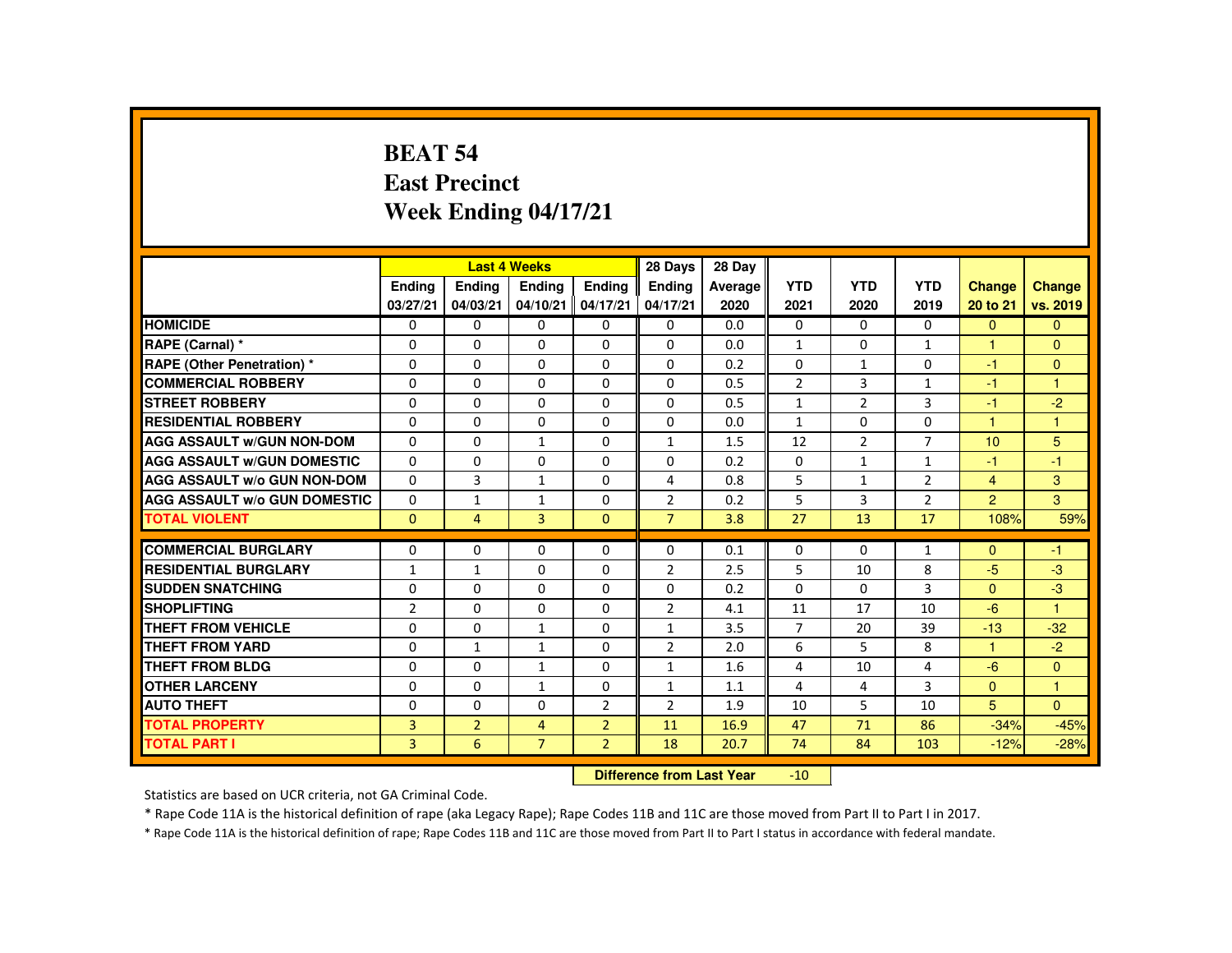# BEAT 54
# East Precinct
# Week Ending 04/17/21

| | Last 4 Weeks | | | | 28 Days | 28 Day | | | | | |
|---|---|---|---|---|---|---|---|---|---|---|---|
| | Ending 03/27/21 | Ending 04/03/21 | Ending 04/10/21 | Ending 04/17/21 | Ending 04/17/21 | Average 2020 | YTD 2021 | YTD 2020 | YTD 2019 | Change 20 to 21 | Change vs. 2019 |
| **HOMICIDE** | 0 | 0 | 0 | 0 | 0 | 0.0 | 0 | 0 | 0 | 0 | 0 |
| **RAPE (Carnal) *** | 0 | 0 | 0 | 0 | 0 | 0.0 | 1 | 0 | 1 | 1 | 0 |
| **RAPE (Other Penetration) *** | 0 | 0 | 0 | 0 | 0 | 0.2 | 0 | 1 | 0 | -1 | 0 |
| **COMMERCIAL ROBBERY** | 0 | 0 | 0 | 0 | 0 | 0.5 | 2 | 3 | 1 | -1 | 1 |
| **STREET ROBBERY** | 0 | 0 | 0 | 0 | 0 | 0.5 | 1 | 2 | 3 | -1 | -2 |
| **RESIDENTIAL ROBBERY** | 0 | 0 | 0 | 0 | 0 | 0.0 | 1 | 0 | 0 | 1 | 1 |
| **AGG ASSAULT w/GUN NON-DOM** | 0 | 0 | 1 | 0 | 1 | 1.5 | 12 | 2 | 7 | 10 | 5 |
| **AGG ASSAULT w/GUN DOMESTIC** | 0 | 0 | 0 | 0 | 0 | 0.2 | 0 | 1 | 1 | -1 | -1 |
| **AGG ASSAULT w/o GUN NON-DOM** | 0 | 3 | 1 | 0 | 4 | 0.8 | 5 | 1 | 2 | 4 | 3 |
| **AGG ASSAULT w/o GUN DOMESTIC** | 0 | 1 | 1 | 0 | 2 | 0.2 | 5 | 3 | 2 | 2 | 3 |
| **TOTAL VIOLENT** | 0 | 4 | 3 | 0 | 7 | 3.8 | 27 | 13 | 17 | 108% | 59% |
| **COMMERCIAL BURGLARY** | 0 | 0 | 0 | 0 | 0 | 0.1 | 0 | 0 | 1 | 0 | -1 |
| **RESIDENTIAL BURGLARY** | 1 | 1 | 0 | 0 | 2 | 2.5 | 5 | 10 | 8 | -5 | -3 |
| **SUDDEN SNATCHING** | 0 | 0 | 0 | 0 | 0 | 0.2 | 0 | 0 | 3 | 0 | -3 |
| **SHOPLIFTING** | 2 | 0 | 0 | 0 | 2 | 4.1 | 11 | 17 | 10 | -6 | 1 |
| **THEFT FROM VEHICLE** | 0 | 0 | 1 | 0 | 1 | 3.5 | 7 | 20 | 39 | -13 | -32 |
| **THEFT FROM YARD** | 0 | 1 | 1 | 0 | 2 | 2.0 | 6 | 5 | 8 | 1 | -2 |
| **THEFT FROM BLDG** | 0 | 0 | 1 | 0 | 1 | 1.6 | 4 | 10 | 4 | -6 | 0 |
| **OTHER LARCENY** | 0 | 0 | 1 | 0 | 1 | 1.1 | 4 | 4 | 3 | 0 | 1 |
| **AUTO THEFT** | 0 | 0 | 0 | 2 | 2 | 1.9 | 10 | 5 | 10 | 5 | 0 |
| **TOTAL PROPERTY** | 3 | 2 | 4 | 2 | 11 | 16.9 | 47 | 71 | 86 | -34% | -45% |
| **TOTAL PART I** | 3 | 6 | 7 | 2 | 18 | 20.7 | 74 | 84 | 103 | -12% | -28% |

**Difference from Last Year** -10

Statistics are based on UCR criteria, not GA Criminal Code.

* Rape Code 11A is the historical definition of rape (aka Legacy Rape); Rape Codes 11B and 11C are those moved from Part II to Part I in 2017.

* Rape Code 11A is the historical definition of rape; Rape Codes 11B and 11C are those moved from Part II to Part I status in accordance with federal mandate.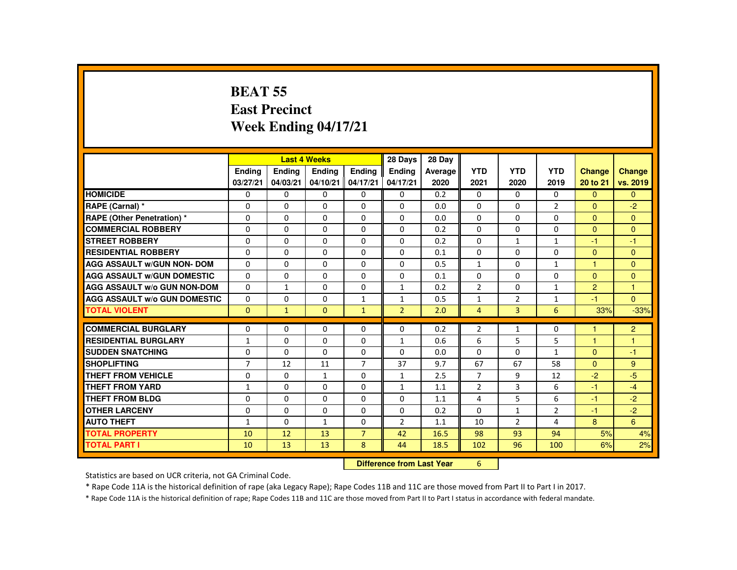# BEAT 55
## East Precinct
## Week Ending 04/17/21

| | Last 4 Weeks | | | | 28 Days | 28 Day | | | | | |
|---|---|---|---|---|---|---|---|---|---|---|---|
| | Ending 03/27/21 | Ending 04/03/21 | Ending 04/10/21 | Ending 04/17/21 | Ending 04/17/21 | Average 2020 | YTD 2021 | YTD 2020 | YTD 2019 | Change 20 to 21 | Change vs. 2019 |
| HOMICIDE | 0 | 0 | 0 | 0 | 0 | 0.2 | 0 | 0 | 0 | 0 | 0 |
| RAPE (Carnal) * | 0 | 0 | 0 | 0 | 0 | 0.0 | 0 | 0 | 2 | 0 | -2 |
| RAPE (Other Penetration) * | 0 | 0 | 0 | 0 | 0 | 0.0 | 0 | 0 | 0 | 0 | 0 |
| COMMERCIAL ROBBERY | 0 | 0 | 0 | 0 | 0 | 0.2 | 0 | 0 | 0 | 0 | 0 |
| STREET ROBBERY | 0 | 0 | 0 | 0 | 0 | 0.2 | 0 | 1 | 1 | -1 | -1 |
| RESIDENTIAL ROBBERY | 0 | 0 | 0 | 0 | 0 | 0.1 | 0 | 0 | 0 | 0 | 0 |
| AGG ASSAULT w/GUN NON- DOM | 0 | 0 | 0 | 0 | 0 | 0.5 | 1 | 0 | 1 | 1 | 0 |
| AGG ASSAULT w/GUN DOMESTIC | 0 | 0 | 0 | 0 | 0 | 0.1 | 0 | 0 | 0 | 0 | 0 |
| AGG ASSAULT w/o GUN NON-DOM | 0 | 1 | 0 | 0 | 1 | 0.2 | 2 | 0 | 1 | 2 | 1 |
| AGG ASSAULT w/o GUN DOMESTIC | 0 | 0 | 0 | 1 | 1 | 0.5 | 1 | 2 | 1 | -1 | 0 |
| TOTAL VIOLENT | 0 | 1 | 0 | 1 | 2 | 2.0 | 4 | 3 | 6 | 33% | -33% |
| COMMERCIAL BURGLARY | 0 | 0 | 0 | 0 | 0 | 0.2 | 2 | 1 | 0 | 1 | 2 |
| RESIDENTIAL BURGLARY | 1 | 0 | 0 | 0 | 1 | 0.6 | 6 | 5 | 5 | 1 | 1 |
| SUDDEN SNATCHING | 0 | 0 | 0 | 0 | 0 | 0.0 | 0 | 0 | 1 | 0 | -1 |
| SHOPLIFTING | 7 | 12 | 11 | 7 | 37 | 9.7 | 67 | 67 | 58 | 0 | 9 |
| THEFT FROM VEHICLE | 0 | 0 | 1 | 0 | 1 | 2.5 | 7 | 9 | 12 | -2 | -5 |
| THEFT FROM YARD | 1 | 0 | 0 | 0 | 1 | 1.1 | 2 | 3 | 6 | -1 | -4 |
| THEFT FROM BLDG | 0 | 0 | 0 | 0 | 0 | 1.1 | 4 | 5 | 6 | -1 | -2 |
| OTHER LARCENY | 0 | 0 | 0 | 0 | 0 | 0.2 | 0 | 1 | 2 | -1 | -2 |
| AUTO THEFT | 1 | 0 | 1 | 0 | 2 | 1.1 | 10 | 2 | 4 | 8 | 6 |
| TOTAL PROPERTY | 10 | 12 | 13 | 7 | 42 | 16.5 | 98 | 93 | 94 | 5% | 4% |
| TOTAL PART I | 10 | 13 | 13 | 8 | 44 | 18.5 | 102 | 96 | 100 | 6% | 2% |

**Difference from Last Year** 6

Statistics are based on UCR criteria, not GA Criminal Code.

* Rape Code 11A is the historical definition of rape (aka Legacy Rape); Rape Codes 11B and 11C are those moved from Part II to Part I in 2017.

* Rape Code 11A is the historical definition of rape; Rape Codes 11B and 11C are those moved from Part II to Part I status in accordance with federal mandate.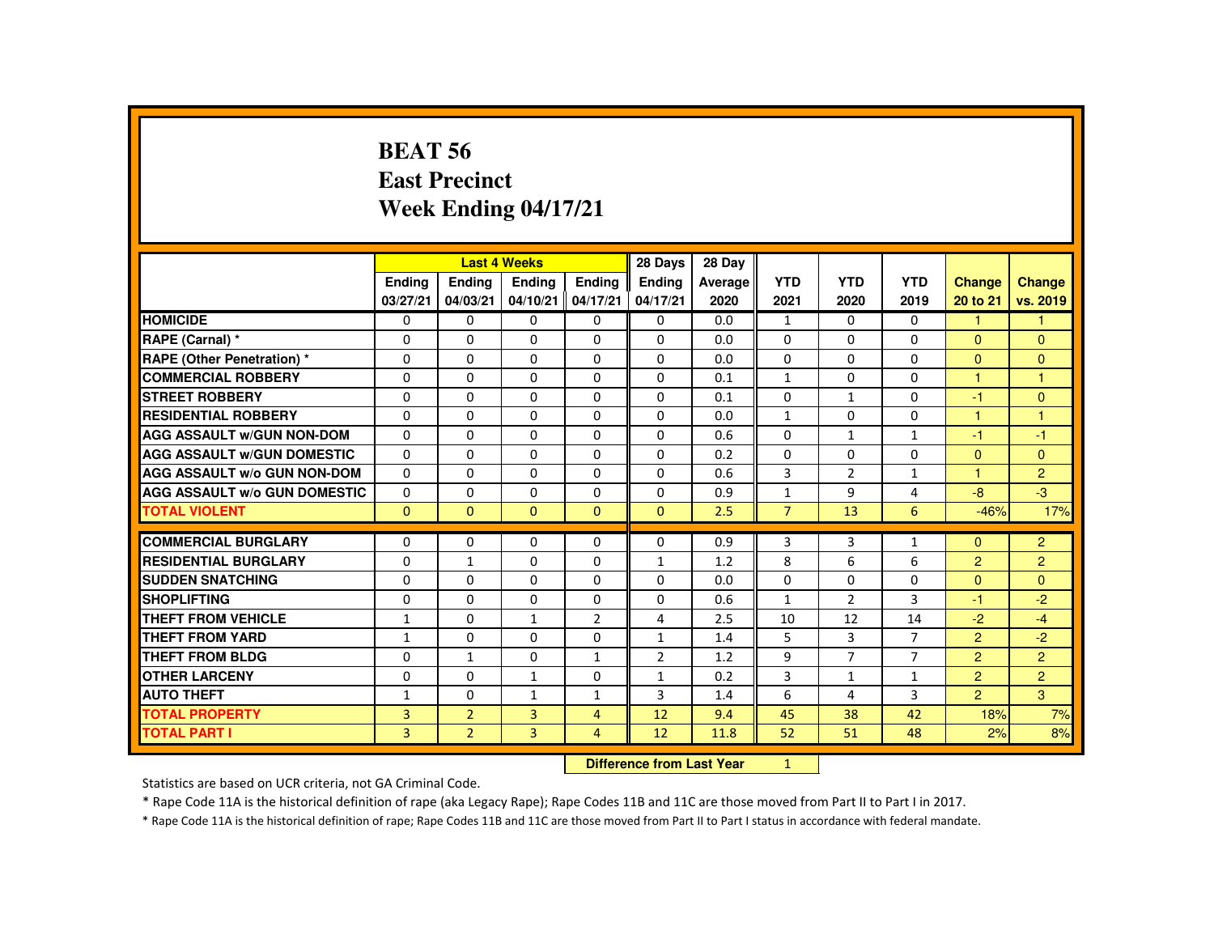# BEAT 56
# East Precinct
# Week Ending 04/17/21

| | Last 4 Weeks | | | | 28 Days | 28 Day | | | | | |
|---|---|---|---|---|---|---|---|---|---|---|---|
| | Ending 03/27/21 | Ending 04/03/21 | Ending 04/10/21 | Ending 04/17/21 | Ending 04/17/21 | Average 2020 | YTD 2021 | YTD 2020 | YTD 2019 | Change 20 to 21 | Change vs. 2019 |
| HOMICIDE | 0 | 0 | 0 | 0 | 0 | 0.0 | 1 | 0 | 0 | 1 | 1 |
| RAPE (Carnal) * | 0 | 0 | 0 | 0 | 0 | 0.0 | 0 | 0 | 0 | 0 | 0 |
| RAPE (Other Penetration) * | 0 | 0 | 0 | 0 | 0 | 0.0 | 0 | 0 | 0 | 0 | 0 |
| COMMERCIAL ROBBERY | 0 | 0 | 0 | 0 | 0 | 0.1 | 1 | 0 | 0 | 1 | 1 |
| STREET ROBBERY | 0 | 0 | 0 | 0 | 0 | 0.1 | 0 | 1 | 0 | -1 | 0 |
| RESIDENTIAL ROBBERY | 0 | 0 | 0 | 0 | 0 | 0.0 | 1 | 0 | 0 | 1 | 1 |
| AGG ASSAULT w/GUN NON-DOM | 0 | 0 | 0 | 0 | 0 | 0.6 | 0 | 1 | 1 | -1 | -1 |
| AGG ASSAULT w/GUN DOMESTIC | 0 | 0 | 0 | 0 | 0 | 0.2 | 0 | 0 | 0 | 0 | 0 |
| AGG ASSAULT w/o GUN NON-DOM | 0 | 0 | 0 | 0 | 0 | 0.6 | 3 | 2 | 1 | 1 | 2 |
| AGG ASSAULT w/o GUN DOMESTIC | 0 | 0 | 0 | 0 | 0 | 0.9 | 1 | 9 | 4 | -8 | -3 |
| TOTAL VIOLENT | 0 | 0 | 0 | 0 | 0 | 2.5 | 7 | 13 | 6 | -46% | 17% |
| COMMERCIAL BURGLARY | 0 | 0 | 0 | 0 | 0 | 0.9 | 3 | 3 | 1 | 0 | 2 |
| RESIDENTIAL BURGLARY | 0 | 1 | 0 | 0 | 1 | 1.2 | 8 | 6 | 6 | 2 | 2 |
| SUDDEN SNATCHING | 0 | 0 | 0 | 0 | 0 | 0.0 | 0 | 0 | 0 | 0 | 0 |
| SHOPLIFTING | 0 | 0 | 0 | 0 | 0 | 0.6 | 1 | 2 | 3 | -1 | -2 |
| THEFT FROM VEHICLE | 1 | 0 | 1 | 2 | 4 | 2.5 | 10 | 12 | 14 | -2 | -4 |
| THEFT FROM YARD | 1 | 0 | 0 | 0 | 1 | 1.4 | 5 | 3 | 7 | 2 | -2 |
| THEFT FROM BLDG | 0 | 1 | 0 | 1 | 2 | 1.2 | 9 | 7 | 7 | 2 | 2 |
| OTHER LARCENY | 0 | 0 | 1 | 0 | 1 | 0.2 | 3 | 1 | 1 | 2 | 2 |
| AUTO THEFT | 1 | 0 | 1 | 1 | 3 | 1.4 | 6 | 4 | 3 | 2 | 3 |
| TOTAL PROPERTY | 3 | 2 | 3 | 4 | 12 | 9.4 | 45 | 38 | 42 | 18% | 7% |
| TOTAL PART I | 3 | 2 | 3 | 4 | 12 | 11.8 | 52 | 51 | 48 | 2% | 8% |

**Difference from Last Year** 1

Statistics are based on UCR criteria, not GA Criminal Code.

* Rape Code 11A is the historical definition of rape (aka Legacy Rape); Rape Codes 11B and 11C are those moved from Part II to Part I in 2017.

* Rape Code 11A is the historical definition of rape; Rape Codes 11B and 11C are those moved from Part II to Part I status in accordance with federal mandate.